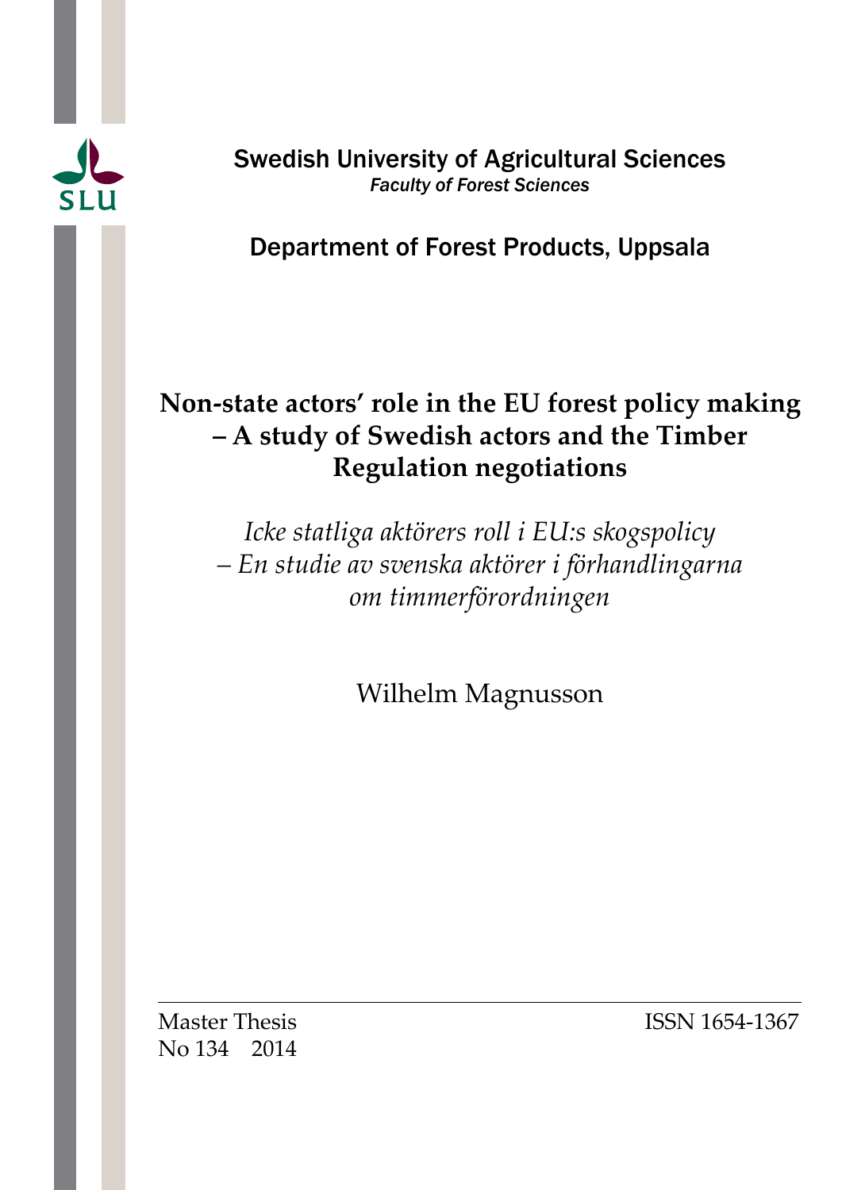SLU

Swedish University of Agricultural Sciences
*Faculty of Forest Sciences*

Department of Forest Products, Uppsala

# Non-state actors' role in the EU forest policy making – A study of Swedish actors and the Timber Regulation negotiations

*Icke statliga aktörers roll i EU:s skogspolicy – En studie av svenska aktörer i förhandlingarna om timmerförordningen*

Wilhelm Magnusson

---

Master Thesis
No 134 2014

ISSN 1654-1367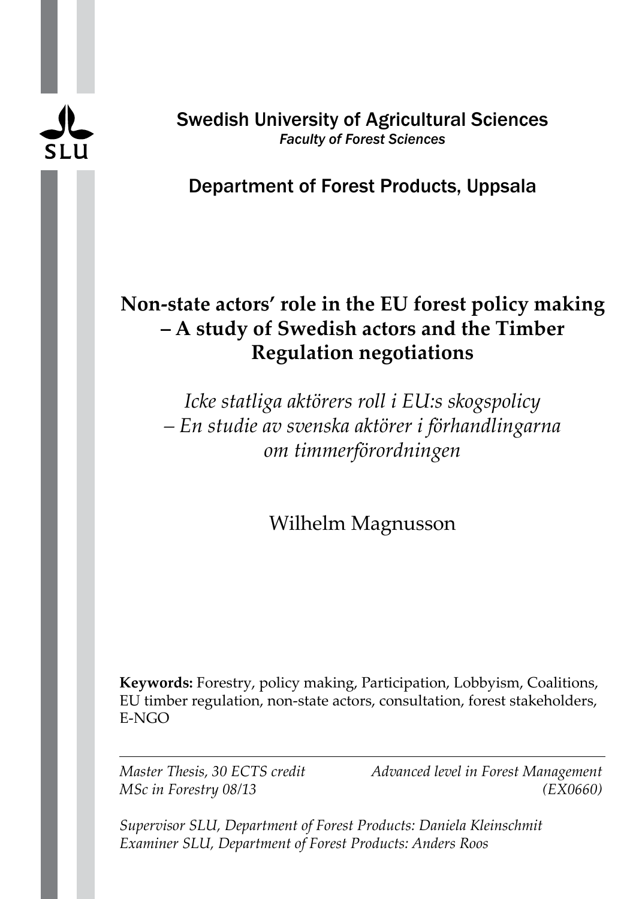Swedish University of Agricultural Sciences
*Faculty of Forest Sciences*

Department of Forest Products, Uppsala

# Non-state actors' role in the EU forest policy making – A study of Swedish actors and the Timber Regulation negotiations

*Icke statliga aktörers roll i EU:s skogspolicy – En studie av svenska aktörer i förhandlingarna om timmerförordningen*

Wilhelm Magnusson

**Keywords:** Forestry, policy making, Participation, Lobbyism, Coalitions, EU timber regulation, non-state actors, consultation, forest stakeholders, E-NGO

---

*Master Thesis, 30 ECTS credit*
*MSc in Forestry 08/13*

*Advanced level in Forest Management (EX0660)*

*Supervisor SLU, Department of Forest Products: Daniela Kleinschmit*
*Examiner SLU, Department of Forest Products: Anders Roos*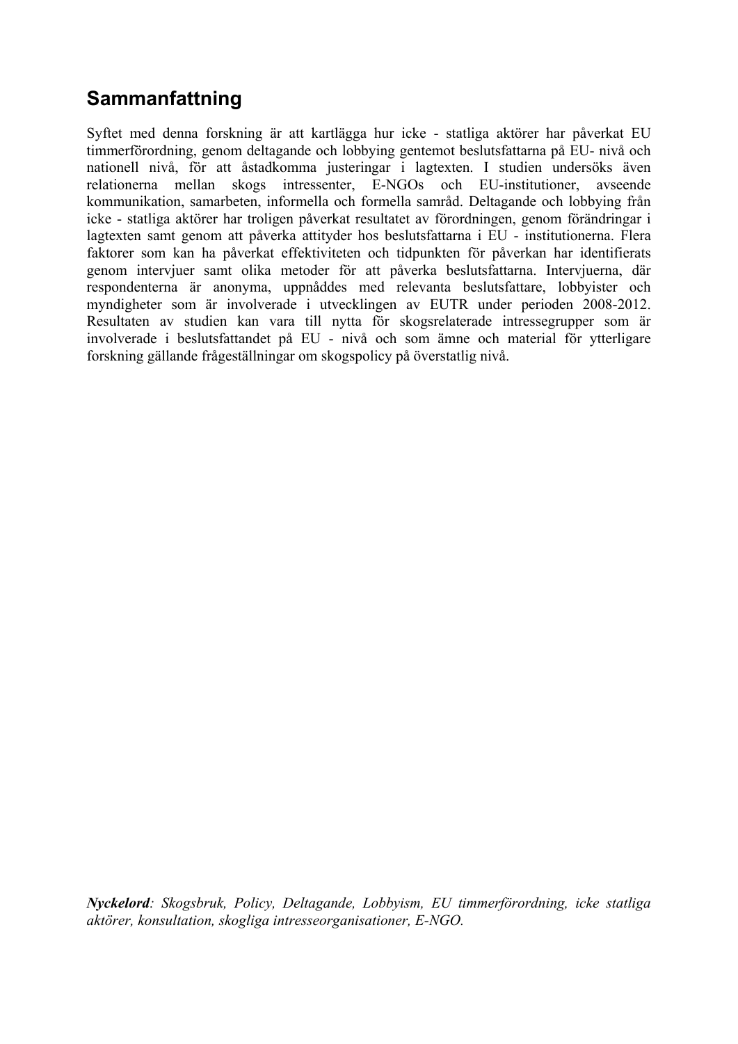# Sammanfattning

Syftet med denna forskning är att kartlägga hur icke - statliga aktörer har påverkat EU timmerförordning, genom deltagande och lobbying gentemot beslutsfattarna på EU- nivå och nationell nivå, för att åstadkomma justeringar i lagtexten. I studien undersöks även relationerna mellan skogs intressenter, E-NGOs och EU-institutioner, avseende kommunikation, samarbeten, informella och formella samråd. Deltagande och lobbying från icke - statliga aktörer har troligen påverkat resultatet av förordningen, genom förändringar i lagtexten samt genom att påverka attityder hos beslutsfattarna i EU - institutionerna. Flera faktorer som kan ha påverkat effektiviteten och tidpunkten för påverkan har identifierats genom intervjuer samt olika metoder för att påverka beslutsfattarna. Intervjuerna, där respondenterna är anonyma, uppnåddes med relevanta beslutsfattare, lobbyister och myndigheter som är involverade i utvecklingen av EUTR under perioden 2008-2012. Resultaten av studien kan vara till nytta för skogsrelaterade intressegrupper som är involverade i beslutsfattandet på EU - nivå och som ämne och material för ytterligare forskning gällande frågeställningar om skogspolicy på överstatlig nivå.

***Nyckelord**: Skogsbruk, Policy, Deltagande, Lobbyism, EU timmerförordning, icke statliga aktörer, konsultation, skogliga intresseorganisationer, E-NGO.*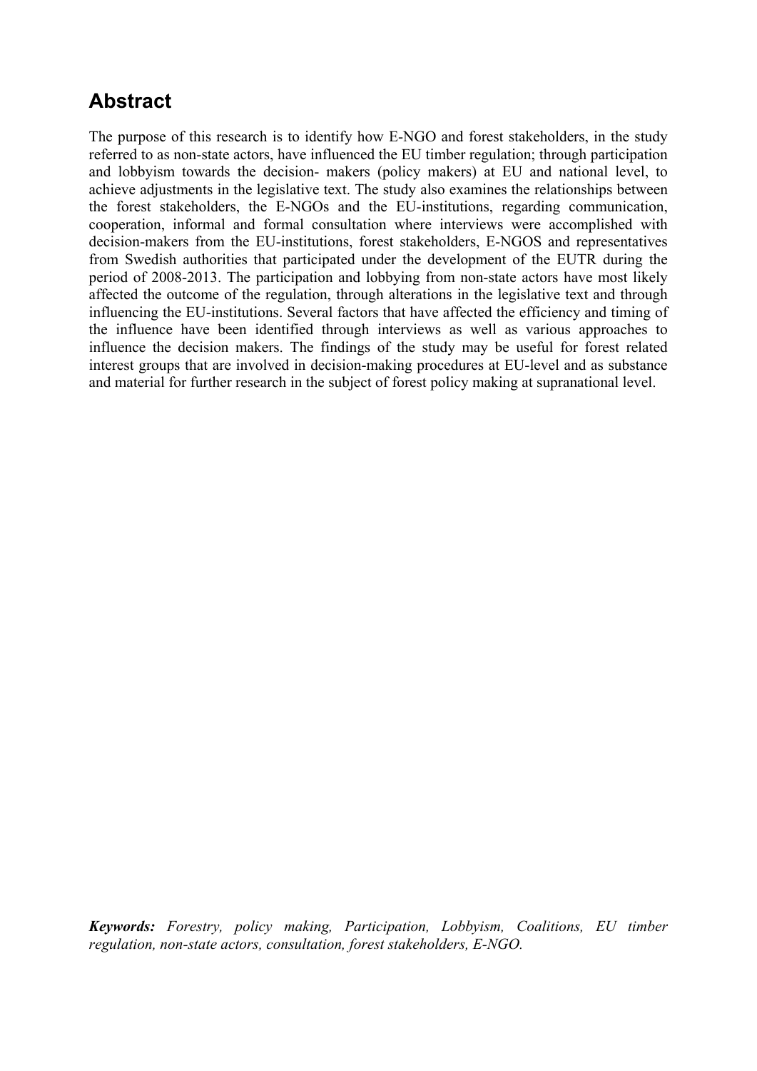## Abstract

The purpose of this research is to identify how E-NGO and forest stakeholders, in the study referred to as non-state actors, have influenced the EU timber regulation; through participation and lobbyism towards the decision- makers (policy makers) at EU and national level, to achieve adjustments in the legislative text. The study also examines the relationships between the forest stakeholders, the E-NGOs and the EU-institutions, regarding communication, cooperation, informal and formal consultation where interviews were accomplished with decision-makers from the EU-institutions, forest stakeholders, E-NGOS and representatives from Swedish authorities that participated under the development of the EUTR during the period of 2008-2013. The participation and lobbying from non-state actors have most likely affected the outcome of the regulation, through alterations in the legislative text and through influencing the EU-institutions. Several factors that have affected the efficiency and timing of the influence have been identified through interviews as well as various approaches to influence the decision makers. The findings of the study may be useful for forest related interest groups that are involved in decision-making procedures at EU-level and as substance and material for further research in the subject of forest policy making at supranational level.

***Keywords:*** *Forestry, policy making, Participation, Lobbyism, Coalitions, EU timber regulation, non-state actors, consultation, forest stakeholders, E-NGO.*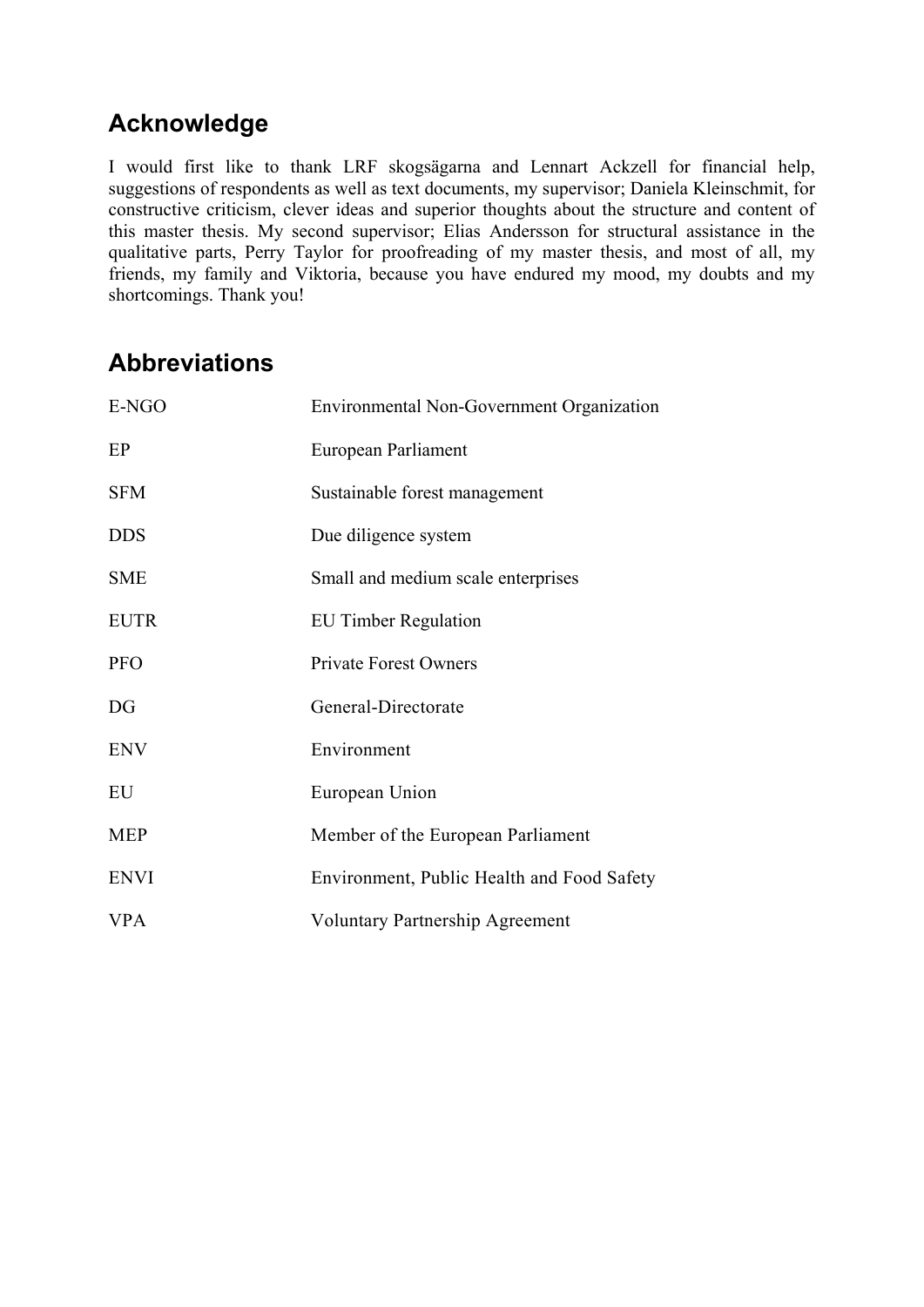## Acknowledge

I would first like to thank LRF skogsägarna and Lennart Ackzell for financial help, suggestions of respondents as well as text documents, my supervisor; Daniela Kleinschmit, for constructive criticism, clever ideas and superior thoughts about the structure and content of this master thesis. My second supervisor; Elias Andersson for structural assistance in the qualitative parts, Perry Taylor for proofreading of my master thesis, and most of all, my friends, my family and Viktoria, because you have endured my mood, my doubts and my shortcomings. Thank you!

## Abbreviations

| | |
|---|---|
| E-NGO | Environmental Non-Government Organization |
| EP | European Parliament |
| SFM | Sustainable forest management |
| DDS | Due diligence system |
| SME | Small and medium scale enterprises |
| EUTR | EU Timber Regulation |
| PFO | Private Forest Owners |
| DG | General-Directorate |
| ENV | Environment |
| EU | European Union |
| MEP | Member of the European Parliament |
| ENVI | Environment, Public Health and Food Safety |
| VPA | Voluntary Partnership Agreement |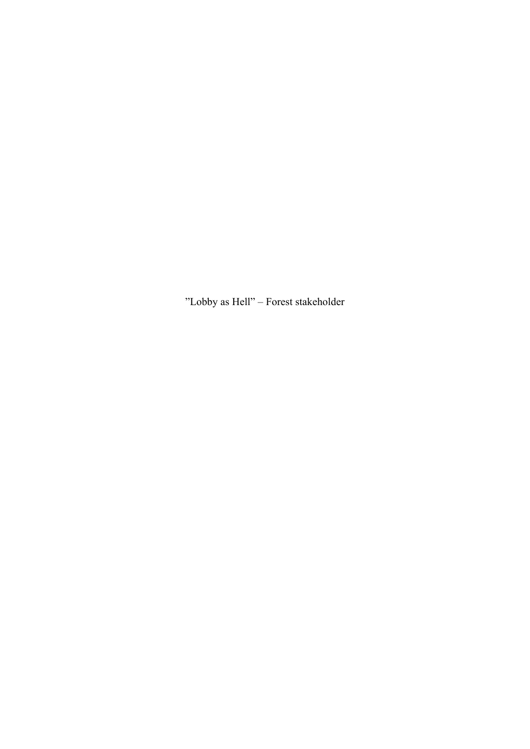”Lobby as Hell” – Forest stakeholder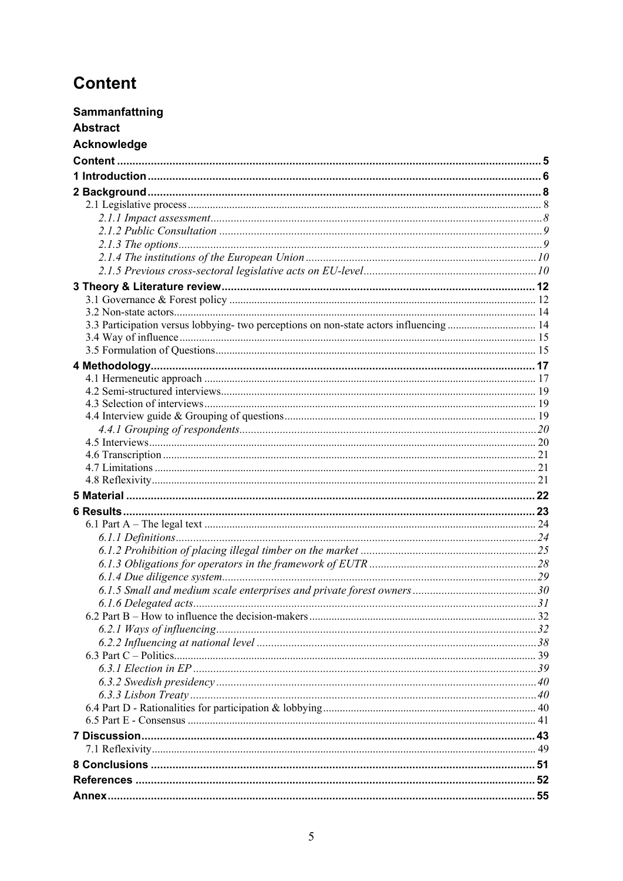# Content

**Sammanfattning**

**Abstract**

**Acknowledge**

**Content** ........................................................................ 5

**1 Introduction** ........................................................................ 6

**2 Background** ........................................................................ 8

2.1 Legislative process ........................................................................ 8

*2.1.1 Impact assessment* ........................................................................ 8

*2.1.2 Public Consultation* ........................................................................ 9

*2.1.3 The options* ........................................................................ 9

*2.1.4 The institutions of the European Union* ........................................................................ 10

*2.1.5 Previous cross-sectoral legislative acts on EU-level* ........................................................................ 10

**3 Theory & Literature review** ........................................................................ 12

3.1 Governance & Forest policy ........................................................................ 12

3.2 Non-state actors ........................................................................ 14

3.3 Participation versus lobbying- two perceptions on non-state actors influencing ........................................................................ 14

3.4 Way of influence ........................................................................ 15

3.5 Formulation of Questions ........................................................................ 15

**4 Methodology** ........................................................................ 17

4.1 Hermeneutic approach ........................................................................ 17

4.2 Semi-structured interviews ........................................................................ 19

4.3 Selection of interviews ........................................................................ 19

4.4 Interview guide & Grouping of questions ........................................................................ 19

*4.4.1 Grouping of respondents* ........................................................................ 20

4.5 Interviews ........................................................................ 20

4.6 Transcription ........................................................................ 21

4.7 Limitations ........................................................................ 21

4.8 Reflexivity ........................................................................ 21

**5 Material** ........................................................................ 22

**6 Results** ........................................................................ 23

6.1 Part A – The legal text ........................................................................ 24

*6.1.1 Definitions* ........................................................................ 24

*6.1.2 Prohibition of placing illegal timber on the market* ........................................................................ 25

*6.1.3 Obligations for operators in the framework of EUTR* ........................................................................ 28

*6.1.4 Due diligence system* ........................................................................ 29

*6.1.5 Small and medium scale enterprises and private forest owners* ........................................................................ 30

*6.1.6 Delegated acts* ........................................................................ 31

6.2 Part B – How to influence the decision-makers ........................................................................ 32

*6.2.1 Ways of influencing* ........................................................................ 32

*6.2.2 Influencing at national level* ........................................................................ 38

6.3 Part C – Politics ........................................................................ 39

*6.3.1 Election in EP* ........................................................................ 39

*6.3.2 Swedish presidency* ........................................................................ 40

*6.3.3 Lisbon Treaty* ........................................................................ 40

6.4 Part D - Rationalities for participation & lobbying ........................................................................ 40

6.5 Part E - Consensus ........................................................................ 41

**7 Discussion** ........................................................................ 43

7.1 Reflexivity ........................................................................ 49

**8 Conclusions** ........................................................................ 51

**References** ........................................................................ 52

**Annex** ........................................................................ 55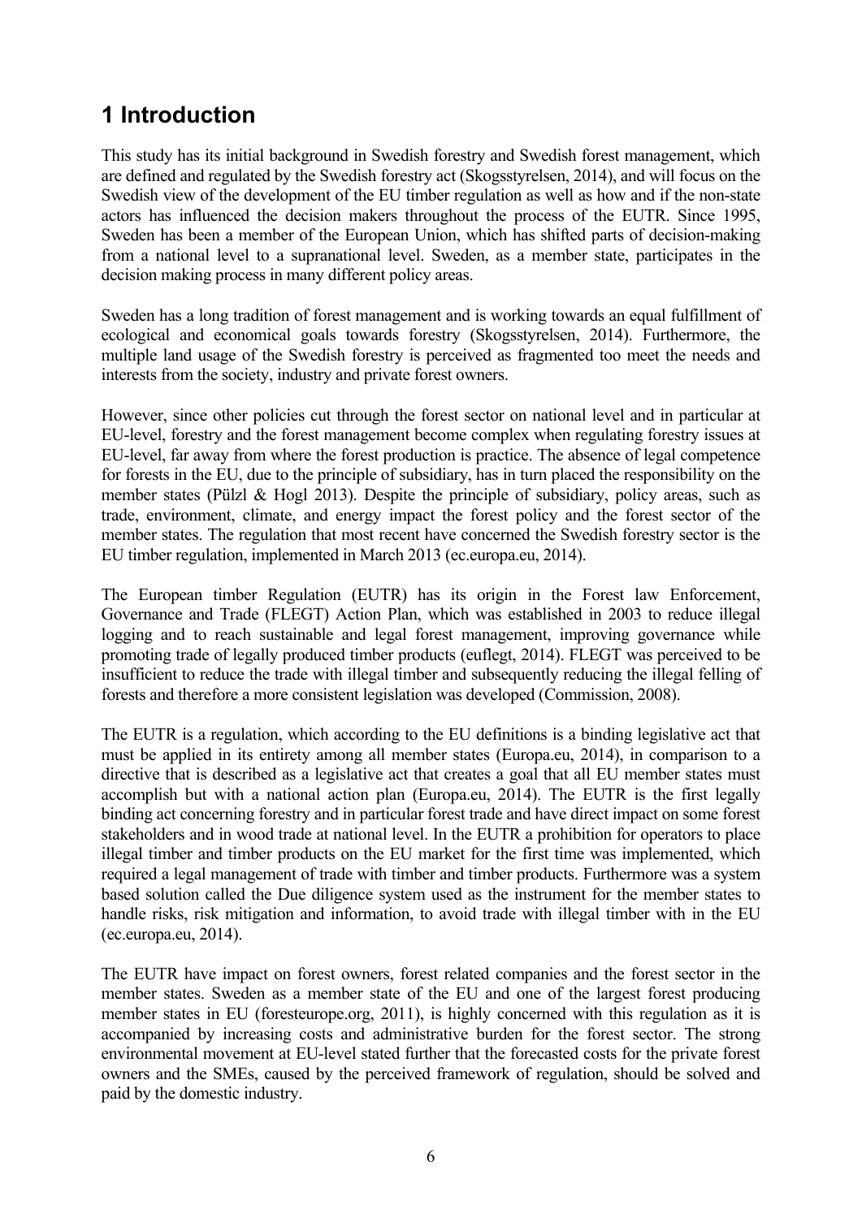# 1 Introduction

This study has its initial background in Swedish forestry and Swedish forest management, which are defined and regulated by the Swedish forestry act (Skogsstyrelsen, 2014), and will focus on the Swedish view of the development of the EU timber regulation as well as how and if the non-state actors has influenced the decision makers throughout the process of the EUTR. Since 1995, Sweden has been a member of the European Union, which has shifted parts of decision-making from a national level to a supranational level. Sweden, as a member state, participates in the decision making process in many different policy areas.

Sweden has a long tradition of forest management and is working towards an equal fulfillment of ecological and economical goals towards forestry (Skogsstyrelsen, 2014). Furthermore, the multiple land usage of the Swedish forestry is perceived as fragmented too meet the needs and interests from the society, industry and private forest owners.

However, since other policies cut through the forest sector on national level and in particular at EU-level, forestry and the forest management become complex when regulating forestry issues at EU-level, far away from where the forest production is practice. The absence of legal competence for forests in the EU, due to the principle of subsidiary, has in turn placed the responsibility on the member states (Pülzl & Hogl 2013). Despite the principle of subsidiary, policy areas, such as trade, environment, climate, and energy impact the forest policy and the forest sector of the member states. The regulation that most recent have concerned the Swedish forestry sector is the EU timber regulation, implemented in March 2013 (ec.europa.eu, 2014).

The European timber Regulation (EUTR) has its origin in the Forest law Enforcement, Governance and Trade (FLEGT) Action Plan, which was established in 2003 to reduce illegal logging and to reach sustainable and legal forest management, improving governance while promoting trade of legally produced timber products (euflegt, 2014). FLEGT was perceived to be insufficient to reduce the trade with illegal timber and subsequently reducing the illegal felling of forests and therefore a more consistent legislation was developed (Commission, 2008).

The EUTR is a regulation, which according to the EU definitions is a binding legislative act that must be applied in its entirety among all member states (Europa.eu, 2014), in comparison to a directive that is described as a legislative act that creates a goal that all EU member states must accomplish but with a national action plan (Europa.eu, 2014). The EUTR is the first legally binding act concerning forestry and in particular forest trade and have direct impact on some forest stakeholders and in wood trade at national level. In the EUTR a prohibition for operators to place illegal timber and timber products on the EU market for the first time was implemented, which required a legal management of trade with timber and timber products. Furthermore was a system based solution called the Due diligence system used as the instrument for the member states to handle risks, risk mitigation and information, to avoid trade with illegal timber with in the EU (ec.europa.eu, 2014).

The EUTR have impact on forest owners, forest related companies and the forest sector in the member states. Sweden as a member state of the EU and one of the largest forest producing member states in EU (foresteurope.org, 2011), is highly concerned with this regulation as it is accompanied by increasing costs and administrative burden for the forest sector. The strong environmental movement at EU-level stated further that the forecasted costs for the private forest owners and the SMEs, caused by the perceived framework of regulation, should be solved and paid by the domestic industry.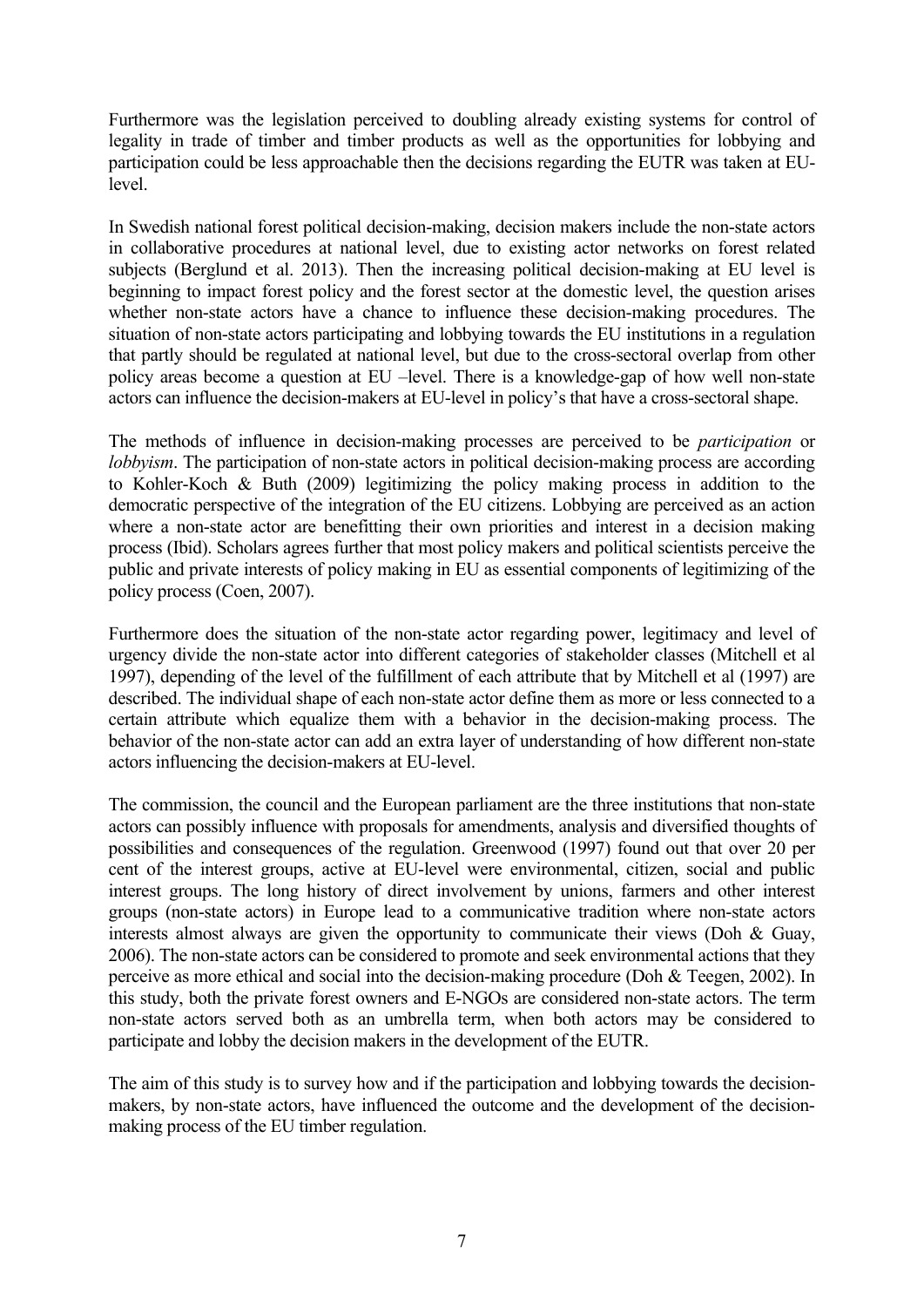Furthermore was the legislation perceived to doubling already existing systems for control of legality in trade of timber and timber products as well as the opportunities for lobbying and participation could be less approachable then the decisions regarding the EUTR was taken at EU-level.

In Swedish national forest political decision-making, decision makers include the non-state actors in collaborative procedures at national level, due to existing actor networks on forest related subjects (Berglund et al. 2013). Then the increasing political decision-making at EU level is beginning to impact forest policy and the forest sector at the domestic level, the question arises whether non-state actors have a chance to influence these decision-making procedures. The situation of non-state actors participating and lobbying towards the EU institutions in a regulation that partly should be regulated at national level, but due to the cross-sectoral overlap from other policy areas become a question at EU –level. There is a knowledge-gap of how well non-state actors can influence the decision-makers at EU-level in policy's that have a cross-sectoral shape.

The methods of influence in decision-making processes are perceived to be *participation* or *lobbyism*. The participation of non-state actors in political decision-making process are according to Kohler-Koch & Buth (2009) legitimizing the policy making process in addition to the democratic perspective of the integration of the EU citizens. Lobbying are perceived as an action where a non-state actor are benefitting their own priorities and interest in a decision making process (Ibid). Scholars agrees further that most policy makers and political scientists perceive the public and private interests of policy making in EU as essential components of legitimizing of the policy process (Coen, 2007).

Furthermore does the situation of the non-state actor regarding power, legitimacy and level of urgency divide the non-state actor into different categories of stakeholder classes (Mitchell et al 1997), depending of the level of the fulfillment of each attribute that by Mitchell et al (1997) are described. The individual shape of each non-state actor define them as more or less connected to a certain attribute which equalize them with a behavior in the decision-making process. The behavior of the non-state actor can add an extra layer of understanding of how different non-state actors influencing the decision-makers at EU-level.

The commission, the council and the European parliament are the three institutions that non-state actors can possibly influence with proposals for amendments, analysis and diversified thoughts of possibilities and consequences of the regulation. Greenwood (1997) found out that over 20 per cent of the interest groups, active at EU-level were environmental, citizen, social and public interest groups. The long history of direct involvement by unions, farmers and other interest groups (non-state actors) in Europe lead to a communicative tradition where non-state actors interests almost always are given the opportunity to communicate their views (Doh & Guay, 2006). The non-state actors can be considered to promote and seek environmental actions that they perceive as more ethical and social into the decision-making procedure (Doh & Teegen, 2002). In this study, both the private forest owners and E-NGOs are considered non-state actors. The term non-state actors served both as an umbrella term, when both actors may be considered to participate and lobby the decision makers in the development of the EUTR.

The aim of this study is to survey how and if the participation and lobbying towards the decision-makers, by non-state actors, have influenced the outcome and the development of the decision-making process of the EU timber regulation.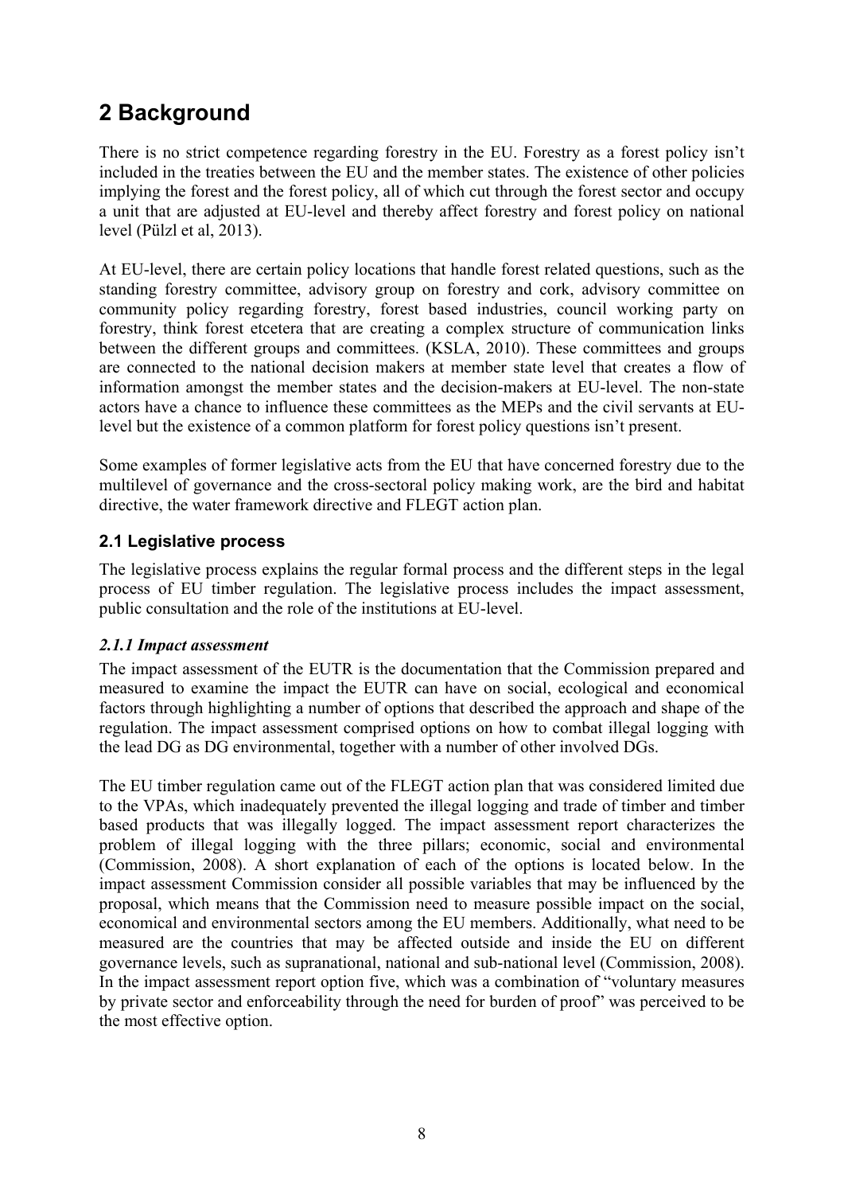# 2 Background

There is no strict competence regarding forestry in the EU. Forestry as a forest policy isn't included in the treaties between the EU and the member states. The existence of other policies implying the forest and the forest policy, all of which cut through the forest sector and occupy a unit that are adjusted at EU-level and thereby affect forestry and forest policy on national level (Pülzl et al, 2013).

At EU-level, there are certain policy locations that handle forest related questions, such as the standing forestry committee, advisory group on forestry and cork, advisory committee on community policy regarding forestry, forest based industries, council working party on forestry, think forest etcetera that are creating a complex structure of communication links between the different groups and committees. (KSLA, 2010). These committees and groups are connected to the national decision makers at member state level that creates a flow of information amongst the member states and the decision-makers at EU-level. The non-state actors have a chance to influence these committees as the MEPs and the civil servants at EU-level but the existence of a common platform for forest policy questions isn't present.

Some examples of former legislative acts from the EU that have concerned forestry due to the multilevel of governance and the cross-sectoral policy making work, are the bird and habitat directive, the water framework directive and FLEGT action plan.

## 2.1 Legislative process

The legislative process explains the regular formal process and the different steps in the legal process of EU timber regulation. The legislative process includes the impact assessment, public consultation and the role of the institutions at EU-level.

### *2.1.1 Impact assessment*

The impact assessment of the EUTR is the documentation that the Commission prepared and measured to examine the impact the EUTR can have on social, ecological and economical factors through highlighting a number of options that described the approach and shape of the regulation. The impact assessment comprised options on how to combat illegal logging with the lead DG as DG environmental, together with a number of other involved DGs.

The EU timber regulation came out of the FLEGT action plan that was considered limited due to the VPAs, which inadequately prevented the illegal logging and trade of timber and timber based products that was illegally logged. The impact assessment report characterizes the problem of illegal logging with the three pillars; economic, social and environmental (Commission, 2008). A short explanation of each of the options is located below. In the impact assessment Commission consider all possible variables that may be influenced by the proposal, which means that the Commission need to measure possible impact on the social, economical and environmental sectors among the EU members. Additionally, what need to be measured are the countries that may be affected outside and inside the EU on different governance levels, such as supranational, national and sub-national level (Commission, 2008). In the impact assessment report option five, which was a combination of "voluntary measures by private sector and enforceability through the need for burden of proof" was perceived to be the most effective option.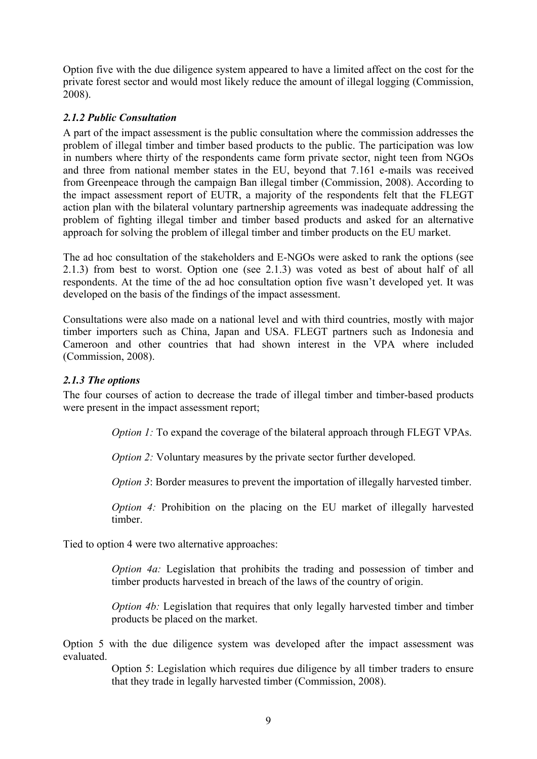Option five with the due diligence system appeared to have a limited affect on the cost for the private forest sector and would most likely reduce the amount of illegal logging (Commission, 2008).

### *2.1.2 Public Consultation*

A part of the impact assessment is the public consultation where the commission addresses the problem of illegal timber and timber based products to the public. The participation was low in numbers where thirty of the respondents came form private sector, night teen from NGOs and three from national member states in the EU, beyond that 7.161 e-mails was received from Greenpeace through the campaign Ban illegal timber (Commission, 2008). According to the impact assessment report of EUTR, a majority of the respondents felt that the FLEGT action plan with the bilateral voluntary partnership agreements was inadequate addressing the problem of fighting illegal timber and timber based products and asked for an alternative approach for solving the problem of illegal timber and timber products on the EU market.

The ad hoc consultation of the stakeholders and E-NGOs were asked to rank the options (see 2.1.3) from best to worst. Option one (see 2.1.3) was voted as best of about half of all respondents. At the time of the ad hoc consultation option five wasn't developed yet. It was developed on the basis of the findings of the impact assessment.

Consultations were also made on a national level and with third countries, mostly with major timber importers such as China, Japan and USA. FLEGT partners such as Indonesia and Cameroon and other countries that had shown interest in the VPA where included (Commission, 2008).

### *2.1.3 The options*

The four courses of action to decrease the trade of illegal timber and timber-based products were present in the impact assessment report;

> *Option 1:* To expand the coverage of the bilateral approach through FLEGT VPAs.
>
> *Option 2:* Voluntary measures by the private sector further developed.
>
> *Option 3*: Border measures to prevent the importation of illegally harvested timber.
>
> *Option 4:* Prohibition on the placing on the EU market of illegally harvested timber.

Tied to option 4 were two alternative approaches:

> *Option 4a:* Legislation that prohibits the trading and possession of timber and timber products harvested in breach of the laws of the country of origin.
>
> *Option 4b:* Legislation that requires that only legally harvested timber and timber products be placed on the market.

Option 5 with the due diligence system was developed after the impact assessment was evaluated.

> Option 5: Legislation which requires due diligence by all timber traders to ensure that they trade in legally harvested timber (Commission, 2008).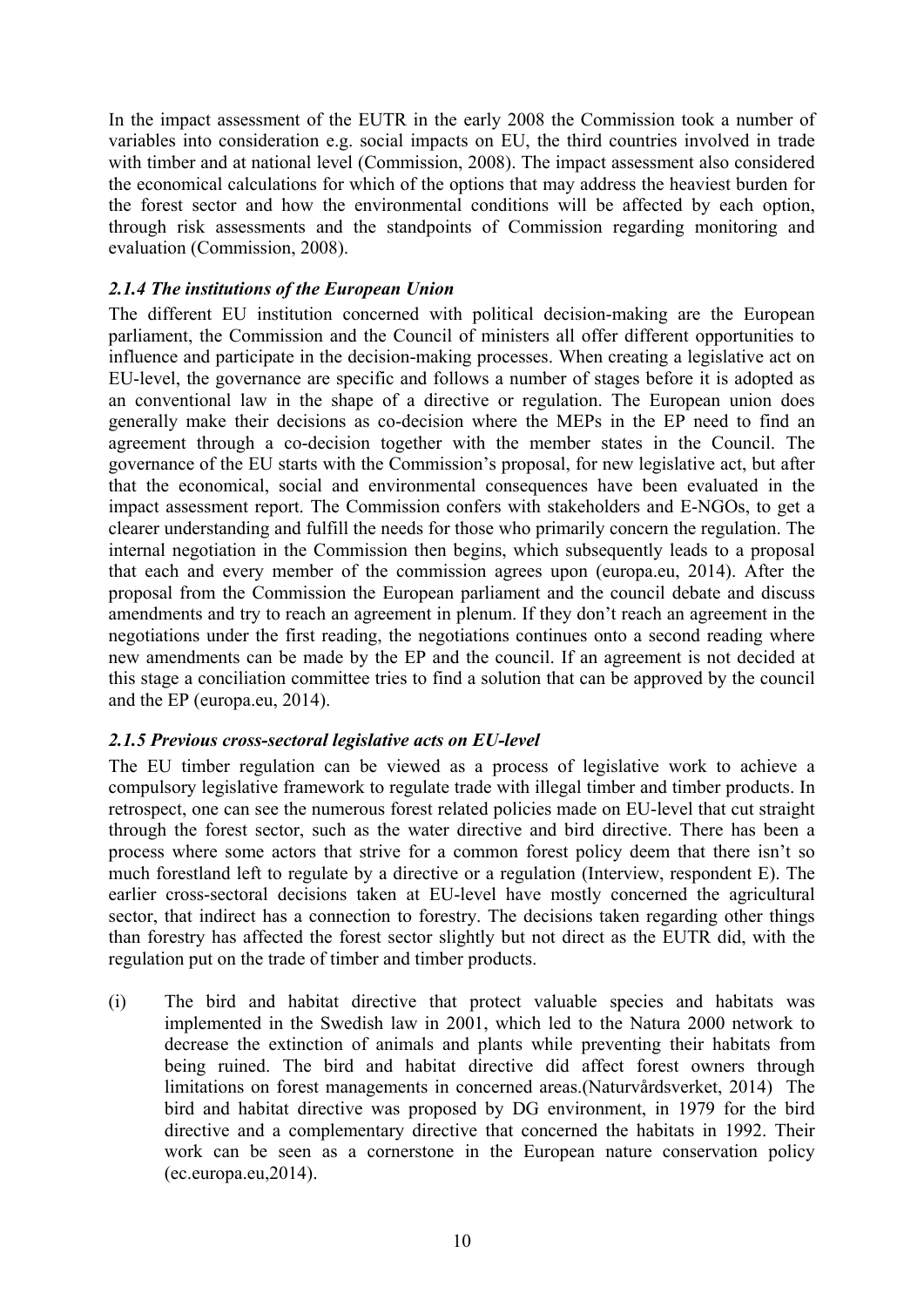In the impact assessment of the EUTR in the early 2008 the Commission took a number of variables into consideration e.g. social impacts on EU, the third countries involved in trade with timber and at national level (Commission, 2008). The impact assessment also considered the economical calculations for which of the options that may address the heaviest burden for the forest sector and how the environmental conditions will be affected by each option, through risk assessments and the standpoints of Commission regarding monitoring and evaluation (Commission, 2008).

### *2.1.4 The institutions of the European Union*

The different EU institution concerned with political decision-making are the European parliament, the Commission and the Council of ministers all offer different opportunities to influence and participate in the decision-making processes. When creating a legislative act on EU-level, the governance are specific and follows a number of stages before it is adopted as an conventional law in the shape of a directive or regulation. The European union does generally make their decisions as co-decision where the MEPs in the EP need to find an agreement through a co-decision together with the member states in the Council. The governance of the EU starts with the Commission's proposal, for new legislative act, but after that the economical, social and environmental consequences have been evaluated in the impact assessment report. The Commission confers with stakeholders and E-NGOs, to get a clearer understanding and fulfill the needs for those who primarily concern the regulation. The internal negotiation in the Commission then begins, which subsequently leads to a proposal that each and every member of the commission agrees upon (europa.eu, 2014). After the proposal from the Commission the European parliament and the council debate and discuss amendments and try to reach an agreement in plenum. If they don't reach an agreement in the negotiations under the first reading, the negotiations continues onto a second reading where new amendments can be made by the EP and the council. If an agreement is not decided at this stage a conciliation committee tries to find a solution that can be approved by the council and the EP (europa.eu, 2014).

### *2.1.5 Previous cross-sectoral legislative acts on EU-level*

The EU timber regulation can be viewed as a process of legislative work to achieve a compulsory legislative framework to regulate trade with illegal timber and timber products. In retrospect, one can see the numerous forest related policies made on EU-level that cut straight through the forest sector, such as the water directive and bird directive. There has been a process where some actors that strive for a common forest policy deem that there isn't so much forestland left to regulate by a directive or a regulation (Interview, respondent E). The earlier cross-sectoral decisions taken at EU-level have mostly concerned the agricultural sector, that indirect has a connection to forestry. The decisions taken regarding other things than forestry has affected the forest sector slightly but not direct as the EUTR did, with the regulation put on the trade of timber and timber products.

(i) The bird and habitat directive that protect valuable species and habitats was implemented in the Swedish law in 2001, which led to the Natura 2000 network to decrease the extinction of animals and plants while preventing their habitats from being ruined. The bird and habitat directive did affect forest owners through limitations on forest managements in concerned areas.(Naturvårdsverket, 2014) The bird and habitat directive was proposed by DG environment, in 1979 for the bird directive and a complementary directive that concerned the habitats in 1992. Their work can be seen as a cornerstone in the European nature conservation policy (ec.europa.eu,2014).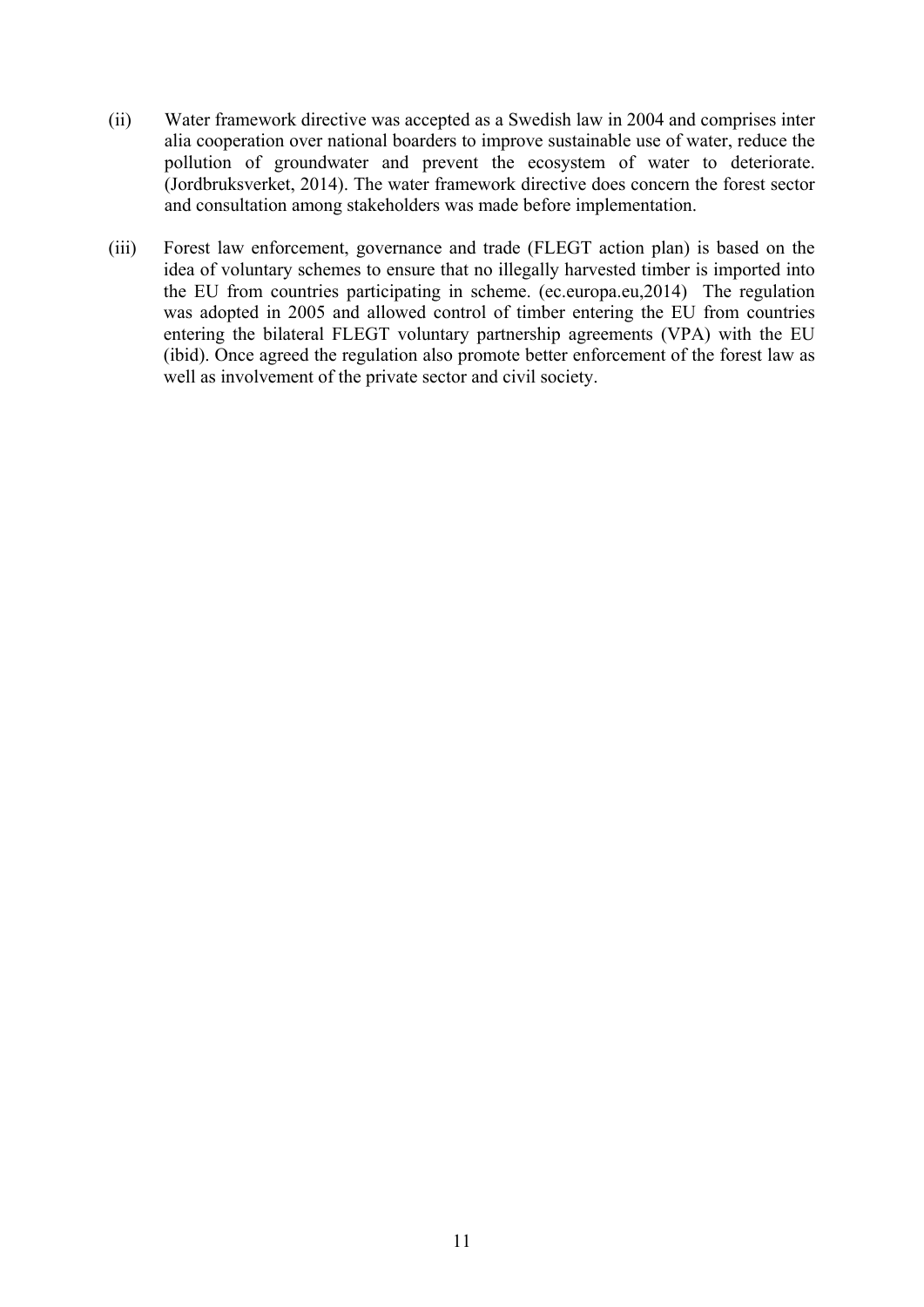(ii) Water framework directive was accepted as a Swedish law in 2004 and comprises inter alia cooperation over national boarders to improve sustainable use of water, reduce the pollution of groundwater and prevent the ecosystem of water to deteriorate. (Jordbruksverket, 2014). The water framework directive does concern the forest sector and consultation among stakeholders was made before implementation.

(iii) Forest law enforcement, governance and trade (FLEGT action plan) is based on the idea of voluntary schemes to ensure that no illegally harvested timber is imported into the EU from countries participating in scheme. (ec.europa.eu,2014) The regulation was adopted in 2005 and allowed control of timber entering the EU from countries entering the bilateral FLEGT voluntary partnership agreements (VPA) with the EU (ibid). Once agreed the regulation also promote better enforcement of the forest law as well as involvement of the private sector and civil society.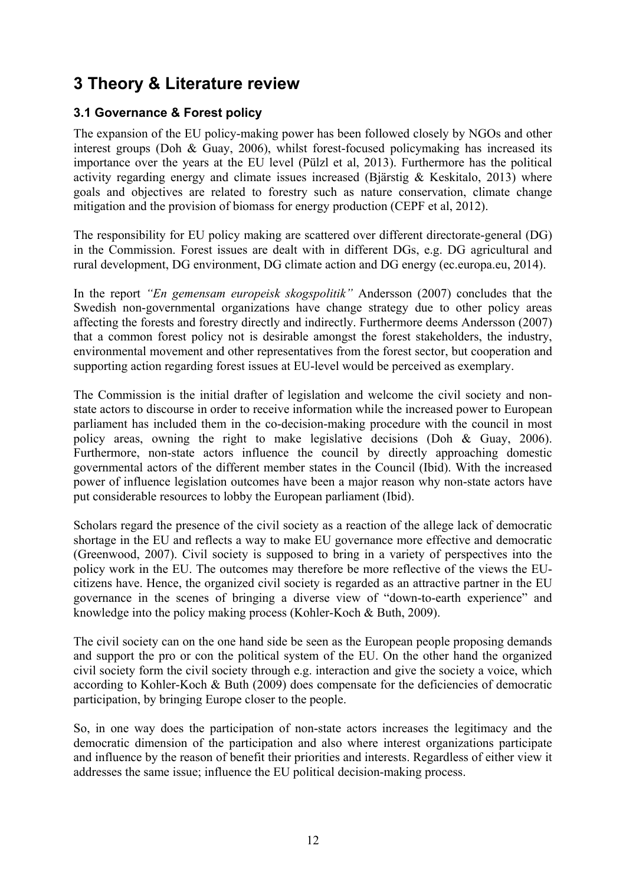# 3 Theory & Literature review

## 3.1 Governance & Forest policy

The expansion of the EU policy-making power has been followed closely by NGOs and other interest groups (Doh & Guay, 2006), whilst forest-focused policymaking has increased its importance over the years at the EU level (Pülzl et al, 2013). Furthermore has the political activity regarding energy and climate issues increased (Bjärstig & Keskitalo, 2013) where goals and objectives are related to forestry such as nature conservation, climate change mitigation and the provision of biomass for energy production (CEPF et al, 2012).

The responsibility for EU policy making are scattered over different directorate-general (DG) in the Commission. Forest issues are dealt with in different DGs, e.g. DG agricultural and rural development, DG environment, DG climate action and DG energy (ec.europa.eu, 2014).

In the report *"En gemensam europeisk skogspolitik"* Andersson (2007) concludes that the Swedish non-governmental organizations have change strategy due to other policy areas affecting the forests and forestry directly and indirectly. Furthermore deems Andersson (2007) that a common forest policy not is desirable amongst the forest stakeholders, the industry, environmental movement and other representatives from the forest sector, but cooperation and supporting action regarding forest issues at EU-level would be perceived as exemplary.

The Commission is the initial drafter of legislation and welcome the civil society and non-state actors to discourse in order to receive information while the increased power to European parliament has included them in the co-decision-making procedure with the council in most policy areas, owning the right to make legislative decisions (Doh & Guay, 2006). Furthermore, non-state actors influence the council by directly approaching domestic governmental actors of the different member states in the Council (Ibid). With the increased power of influence legislation outcomes have been a major reason why non-state actors have put considerable resources to lobby the European parliament (Ibid).

Scholars regard the presence of the civil society as a reaction of the allege lack of democratic shortage in the EU and reflects a way to make EU governance more effective and democratic (Greenwood, 2007). Civil society is supposed to bring in a variety of perspectives into the policy work in the EU. The outcomes may therefore be more reflective of the views the EU-citizens have. Hence, the organized civil society is regarded as an attractive partner in the EU governance in the scenes of bringing a diverse view of "down-to-earth experience" and knowledge into the policy making process (Kohler-Koch & Buth, 2009).

The civil society can on the one hand side be seen as the European people proposing demands and support the pro or con the political system of the EU. On the other hand the organized civil society form the civil society through e.g. interaction and give the society a voice, which according to Kohler-Koch & Buth (2009) does compensate for the deficiencies of democratic participation, by bringing Europe closer to the people.

So, in one way does the participation of non-state actors increases the legitimacy and the democratic dimension of the participation and also where interest organizations participate and influence by the reason of benefit their priorities and interests. Regardless of either view it addresses the same issue; influence the EU political decision-making process.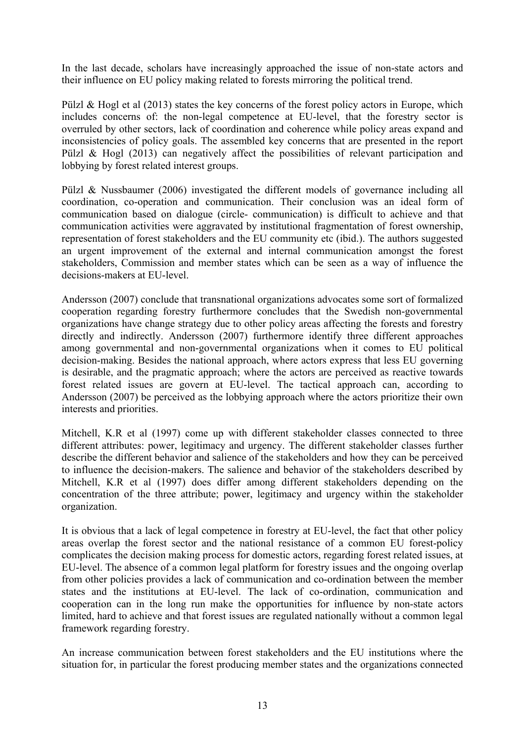In the last decade, scholars have increasingly approached the issue of non-state actors and their influence on EU policy making related to forests mirroring the political trend.

Pülzl & Hogl et al (2013) states the key concerns of the forest policy actors in Europe, which includes concerns of: the non-legal competence at EU-level, that the forestry sector is overruled by other sectors, lack of coordination and coherence while policy areas expand and inconsistencies of policy goals. The assembled key concerns that are presented in the report Pülzl & Hogl (2013) can negatively affect the possibilities of relevant participation and lobbying by forest related interest groups.

Pülzl & Nussbaumer (2006) investigated the different models of governance including all coordination, co-operation and communication. Their conclusion was an ideal form of communication based on dialogue (circle- communication) is difficult to achieve and that communication activities were aggravated by institutional fragmentation of forest ownership, representation of forest stakeholders and the EU community etc (ibid.). The authors suggested an urgent improvement of the external and internal communication amongst the forest stakeholders, Commission and member states which can be seen as a way of influence the decisions-makers at EU-level.

Andersson (2007) conclude that transnational organizations advocates some sort of formalized cooperation regarding forestry furthermore concludes that the Swedish non-governmental organizations have change strategy due to other policy areas affecting the forests and forestry directly and indirectly. Andersson (2007) furthermore identify three different approaches among governmental and non-governmental organizations when it comes to EU political decision-making. Besides the national approach, where actors express that less EU governing is desirable, and the pragmatic approach; where the actors are perceived as reactive towards forest related issues are govern at EU-level. The tactical approach can, according to Andersson (2007) be perceived as the lobbying approach where the actors prioritize their own interests and priorities.

Mitchell, K.R et al (1997) come up with different stakeholder classes connected to three different attributes: power, legitimacy and urgency. The different stakeholder classes further describe the different behavior and salience of the stakeholders and how they can be perceived to influence the decision-makers. The salience and behavior of the stakeholders described by Mitchell, K.R et al (1997) does differ among different stakeholders depending on the concentration of the three attribute; power, legitimacy and urgency within the stakeholder organization.

It is obvious that a lack of legal competence in forestry at EU-level, the fact that other policy areas overlap the forest sector and the national resistance of a common EU forest-policy complicates the decision making process for domestic actors, regarding forest related issues, at EU-level. The absence of a common legal platform for forestry issues and the ongoing overlap from other policies provides a lack of communication and co-ordination between the member states and the institutions at EU-level. The lack of co-ordination, communication and cooperation can in the long run make the opportunities for influence by non-state actors limited, hard to achieve and that forest issues are regulated nationally without a common legal framework regarding forestry.

An increase communication between forest stakeholders and the EU institutions where the situation for, in particular the forest producing member states and the organizations connected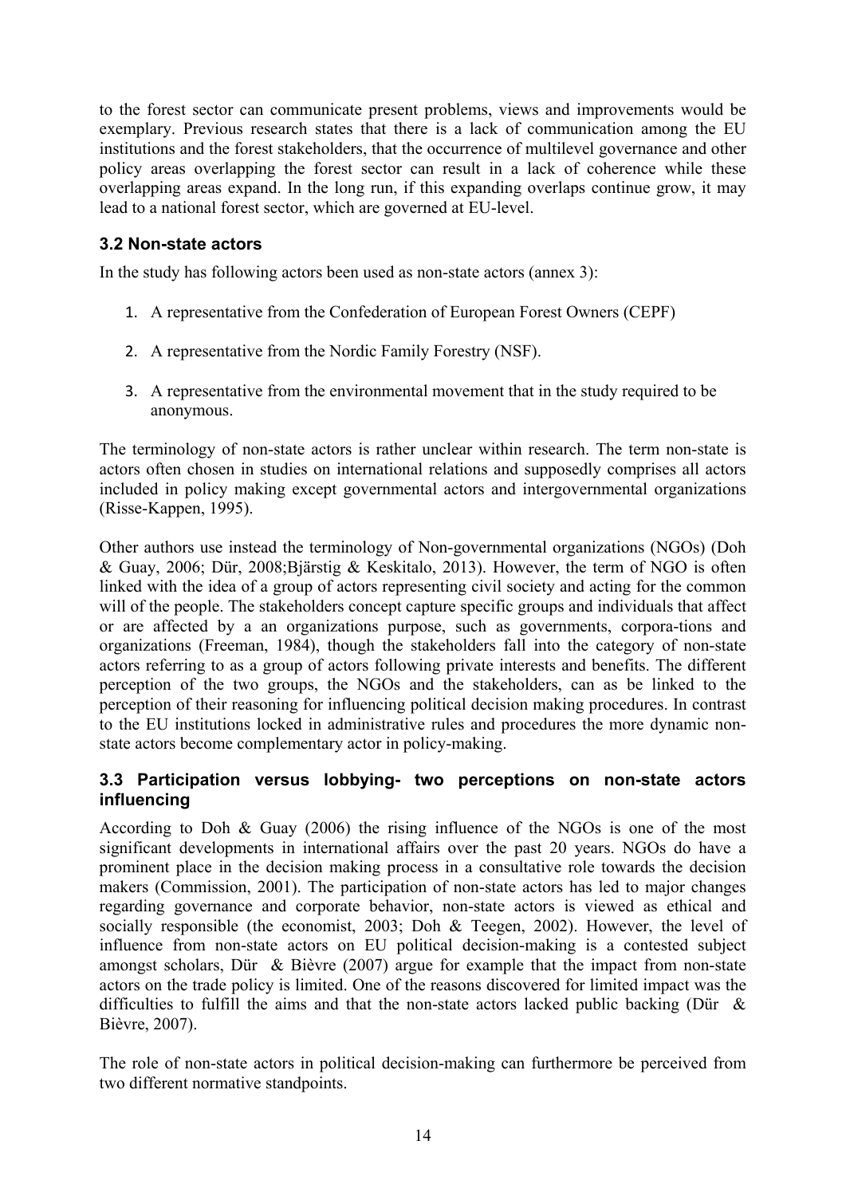to the forest sector can communicate present problems, views and improvements would be exemplary. Previous research states that there is a lack of communication among the EU institutions and the forest stakeholders, that the occurrence of multilevel governance and other policy areas overlapping the forest sector can result in a lack of coherence while these overlapping areas expand. In the long run, if this expanding overlaps continue grow, it may lead to a national forest sector, which are governed at EU-level.

### 3.2 Non-state actors

In the study has following actors been used as non-state actors (annex 3):

1. A representative from the Confederation of European Forest Owners (CEPF)

2. A representative from the Nordic Family Forestry (NSF).

3. A representative from the environmental movement that in the study required to be anonymous.

The terminology of non-state actors is rather unclear within research. The term non-state is actors often chosen in studies on international relations and supposedly comprises all actors included in policy making except governmental actors and intergovernmental organizations (Risse-Kappen, 1995).

Other authors use instead the terminology of Non-governmental organizations (NGOs) (Doh & Guay, 2006; Dür, 2008;Bjärstig & Keskitalo, 2013). However, the term of NGO is often linked with the idea of a group of actors representing civil society and acting for the common will of the people. The stakeholders concept capture specific groups and individuals that affect or are affected by a an organizations purpose, such as governments, corpora-tions and organizations (Freeman, 1984), though the stakeholders fall into the category of non-state actors referring to as a group of actors following private interests and benefits. The different perception of the two groups, the NGOs and the stakeholders, can as be linked to the perception of their reasoning for influencing political decision making procedures. In contrast to the EU institutions locked in administrative rules and procedures the more dynamic non-state actors become complementary actor in policy-making.

### 3.3 Participation versus lobbying- two perceptions on non-state actors influencing

According to Doh & Guay (2006) the rising influence of the NGOs is one of the most significant developments in international affairs over the past 20 years. NGOs do have a prominent place in the decision making process in a consultative role towards the decision makers (Commission, 2001). The participation of non-state actors has led to major changes regarding governance and corporate behavior, non-state actors is viewed as ethical and socially responsible (the economist, 2003; Doh & Teegen, 2002). However, the level of influence from non-state actors on EU political decision-making is a contested subject amongst scholars, Dür & Bièvre (2007) argue for example that the impact from non-state actors on the trade policy is limited. One of the reasons discovered for limited impact was the difficulties to fulfill the aims and that the non-state actors lacked public backing (Dür & Bièvre, 2007).

The role of non-state actors in political decision-making can furthermore be perceived from two different normative standpoints.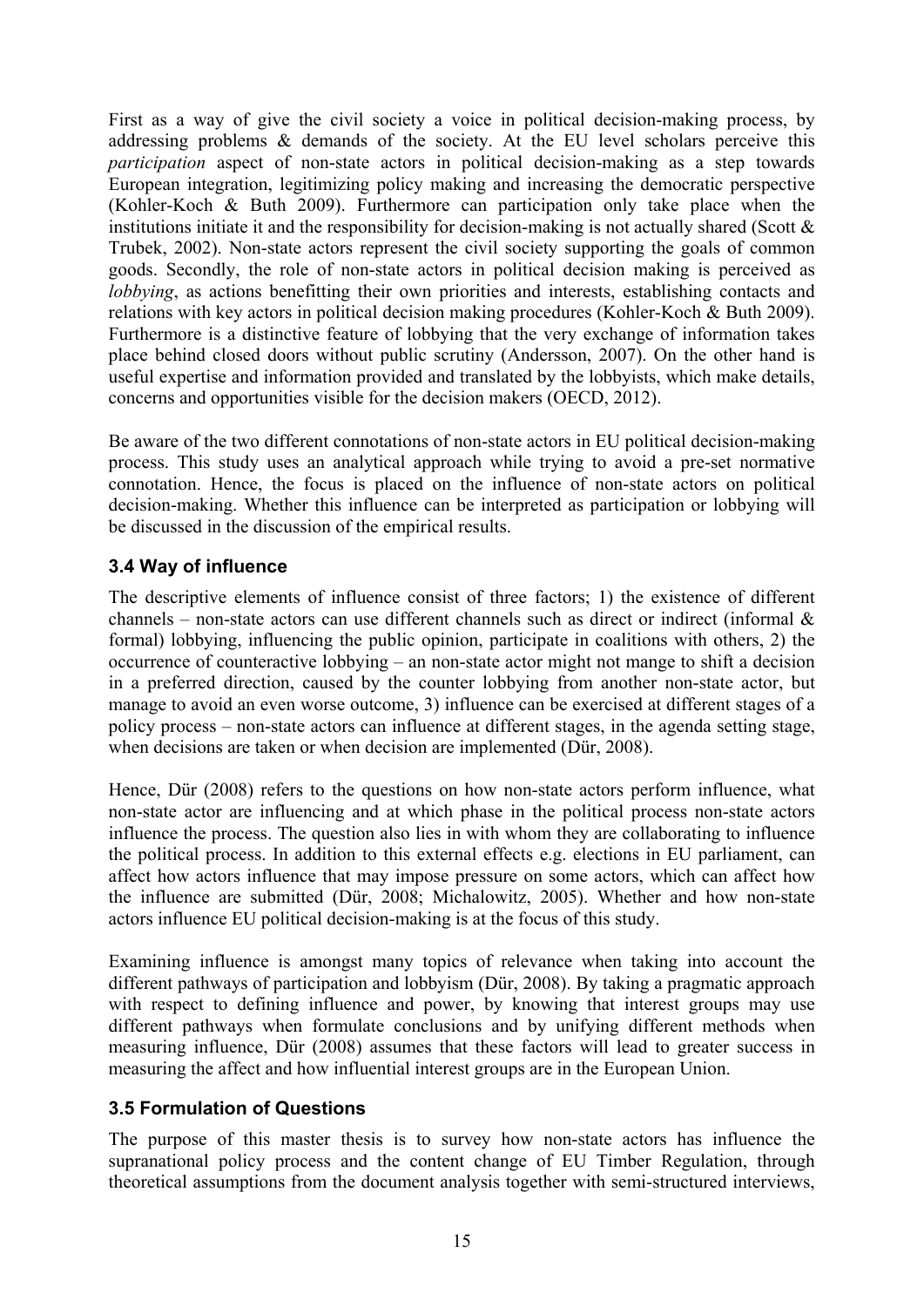First as a way of give the civil society a voice in political decision-making process, by addressing problems & demands of the society. At the EU level scholars perceive this *participation* aspect of non-state actors in political decision-making as a step towards European integration, legitimizing policy making and increasing the democratic perspective (Kohler-Koch & Buth 2009). Furthermore can participation only take place when the institutions initiate it and the responsibility for decision-making is not actually shared (Scott & Trubek, 2002). Non-state actors represent the civil society supporting the goals of common goods. Secondly, the role of non-state actors in political decision making is perceived as *lobbying*, as actions benefitting their own priorities and interests, establishing contacts and relations with key actors in political decision making procedures (Kohler-Koch & Buth 2009). Furthermore is a distinctive feature of lobbying that the very exchange of information takes place behind closed doors without public scrutiny (Andersson, 2007). On the other hand is useful expertise and information provided and translated by the lobbyists, which make details, concerns and opportunities visible for the decision makers (OECD, 2012).

Be aware of the two different connotations of non-state actors in EU political decision-making process. This study uses an analytical approach while trying to avoid a pre-set normative connotation. Hence, the focus is placed on the influence of non-state actors on political decision-making. Whether this influence can be interpreted as participation or lobbying will be discussed in the discussion of the empirical results.

### 3.4 Way of influence

The descriptive elements of influence consist of three factors; 1) the existence of different channels – non-state actors can use different channels such as direct or indirect (informal & formal) lobbying, influencing the public opinion, participate in coalitions with others, 2) the occurrence of counteractive lobbying – an non-state actor might not mange to shift a decision in a preferred direction, caused by the counter lobbying from another non-state actor, but manage to avoid an even worse outcome, 3) influence can be exercised at different stages of a policy process – non-state actors can influence at different stages, in the agenda setting stage, when decisions are taken or when decision are implemented (Dür, 2008).

Hence, Dür (2008) refers to the questions on how non-state actors perform influence, what non-state actor are influencing and at which phase in the political process non-state actors influence the process. The question also lies in with whom they are collaborating to influence the political process. In addition to this external effects e.g. elections in EU parliament, can affect how actors influence that may impose pressure on some actors, which can affect how the influence are submitted (Dür, 2008; Michalowitz, 2005). Whether and how non-state actors influence EU political decision-making is at the focus of this study.

Examining influence is amongst many topics of relevance when taking into account the different pathways of participation and lobbyism (Dür, 2008). By taking a pragmatic approach with respect to defining influence and power, by knowing that interest groups may use different pathways when formulate conclusions and by unifying different methods when measuring influence, Dür (2008) assumes that these factors will lead to greater success in measuring the affect and how influential interest groups are in the European Union.

### 3.5 Formulation of Questions

The purpose of this master thesis is to survey how non-state actors has influence the supranational policy process and the content change of EU Timber Regulation, through theoretical assumptions from the document analysis together with semi-structured interviews,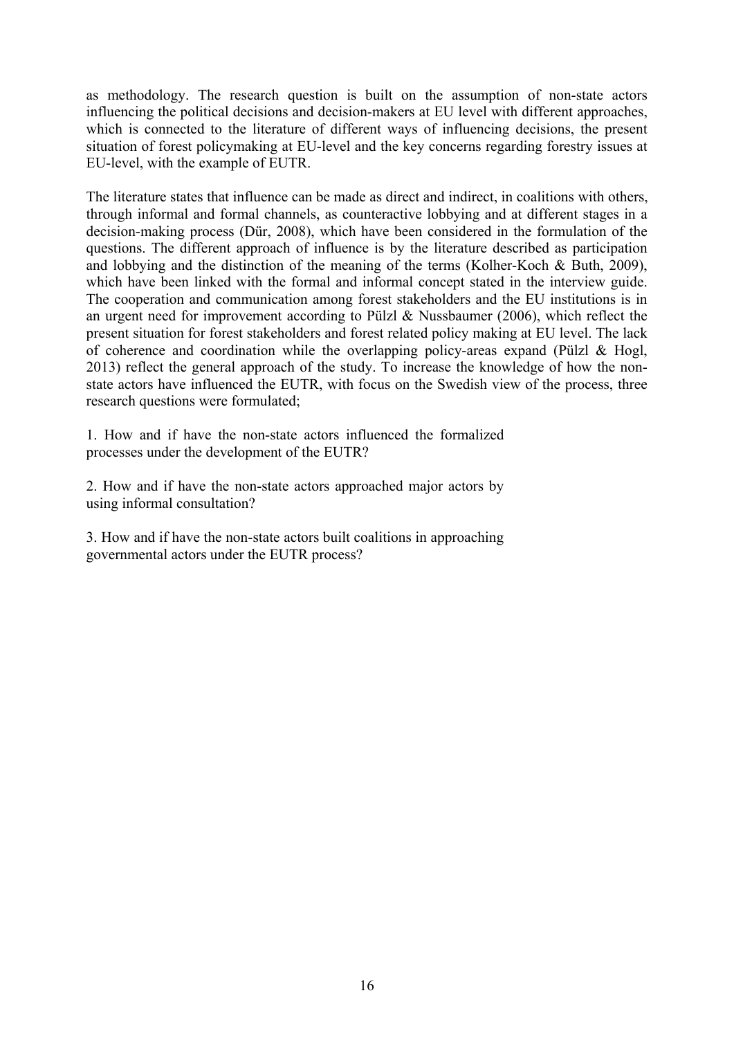as methodology. The research question is built on the assumption of non-state actors influencing the political decisions and decision-makers at EU level with different approaches, which is connected to the literature of different ways of influencing decisions, the present situation of forest policymaking at EU-level and the key concerns regarding forestry issues at EU-level, with the example of EUTR.

The literature states that influence can be made as direct and indirect, in coalitions with others, through informal and formal channels, as counteractive lobbying and at different stages in a decision-making process (Dür, 2008), which have been considered in the formulation of the questions. The different approach of influence is by the literature described as participation and lobbying and the distinction of the meaning of the terms (Kolher-Koch & Buth, 2009), which have been linked with the formal and informal concept stated in the interview guide. The cooperation and communication among forest stakeholders and the EU institutions is in an urgent need for improvement according to Pülzl & Nussbaumer (2006), which reflect the present situation for forest stakeholders and forest related policy making at EU level. The lack of coherence and coordination while the overlapping policy-areas expand (Pülzl & Hogl, 2013) reflect the general approach of the study. To increase the knowledge of how the non-state actors have influenced the EUTR, with focus on the Swedish view of the process, three research questions were formulated;

1. How and if have the non-state actors influenced the formalized processes under the development of the EUTR?

2. How and if have the non-state actors approached major actors by using informal consultation?

3. How and if have the non-state actors built coalitions in approaching governmental actors under the EUTR process?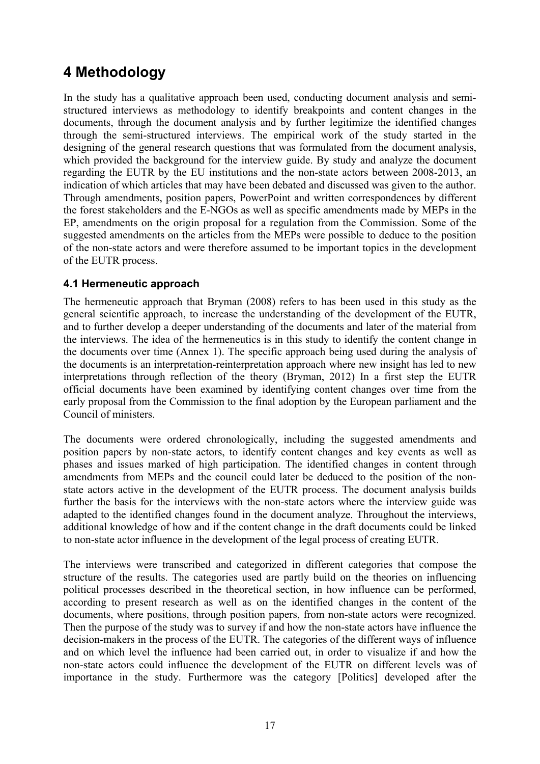# 4 Methodology

In the study has a qualitative approach been used, conducting document analysis and semi-structured interviews as methodology to identify breakpoints and content changes in the documents, through the document analysis and by further legitimize the identified changes through the semi-structured interviews. The empirical work of the study started in the designing of the general research questions that was formulated from the document analysis, which provided the background for the interview guide. By study and analyze the document regarding the EUTR by the EU institutions and the non-state actors between 2008-2013, an indication of which articles that may have been debated and discussed was given to the author. Through amendments, position papers, PowerPoint and written correspondences by different the forest stakeholders and the E-NGOs as well as specific amendments made by MEPs in the EP, amendments on the origin proposal for a regulation from the Commission. Some of the suggested amendments on the articles from the MEPs were possible to deduce to the position of the non-state actors and were therefore assumed to be important topics in the development of the EUTR process.

## 4.1 Hermeneutic approach

The hermeneutic approach that Bryman (2008) refers to has been used in this study as the general scientific approach, to increase the understanding of the development of the EUTR, and to further develop a deeper understanding of the documents and later of the material from the interviews. The idea of the hermeneutics is in this study to identify the content change in the documents over time (Annex 1). The specific approach being used during the analysis of the documents is an interpretation-reinterpretation approach where new insight has led to new interpretations through reflection of the theory (Bryman, 2012) In a first step the EUTR official documents have been examined by identifying content changes over time from the early proposal from the Commission to the final adoption by the European parliament and the Council of ministers.

The documents were ordered chronologically, including the suggested amendments and position papers by non-state actors, to identify content changes and key events as well as phases and issues marked of high participation. The identified changes in content through amendments from MEPs and the council could later be deduced to the position of the non-state actors active in the development of the EUTR process. The document analysis builds further the basis for the interviews with the non-state actors where the interview guide was adapted to the identified changes found in the document analyze. Throughout the interviews, additional knowledge of how and if the content change in the draft documents could be linked to non-state actor influence in the development of the legal process of creating EUTR.

The interviews were transcribed and categorized in different categories that compose the structure of the results. The categories used are partly build on the theories on influencing political processes described in the theoretical section, in how influence can be performed, according to present research as well as on the identified changes in the content of the documents, where positions, through position papers, from non-state actors were recognized. Then the purpose of the study was to survey if and how the non-state actors have influence the decision-makers in the process of the EUTR. The categories of the different ways of influence and on which level the influence had been carried out, in order to visualize if and how the non-state actors could influence the development of the EUTR on different levels was of importance in the study. Furthermore was the category [Politics] developed after the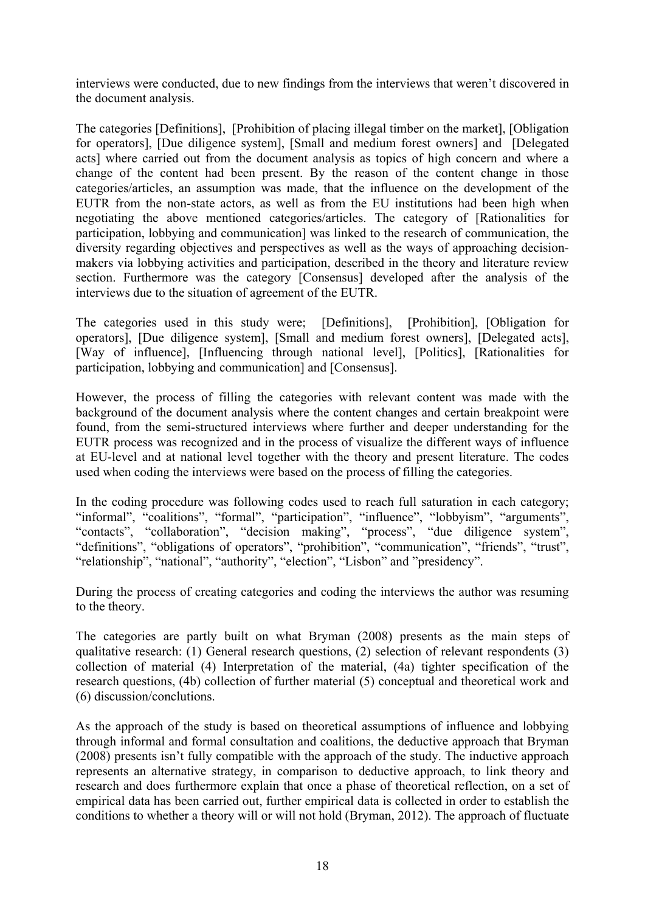interviews were conducted, due to new findings from the interviews that weren't discovered in the document analysis.

The categories [Definitions], [Prohibition of placing illegal timber on the market], [Obligation for operators], [Due diligence system], [Small and medium forest owners] and [Delegated acts] where carried out from the document analysis as topics of high concern and where a change of the content had been present. By the reason of the content change in those categories/articles, an assumption was made, that the influence on the development of the EUTR from the non-state actors, as well as from the EU institutions had been high when negotiating the above mentioned categories/articles. The category of [Rationalities for participation, lobbying and communication] was linked to the research of communication, the diversity regarding objectives and perspectives as well as the ways of approaching decision-makers via lobbying activities and participation, described in the theory and literature review section. Furthermore was the category [Consensus] developed after the analysis of the interviews due to the situation of agreement of the EUTR.

The categories used in this study were; [Definitions], [Prohibition], [Obligation for operators], [Due diligence system], [Small and medium forest owners], [Delegated acts], [Way of influence], [Influencing through national level], [Politics], [Rationalities for participation, lobbying and communication] and [Consensus].

However, the process of filling the categories with relevant content was made with the background of the document analysis where the content changes and certain breakpoint were found, from the semi-structured interviews where further and deeper understanding for the EUTR process was recognized and in the process of visualize the different ways of influence at EU-level and at national level together with the theory and present literature. The codes used when coding the interviews were based on the process of filling the categories.

In the coding procedure was following codes used to reach full saturation in each category; "informal", "coalitions", "formal", "participation", "influence", "lobbyism", "arguments", "contacts", "collaboration", "decision making", "process", "due diligence system", "definitions", "obligations of operators", "prohibition", "communication", "friends", "trust", "relationship", "national", "authority", "election", "Lisbon" and "presidency".

During the process of creating categories and coding the interviews the author was resuming to the theory.

The categories are partly built on what Bryman (2008) presents as the main steps of qualitative research: (1) General research questions, (2) selection of relevant respondents (3) collection of material (4) Interpretation of the material, (4a) tighter specification of the research questions, (4b) collection of further material (5) conceptual and theoretical work and (6) discussion/conclutions.

As the approach of the study is based on theoretical assumptions of influence and lobbying through informal and formal consultation and coalitions, the deductive approach that Bryman (2008) presents isn't fully compatible with the approach of the study. The inductive approach represents an alternative strategy, in comparison to deductive approach, to link theory and research and does furthermore explain that once a phase of theoretical reflection, on a set of empirical data has been carried out, further empirical data is collected in order to establish the conditions to whether a theory will or will not hold (Bryman, 2012). The approach of fluctuate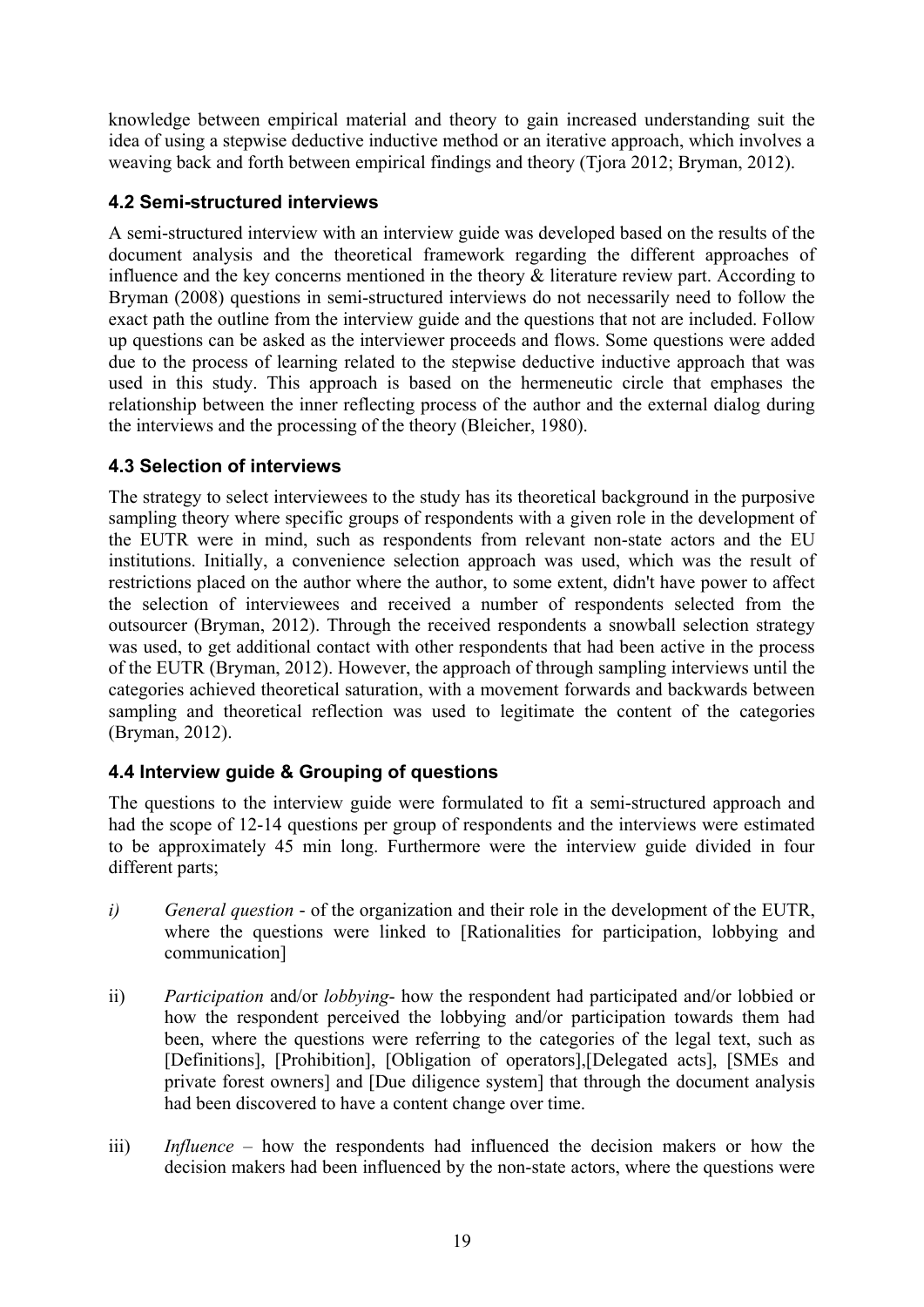knowledge between empirical material and theory to gain increased understanding suit the idea of using a stepwise deductive inductive method or an iterative approach, which involves a weaving back and forth between empirical findings and theory (Tjora 2012; Bryman, 2012).

### 4.2 Semi-structured interviews

A semi-structured interview with an interview guide was developed based on the results of the document analysis and the theoretical framework regarding the different approaches of influence and the key concerns mentioned in the theory & literature review part. According to Bryman (2008) questions in semi-structured interviews do not necessarily need to follow the exact path the outline from the interview guide and the questions that not are included. Follow up questions can be asked as the interviewer proceeds and flows. Some questions were added due to the process of learning related to the stepwise deductive inductive approach that was used in this study. This approach is based on the hermeneutic circle that emphases the relationship between the inner reflecting process of the author and the external dialog during the interviews and the processing of the theory (Bleicher, 1980).

### 4.3 Selection of interviews

The strategy to select interviewees to the study has its theoretical background in the purposive sampling theory where specific groups of respondents with a given role in the development of the EUTR were in mind, such as respondents from relevant non-state actors and the EU institutions. Initially, a convenience selection approach was used, which was the result of restrictions placed on the author where the author, to some extent, didn't have power to affect the selection of interviewees and received a number of respondents selected from the outsourcer (Bryman, 2012). Through the received respondents a snowball selection strategy was used, to get additional contact with other respondents that had been active in the process of the EUTR (Bryman, 2012). However, the approach of through sampling interviews until the categories achieved theoretical saturation, with a movement forwards and backwards between sampling and theoretical reflection was used to legitimate the content of the categories (Bryman, 2012).

### 4.4 Interview guide & Grouping of questions

The questions to the interview guide were formulated to fit a semi-structured approach and had the scope of 12-14 questions per group of respondents and the interviews were estimated to be approximately 45 min long. Furthermore were the interview guide divided in four different parts;

*i)* *General question* - of the organization and their role in the development of the EUTR, where the questions were linked to [Rationalities for participation, lobbying and communication]

ii) *Participation* and/or *lobbying*- how the respondent had participated and/or lobbied or how the respondent perceived the lobbying and/or participation towards them had been, where the questions were referring to the categories of the legal text, such as [Definitions], [Prohibition], [Obligation of operators],[Delegated acts], [SMEs and private forest owners] and [Due diligence system] that through the document analysis had been discovered to have a content change over time.

iii) *Influence* – how the respondents had influenced the decision makers or how the decision makers had been influenced by the non-state actors, where the questions were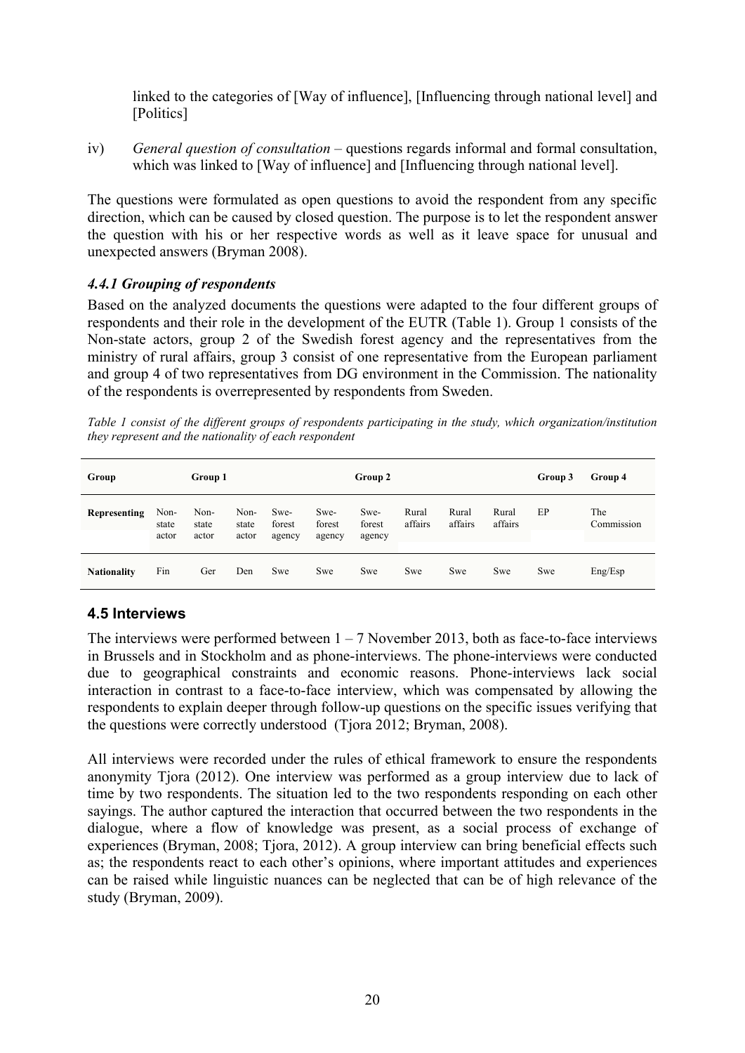linked to the categories of [Way of influence], [Influencing through national level] and [Politics]

iv) *General question of consultation* – questions regards informal and formal consultation, which was linked to [Way of influence] and [Influencing through national level].

The questions were formulated as open questions to avoid the respondent from any specific direction, which can be caused by closed question. The purpose is to let the respondent answer the question with his or her respective words as well as it leave space for unusual and unexpected answers (Bryman 2008).

### *4.4.1 Grouping of respondents*

Based on the analyzed documents the questions were adapted to the four different groups of respondents and their role in the development of the EUTR (Table 1). Group 1 consists of the Non-state actors, group 2 of the Swedish forest agency and the representatives from the ministry of rural affairs, group 3 consist of one representative from the European parliament and group 4 of two representatives from DG environment in the Commission. The nationality of the respondents is overrepresented by respondents from Sweden.

*Table 1 consist of the different groups of respondents participating in the study, which organization/institution they represent and the nationality of each respondent*

| Group | Group 1 | | | Group 2 | | | | | | Group 3 | Group 4 |
|---|---|---|---|---|---|---|---|---|---|---|---|
| Representing | Non-state actor | Non-state actor | Non-state actor | Swe-forest agency | Swe-forest agency | Swe-forest agency | Rural affairs | Rural affairs | Rural affairs | EP | The Commission |
| Nationality | Fin | Ger | Den | Swe | Swe | Swe | Swe | Swe | Swe | Swe | Eng/Esp |

## 4.5 Interviews

The interviews were performed between 1 – 7 November 2013, both as face-to-face interviews in Brussels and in Stockholm and as phone-interviews. The phone-interviews were conducted due to geographical constraints and economic reasons. Phone-interviews lack social interaction in contrast to a face-to-face interview, which was compensated by allowing the respondents to explain deeper through follow-up questions on the specific issues verifying that the questions were correctly understood (Tjora 2012; Bryman, 2008).

All interviews were recorded under the rules of ethical framework to ensure the respondents anonymity Tjora (2012). One interview was performed as a group interview due to lack of time by two respondents. The situation led to the two respondents responding on each other sayings. The author captured the interaction that occurred between the two respondents in the dialogue, where a flow of knowledge was present, as a social process of exchange of experiences (Bryman, 2008; Tjora, 2012). A group interview can bring beneficial effects such as; the respondents react to each other's opinions, where important attitudes and experiences can be raised while linguistic nuances can be neglected that can be of high relevance of the study (Bryman, 2009).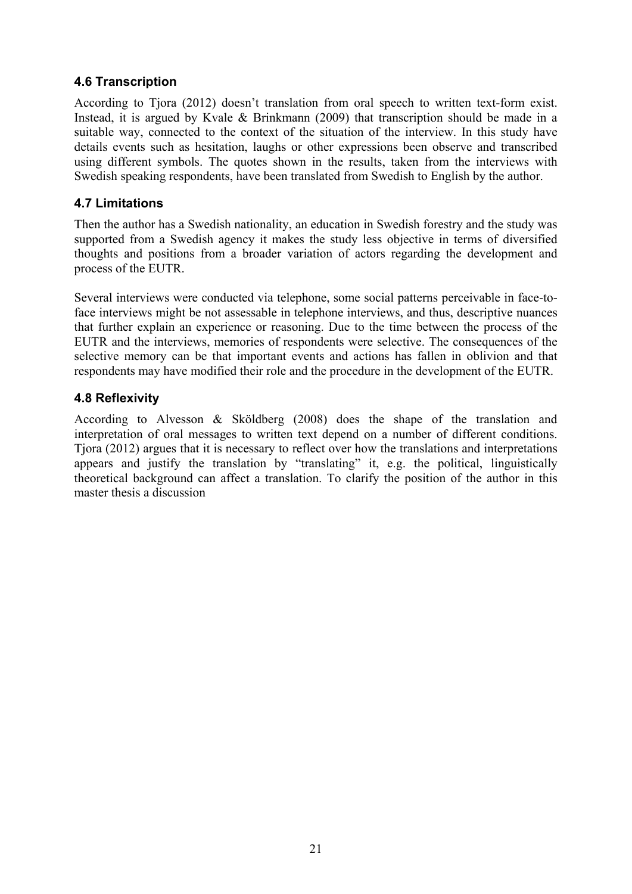### 4.6 Transcription

According to Tjora (2012) doesn't translation from oral speech to written text-form exist. Instead, it is argued by Kvale & Brinkmann (2009) that transcription should be made in a suitable way, connected to the context of the situation of the interview. In this study have details events such as hesitation, laughs or other expressions been observe and transcribed using different symbols. The quotes shown in the results, taken from the interviews with Swedish speaking respondents, have been translated from Swedish to English by the author.

### 4.7 Limitations

Then the author has a Swedish nationality, an education in Swedish forestry and the study was supported from a Swedish agency it makes the study less objective in terms of diversified thoughts and positions from a broader variation of actors regarding the development and process of the EUTR.

Several interviews were conducted via telephone, some social patterns perceivable in face-to-face interviews might be not assessable in telephone interviews, and thus, descriptive nuances that further explain an experience or reasoning. Due to the time between the process of the EUTR and the interviews, memories of respondents were selective. The consequences of the selective memory can be that important events and actions has fallen in oblivion and that respondents may have modified their role and the procedure in the development of the EUTR.

### 4.8 Reflexivity

According to Alvesson & Sköldberg (2008) does the shape of the translation and interpretation of oral messages to written text depend on a number of different conditions. Tjora (2012) argues that it is necessary to reflect over how the translations and interpretations appears and justify the translation by "translating" it, e.g. the political, linguistically theoretical background can affect a translation. To clarify the position of the author in this master thesis a discussion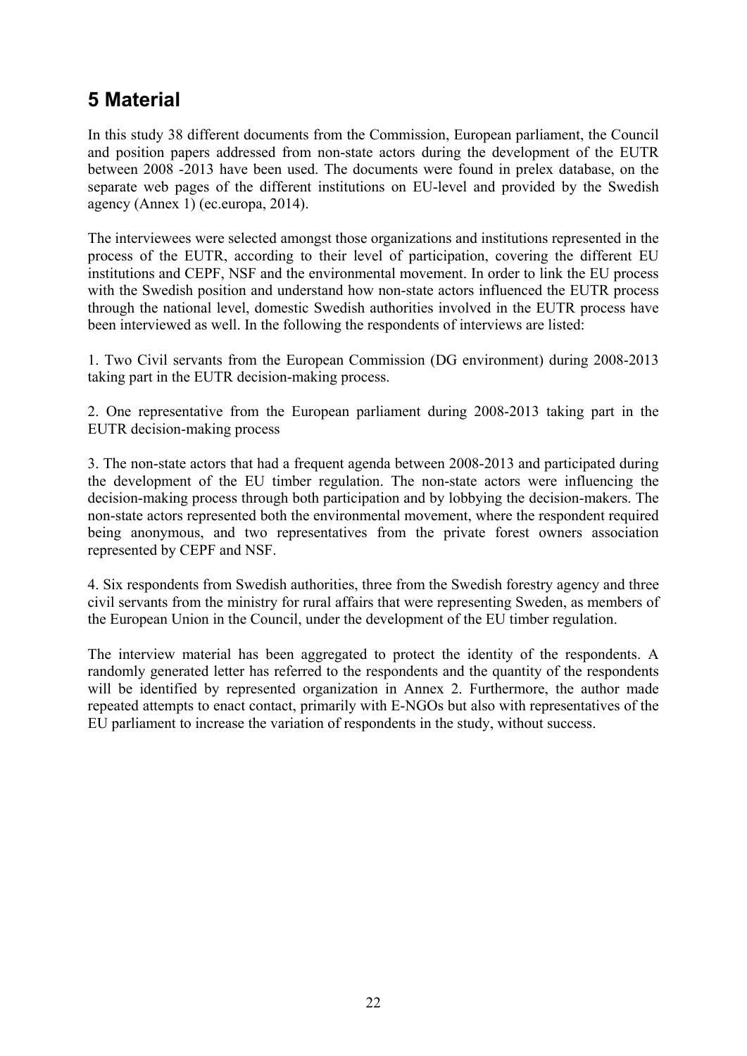# 5 Material

In this study 38 different documents from the Commission, European parliament, the Council and position papers addressed from non-state actors during the development of the EUTR between 2008 -2013 have been used. The documents were found in prelex database, on the separate web pages of the different institutions on EU-level and provided by the Swedish agency (Annex 1) (ec.europa, 2014).

The interviewees were selected amongst those organizations and institutions represented in the process of the EUTR, according to their level of participation, covering the different EU institutions and CEPF, NSF and the environmental movement. In order to link the EU process with the Swedish position and understand how non-state actors influenced the EUTR process through the national level, domestic Swedish authorities involved in the EUTR process have been interviewed as well. In the following the respondents of interviews are listed:

1. Two Civil servants from the European Commission (DG environment) during 2008-2013 taking part in the EUTR decision-making process.

2. One representative from the European parliament during 2008-2013 taking part in the EUTR decision-making process

3. The non-state actors that had a frequent agenda between 2008-2013 and participated during the development of the EU timber regulation. The non-state actors were influencing the decision-making process through both participation and by lobbying the decision-makers. The non-state actors represented both the environmental movement, where the respondent required being anonymous, and two representatives from the private forest owners association represented by CEPF and NSF.

4. Six respondents from Swedish authorities, three from the Swedish forestry agency and three civil servants from the ministry for rural affairs that were representing Sweden, as members of the European Union in the Council, under the development of the EU timber regulation.

The interview material has been aggregated to protect the identity of the respondents. A randomly generated letter has referred to the respondents and the quantity of the respondents will be identified by represented organization in Annex 2. Furthermore, the author made repeated attempts to enact contact, primarily with E-NGOs but also with representatives of the EU parliament to increase the variation of respondents in the study, without success.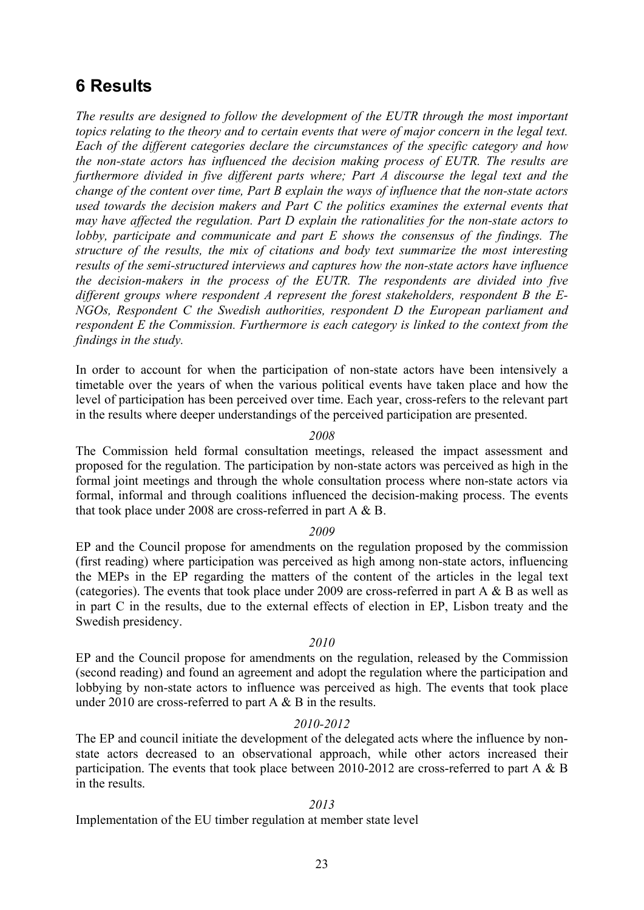# 6 Results

*The results are designed to follow the development of the EUTR through the most important topics relating to the theory and to certain events that were of major concern in the legal text. Each of the different categories declare the circumstances of the specific category and how the non-state actors has influenced the decision making process of EUTR. The results are furthermore divided in five different parts where; Part A discourse the legal text and the change of the content over time, Part B explain the ways of influence that the non-state actors used towards the decision makers and Part C the politics examines the external events that may have affected the regulation. Part D explain the rationalities for the non-state actors to lobby, participate and communicate and part E shows the consensus of the findings. The structure of the results, the mix of citations and body text summarize the most interesting results of the semi-structured interviews and captures how the non-state actors have influence the decision-makers in the process of the EUTR. The respondents are divided into five different groups where respondent A represent the forest stakeholders, respondent B the E-NGOs, Respondent C the Swedish authorities, respondent D the European parliament and respondent E the Commission. Furthermore is each category is linked to the context from the findings in the study.*

In order to account for when the participation of non-state actors have been intensively a timetable over the years of when the various political events have taken place and how the level of participation has been perceived over time. Each year, cross-refers to the relevant part in the results where deeper understandings of the perceived participation are presented.

*2008*

The Commission held formal consultation meetings, released the impact assessment and proposed for the regulation. The participation by non-state actors was perceived as high in the formal joint meetings and through the whole consultation process where non-state actors via formal, informal and through coalitions influenced the decision-making process. The events that took place under 2008 are cross-referred in part A & B.

*2009*

EP and the Council propose for amendments on the regulation proposed by the commission (first reading) where participation was perceived as high among non-state actors, influencing the MEPs in the EP regarding the matters of the content of the articles in the legal text (categories). The events that took place under 2009 are cross-referred in part A & B as well as in part C in the results, due to the external effects of election in EP, Lisbon treaty and the Swedish presidency.

*2010*

EP and the Council propose for amendments on the regulation, released by the Commission (second reading) and found an agreement and adopt the regulation where the participation and lobbying by non-state actors to influence was perceived as high. The events that took place under 2010 are cross-referred to part A & B in the results.

*2010-2012*

The EP and council initiate the development of the delegated acts where the influence by non-state actors decreased to an observational approach, while other actors increased their participation. The events that took place between 2010-2012 are cross-referred to part A & B in the results.

*2013*

Implementation of the EU timber regulation at member state level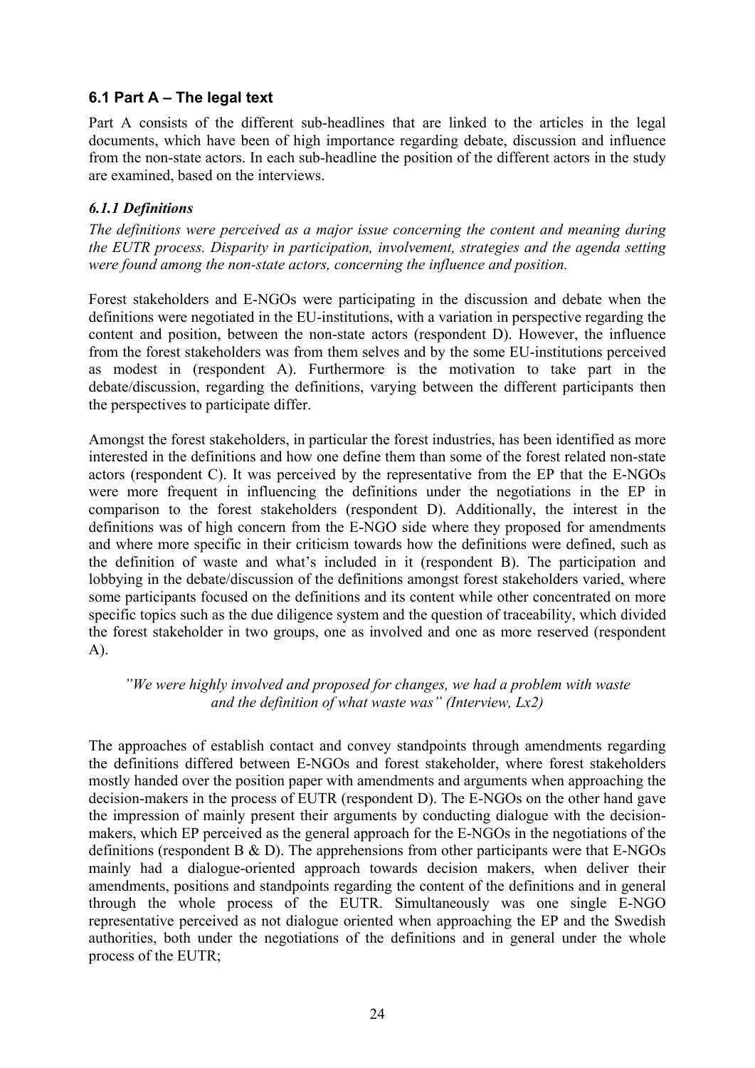### 6.1 Part A – The legal text

Part A consists of the different sub-headlines that are linked to the articles in the legal documents, which have been of high importance regarding debate, discussion and influence from the non-state actors. In each sub-headline the position of the different actors in the study are examined, based on the interviews.

#### *6.1.1 Definitions*

*The definitions were perceived as a major issue concerning the content and meaning during the EUTR process. Disparity in participation, involvement, strategies and the agenda setting were found among the non-state actors, concerning the influence and position.*

Forest stakeholders and E-NGOs were participating in the discussion and debate when the definitions were negotiated in the EU-institutions, with a variation in perspective regarding the content and position, between the non-state actors (respondent D). However, the influence from the forest stakeholders was from them selves and by the some EU-institutions perceived as modest in (respondent A). Furthermore is the motivation to take part in the debate/discussion, regarding the definitions, varying between the different participants then the perspectives to participate differ.

Amongst the forest stakeholders, in particular the forest industries, has been identified as more interested in the definitions and how one define them than some of the forest related non-state actors (respondent C). It was perceived by the representative from the EP that the E-NGOs were more frequent in influencing the definitions under the negotiations in the EP in comparison to the forest stakeholders (respondent D). Additionally, the interest in the definitions was of high concern from the E-NGO side where they proposed for amendments and where more specific in their criticism towards how the definitions were defined, such as the definition of waste and what's included in it (respondent B). The participation and lobbying in the debate/discussion of the definitions amongst forest stakeholders varied, where some participants focused on the definitions and its content while other concentrated on more specific topics such as the due diligence system and the question of traceability, which divided the forest stakeholder in two groups, one as involved and one as more reserved (respondent A).

> *"We were highly involved and proposed for changes, we had a problem with waste and the definition of what waste was" (Interview, Lx2)*

The approaches of establish contact and convey standpoints through amendments regarding the definitions differed between E-NGOs and forest stakeholder, where forest stakeholders mostly handed over the position paper with amendments and arguments when approaching the decision-makers in the process of EUTR (respondent D). The E-NGOs on the other hand gave the impression of mainly present their arguments by conducting dialogue with the decision-makers, which EP perceived as the general approach for the E-NGOs in the negotiations of the definitions (respondent B & D). The apprehensions from other participants were that E-NGOs mainly had a dialogue-oriented approach towards decision makers, when deliver their amendments, positions and standpoints regarding the content of the definitions and in general through the whole process of the EUTR. Simultaneously was one single E-NGO representative perceived as not dialogue oriented when approaching the EP and the Swedish authorities, both under the negotiations of the definitions and in general under the whole process of the EUTR;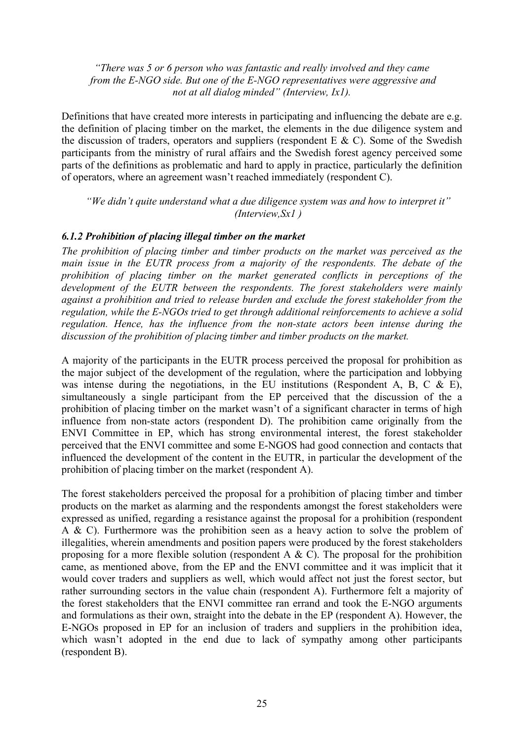*"There was 5 or 6 person who was fantastic and really involved and they came from the E-NGO side. But one of the E-NGO representatives were aggressive and not at all dialog minded" (Interview, Ix1).*

Definitions that have created more interests in participating and influencing the debate are e.g. the definition of placing timber on the market, the elements in the due diligence system and the discussion of traders, operators and suppliers (respondent E & C). Some of the Swedish participants from the ministry of rural affairs and the Swedish forest agency perceived some parts of the definitions as problematic and hard to apply in practice, particularly the definition of operators, where an agreement wasn't reached immediately (respondent C).

*"We didn't quite understand what a due diligence system was and how to interpret it" (Interview,Sx1 )*

### *6.1.2 Prohibition of placing illegal timber on the market*

*The prohibition of placing timber and timber products on the market was perceived as the main issue in the EUTR process from a majority of the respondents. The debate of the prohibition of placing timber on the market generated conflicts in perceptions of the development of the EUTR between the respondents. The forest stakeholders were mainly against a prohibition and tried to release burden and exclude the forest stakeholder from the regulation, while the E-NGOs tried to get through additional reinforcements to achieve a solid regulation. Hence, has the influence from the non-state actors been intense during the discussion of the prohibition of placing timber and timber products on the market.*

A majority of the participants in the EUTR process perceived the proposal for prohibition as the major subject of the development of the regulation, where the participation and lobbying was intense during the negotiations, in the EU institutions (Respondent A, B, C & E), simultaneously a single participant from the EP perceived that the discussion of the a prohibition of placing timber on the market wasn't of a significant character in terms of high influence from non-state actors (respondent D). The prohibition came originally from the ENVI Committee in EP, which has strong environmental interest, the forest stakeholder perceived that the ENVI committee and some E-NGOS had good connection and contacts that influenced the development of the content in the EUTR, in particular the development of the prohibition of placing timber on the market (respondent A).

The forest stakeholders perceived the proposal for a prohibition of placing timber and timber products on the market as alarming and the respondents amongst the forest stakeholders were expressed as unified, regarding a resistance against the proposal for a prohibition (respondent A & C). Furthermore was the prohibition seen as a heavy action to solve the problem of illegalities, wherein amendments and position papers were produced by the forest stakeholders proposing for a more flexible solution (respondent A & C). The proposal for the prohibition came, as mentioned above, from the EP and the ENVI committee and it was implicit that it would cover traders and suppliers as well, which would affect not just the forest sector, but rather surrounding sectors in the value chain (respondent A). Furthermore felt a majority of the forest stakeholders that the ENVI committee ran errand and took the E-NGO arguments and formulations as their own, straight into the debate in the EP (respondent A). However, the E-NGOs proposed in EP for an inclusion of traders and suppliers in the prohibition idea, which wasn't adopted in the end due to lack of sympathy among other participants (respondent B).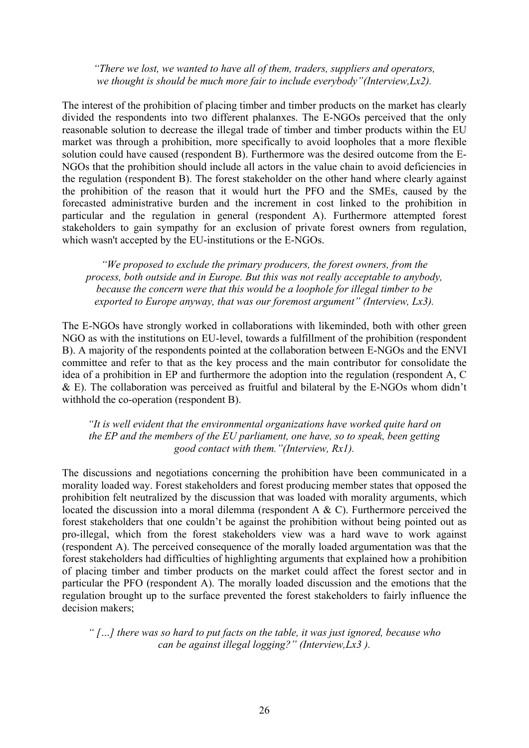*"There we lost, we wanted to have all of them, traders, suppliers and operators, we thought is should be much more fair to include everybody"(Interview,Lx2).*

The interest of the prohibition of placing timber and timber products on the market has clearly divided the respondents into two different phalanxes. The E-NGOs perceived that the only reasonable solution to decrease the illegal trade of timber and timber products within the EU market was through a prohibition, more specifically to avoid loopholes that a more flexible solution could have caused (respondent B). Furthermore was the desired outcome from the E-NGOs that the prohibition should include all actors in the value chain to avoid deficiencies in the regulation (respondent B). The forest stakeholder on the other hand where clearly against the prohibition of the reason that it would hurt the PFO and the SMEs, caused by the forecasted administrative burden and the increment in cost linked to the prohibition in particular and the regulation in general (respondent A). Furthermore attempted forest stakeholders to gain sympathy for an exclusion of private forest owners from regulation, which wasn't accepted by the EU-institutions or the E-NGOs.

*"We proposed to exclude the primary producers, the forest owners, from the process, both outside and in Europe. But this was not really acceptable to anybody, because the concern were that this would be a loophole for illegal timber to be exported to Europe anyway, that was our foremost argument" (Interview, Lx3).*

The E-NGOs have strongly worked in collaborations with likeminded, both with other green NGO as with the institutions on EU-level, towards a fulfillment of the prohibition (respondent B). A majority of the respondents pointed at the collaboration between E-NGOs and the ENVI committee and refer to that as the key process and the main contributor for consolidate the idea of a prohibition in EP and furthermore the adoption into the regulation (respondent A, C & E). The collaboration was perceived as fruitful and bilateral by the E-NGOs whom didn't withhold the co-operation (respondent B).

*"It is well evident that the environmental organizations have worked quite hard on the EP and the members of the EU parliament, one have, so to speak, been getting good contact with them."(Interview, Rx1).*

The discussions and negotiations concerning the prohibition have been communicated in a morality loaded way. Forest stakeholders and forest producing member states that opposed the prohibition felt neutralized by the discussion that was loaded with morality arguments, which located the discussion into a moral dilemma (respondent A & C). Furthermore perceived the forest stakeholders that one couldn't be against the prohibition without being pointed out as pro-illegal, which from the forest stakeholders view was a hard wave to work against (respondent A). The perceived consequence of the morally loaded argumentation was that the forest stakeholders had difficulties of highlighting arguments that explained how a prohibition of placing timber and timber products on the market could affect the forest sector and in particular the PFO (respondent A). The morally loaded discussion and the emotions that the regulation brought up to the surface prevented the forest stakeholders to fairly influence the decision makers;

*" […] there was so hard to put facts on the table, it was just ignored, because who can be against illegal logging?" (Interview,Lx3 ).*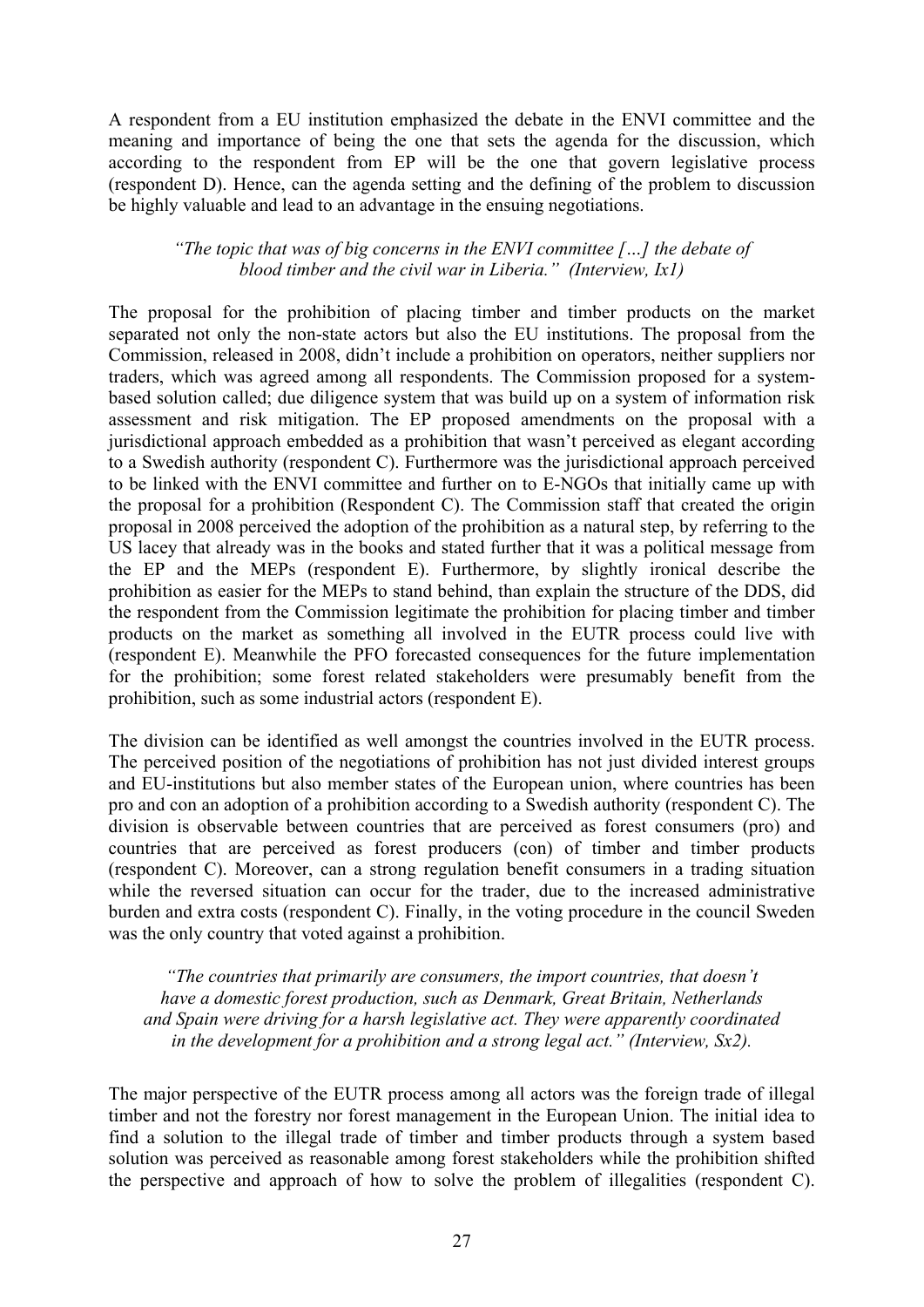A respondent from a EU institution emphasized the debate in the ENVI committee and the meaning and importance of being the one that sets the agenda for the discussion, which according to the respondent from EP will be the one that govern legislative process (respondent D). Hence, can the agenda setting and the defining of the problem to discussion be highly valuable and lead to an advantage in the ensuing negotiations.

> *"The topic that was of big concerns in the ENVI committee […] the debate of blood timber and the civil war in Liberia." (Interview, Ix1)*

The proposal for the prohibition of placing timber and timber products on the market separated not only the non-state actors but also the EU institutions. The proposal from the Commission, released in 2008, didn't include a prohibition on operators, neither suppliers nor traders, which was agreed among all respondents. The Commission proposed for a system-based solution called; due diligence system that was build up on a system of information risk assessment and risk mitigation. The EP proposed amendments on the proposal with a jurisdictional approach embedded as a prohibition that wasn't perceived as elegant according to a Swedish authority (respondent C). Furthermore was the jurisdictional approach perceived to be linked with the ENVI committee and further on to E-NGOs that initially came up with the proposal for a prohibition (Respondent C). The Commission staff that created the origin proposal in 2008 perceived the adoption of the prohibition as a natural step, by referring to the US lacey that already was in the books and stated further that it was a political message from the EP and the MEPs (respondent E). Furthermore, by slightly ironical describe the prohibition as easier for the MEPs to stand behind, than explain the structure of the DDS, did the respondent from the Commission legitimate the prohibition for placing timber and timber products on the market as something all involved in the EUTR process could live with (respondent E). Meanwhile the PFO forecasted consequences for the future implementation for the prohibition; some forest related stakeholders were presumably benefit from the prohibition, such as some industrial actors (respondent E).

The division can be identified as well amongst the countries involved in the EUTR process. The perceived position of the negotiations of prohibition has not just divided interest groups and EU-institutions but also member states of the European union, where countries has been pro and con an adoption of a prohibition according to a Swedish authority (respondent C). The division is observable between countries that are perceived as forest consumers (pro) and countries that are perceived as forest producers (con) of timber and timber products (respondent C). Moreover, can a strong regulation benefit consumers in a trading situation while the reversed situation can occur for the trader, due to the increased administrative burden and extra costs (respondent C). Finally, in the voting procedure in the council Sweden was the only country that voted against a prohibition.

> *"The countries that primarily are consumers, the import countries, that doesn't have a domestic forest production, such as Denmark, Great Britain, Netherlands and Spain were driving for a harsh legislative act. They were apparently coordinated in the development for a prohibition and a strong legal act." (Interview, Sx2).*

The major perspective of the EUTR process among all actors was the foreign trade of illegal timber and not the forestry nor forest management in the European Union. The initial idea to find a solution to the illegal trade of timber and timber products through a system based solution was perceived as reasonable among forest stakeholders while the prohibition shifted the perspective and approach of how to solve the problem of illegalities (respondent C).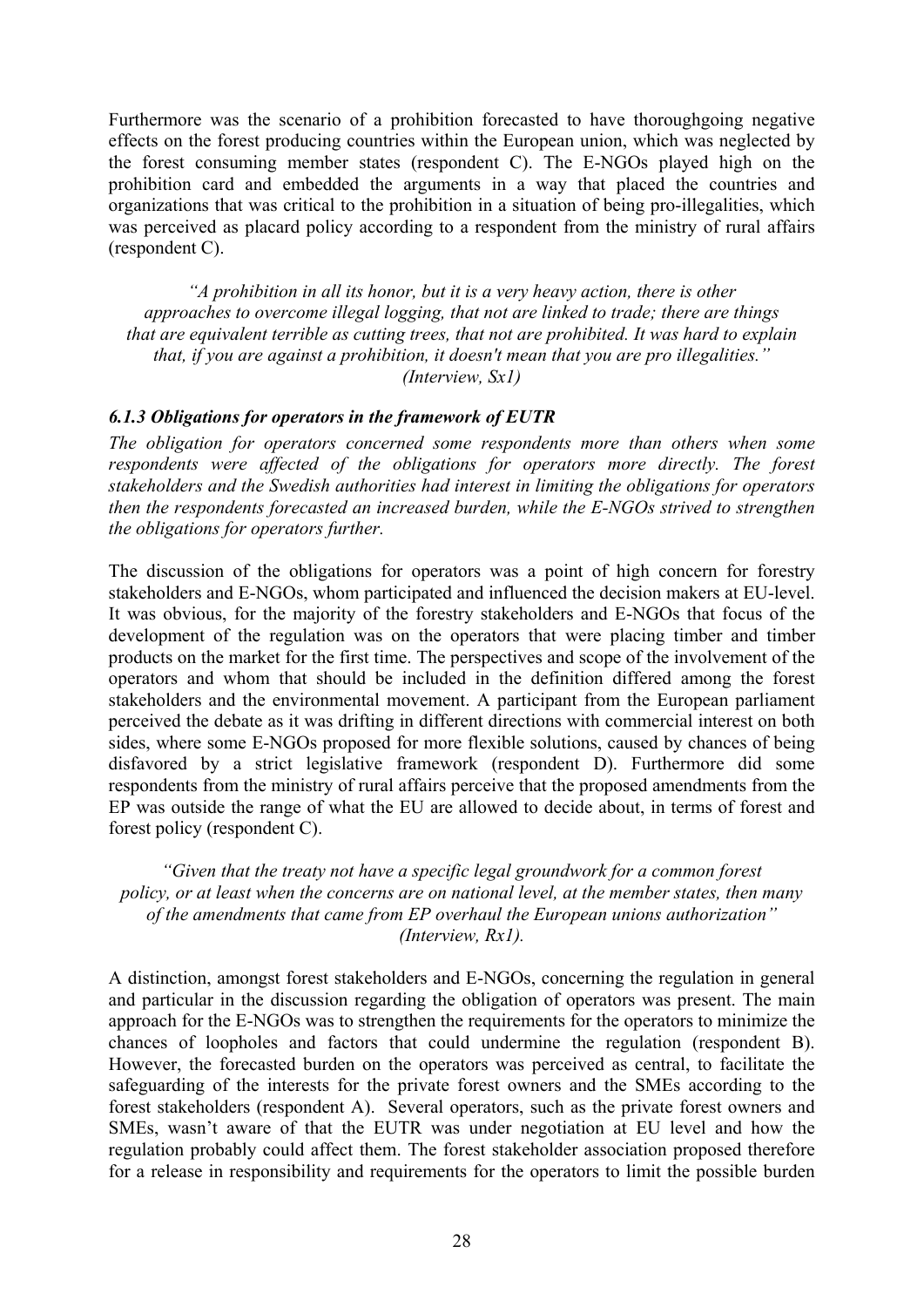Furthermore was the scenario of a prohibition forecasted to have thoroughgoing negative effects on the forest producing countries within the European union, which was neglected by the forest consuming member states (respondent C). The E-NGOs played high on the prohibition card and embedded the arguments in a way that placed the countries and organizations that was critical to the prohibition in a situation of being pro-illegalities, which was perceived as placard policy according to a respondent from the ministry of rural affairs (respondent C).

> *"A prohibition in all its honor, but it is a very heavy action, there is other approaches to overcome illegal logging, that not are linked to trade; there are things that are equivalent terrible as cutting trees, that not are prohibited. It was hard to explain that, if you are against a prohibition, it doesn't mean that you are pro illegalities." (Interview, Sx1)*

### *6.1.3 Obligations for operators in the framework of EUTR*

*The obligation for operators concerned some respondents more than others when some respondents were affected of the obligations for operators more directly. The forest stakeholders and the Swedish authorities had interest in limiting the obligations for operators then the respondents forecasted an increased burden, while the E-NGOs strived to strengthen the obligations for operators further.*

The discussion of the obligations for operators was a point of high concern for forestry stakeholders and E-NGOs, whom participated and influenced the decision makers at EU-level. It was obvious, for the majority of the forestry stakeholders and E-NGOs that focus of the development of the regulation was on the operators that were placing timber and timber products on the market for the first time. The perspectives and scope of the involvement of the operators and whom that should be included in the definition differed among the forest stakeholders and the environmental movement. A participant from the European parliament perceived the debate as it was drifting in different directions with commercial interest on both sides, where some E-NGOs proposed for more flexible solutions, caused by chances of being disfavored by a strict legislative framework (respondent D). Furthermore did some respondents from the ministry of rural affairs perceive that the proposed amendments from the EP was outside the range of what the EU are allowed to decide about, in terms of forest and forest policy (respondent C).

> *"Given that the treaty not have a specific legal groundwork for a common forest policy, or at least when the concerns are on national level, at the member states, then many of the amendments that came from EP overhaul the European unions authorization" (Interview, Rx1).*

A distinction, amongst forest stakeholders and E-NGOs, concerning the regulation in general and particular in the discussion regarding the obligation of operators was present. The main approach for the E-NGOs was to strengthen the requirements for the operators to minimize the chances of loopholes and factors that could undermine the regulation (respondent B). However, the forecasted burden on the operators was perceived as central, to facilitate the safeguarding of the interests for the private forest owners and the SMEs according to the forest stakeholders (respondent A). Several operators, such as the private forest owners and SMEs, wasn't aware of that the EUTR was under negotiation at EU level and how the regulation probably could affect them. The forest stakeholder association proposed therefore for a release in responsibility and requirements for the operators to limit the possible burden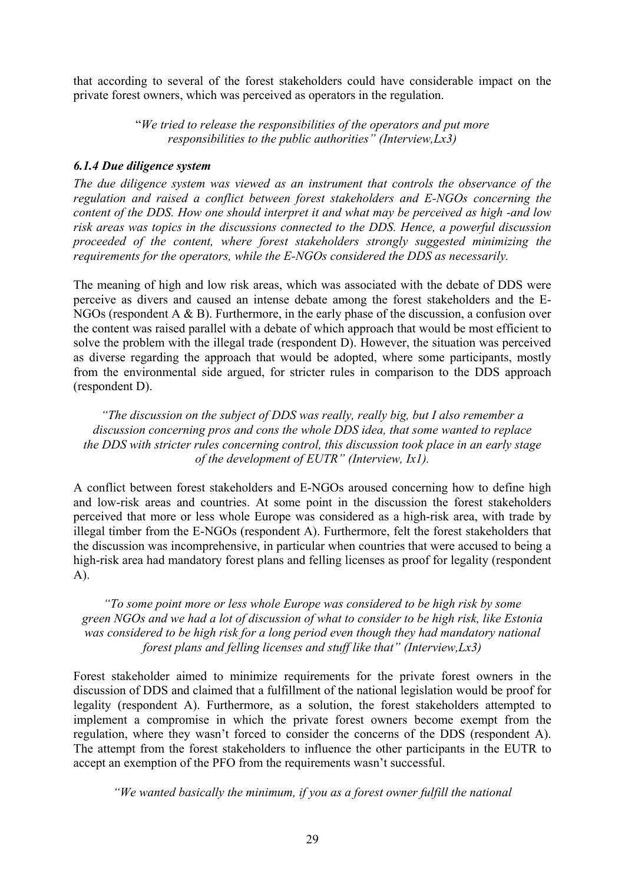that according to several of the forest stakeholders could have considerable impact on the private forest owners, which was perceived as operators in the regulation.

> "*We tried to release the responsibilities of the operators and put more responsibilities to the public authorities" (Interview,Lx3)*

### *6.1.4 Due diligence system*

*The due diligence system was viewed as an instrument that controls the observance of the regulation and raised a conflict between forest stakeholders and E-NGOs concerning the content of the DDS. How one should interpret it and what may be perceived as high -and low risk areas was topics in the discussions connected to the DDS. Hence, a powerful discussion proceeded of the content, where forest stakeholders strongly suggested minimizing the requirements for the operators, while the E-NGOs considered the DDS as necessarily.*

The meaning of high and low risk areas, which was associated with the debate of DDS were perceive as divers and caused an intense debate among the forest stakeholders and the E-NGOs (respondent A & B). Furthermore, in the early phase of the discussion, a confusion over the content was raised parallel with a debate of which approach that would be most efficient to solve the problem with the illegal trade (respondent D). However, the situation was perceived as diverse regarding the approach that would be adopted, where some participants, mostly from the environmental side argued, for stricter rules in comparison to the DDS approach (respondent D).

> *"The discussion on the subject of DDS was really, really big, but I also remember a discussion concerning pros and cons the whole DDS idea, that some wanted to replace the DDS with stricter rules concerning control, this discussion took place in an early stage of the development of EUTR" (Interview, Ix1).*

A conflict between forest stakeholders and E-NGOs aroused concerning how to define high and low-risk areas and countries. At some point in the discussion the forest stakeholders perceived that more or less whole Europe was considered as a high-risk area, with trade by illegal timber from the E-NGOs (respondent A). Furthermore, felt the forest stakeholders that the discussion was incomprehensive, in particular when countries that were accused to being a high-risk area had mandatory forest plans and felling licenses as proof for legality (respondent A).

> *"To some point more or less whole Europe was considered to be high risk by some green NGOs and we had a lot of discussion of what to consider to be high risk, like Estonia was considered to be high risk for a long period even though they had mandatory national forest plans and felling licenses and stuff like that" (Interview,Lx3)*

Forest stakeholder aimed to minimize requirements for the private forest owners in the discussion of DDS and claimed that a fulfillment of the national legislation would be proof for legality (respondent A). Furthermore, as a solution, the forest stakeholders attempted to implement a compromise in which the private forest owners become exempt from the regulation, where they wasn't forced to consider the concerns of the DDS (respondent A). The attempt from the forest stakeholders to influence the other participants in the EUTR to accept an exemption of the PFO from the requirements wasn't successful.

> *"We wanted basically the minimum, if you as a forest owner fulfill the national*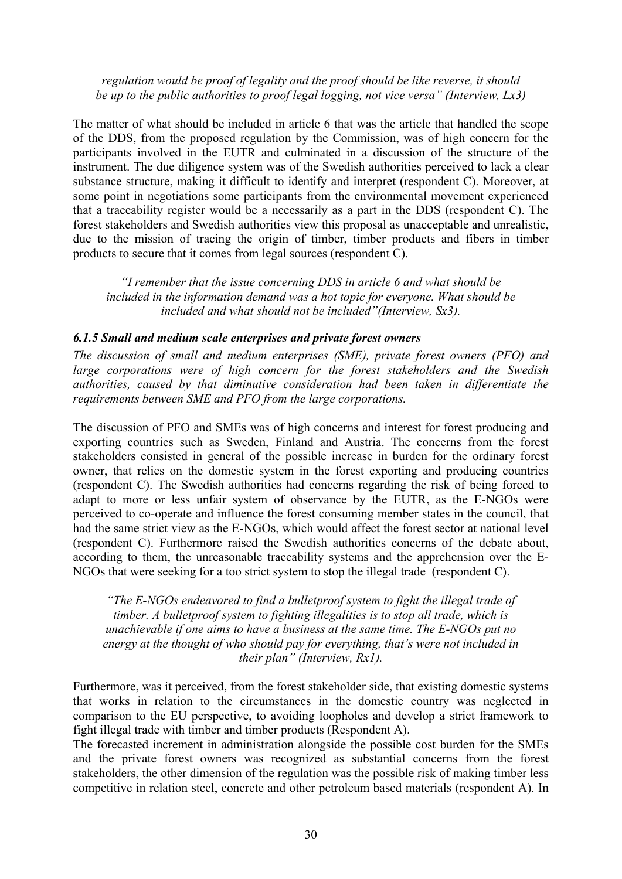*regulation would be proof of legality and the proof should be like reverse, it should be up to the public authorities to proof legal logging, not vice versa" (Interview, Lx3)*

The matter of what should be included in article 6 that was the article that handled the scope of the DDS, from the proposed regulation by the Commission, was of high concern for the participants involved in the EUTR and culminated in a discussion of the structure of the instrument. The due diligence system was of the Swedish authorities perceived to lack a clear substance structure, making it difficult to identify and interpret (respondent C). Moreover, at some point in negotiations some participants from the environmental movement experienced that a traceability register would be a necessarily as a part in the DDS (respondent C). The forest stakeholders and Swedish authorities view this proposal as unacceptable and unrealistic, due to the mission of tracing the origin of timber, timber products and fibers in timber products to secure that it comes from legal sources (respondent C).

*"I remember that the issue concerning DDS in article 6 and what should be included in the information demand was a hot topic for everyone. What should be included and what should not be included"(Interview, Sx3).*

### *6.1.5 Small and medium scale enterprises and private forest owners*

*The discussion of small and medium enterprises (SME), private forest owners (PFO) and large corporations were of high concern for the forest stakeholders and the Swedish authorities, caused by that diminutive consideration had been taken in differentiate the requirements between SME and PFO from the large corporations.*

The discussion of PFO and SMEs was of high concerns and interest for forest producing and exporting countries such as Sweden, Finland and Austria. The concerns from the forest stakeholders consisted in general of the possible increase in burden for the ordinary forest owner, that relies on the domestic system in the forest exporting and producing countries (respondent C). The Swedish authorities had concerns regarding the risk of being forced to adapt to more or less unfair system of observance by the EUTR, as the E-NGOs were perceived to co-operate and influence the forest consuming member states in the council, that had the same strict view as the E-NGOs, which would affect the forest sector at national level (respondent C). Furthermore raised the Swedish authorities concerns of the debate about, according to them, the unreasonable traceability systems and the apprehension over the E-NGOs that were seeking for a too strict system to stop the illegal trade (respondent C).

*"The E-NGOs endeavored to find a bulletproof system to fight the illegal trade of timber. A bulletproof system to fighting illegalities is to stop all trade, which is unachievable if one aims to have a business at the same time. The E-NGOs put no energy at the thought of who should pay for everything, that's were not included in their plan" (Interview, Rx1).*

Furthermore, was it perceived, from the forest stakeholder side, that existing domestic systems that works in relation to the circumstances in the domestic country was neglected in comparison to the EU perspective, to avoiding loopholes and develop a strict framework to fight illegal trade with timber and timber products (Respondent A).

The forecasted increment in administration alongside the possible cost burden for the SMEs and the private forest owners was recognized as substantial concerns from the forest stakeholders, the other dimension of the regulation was the possible risk of making timber less competitive in relation steel, concrete and other petroleum based materials (respondent A). In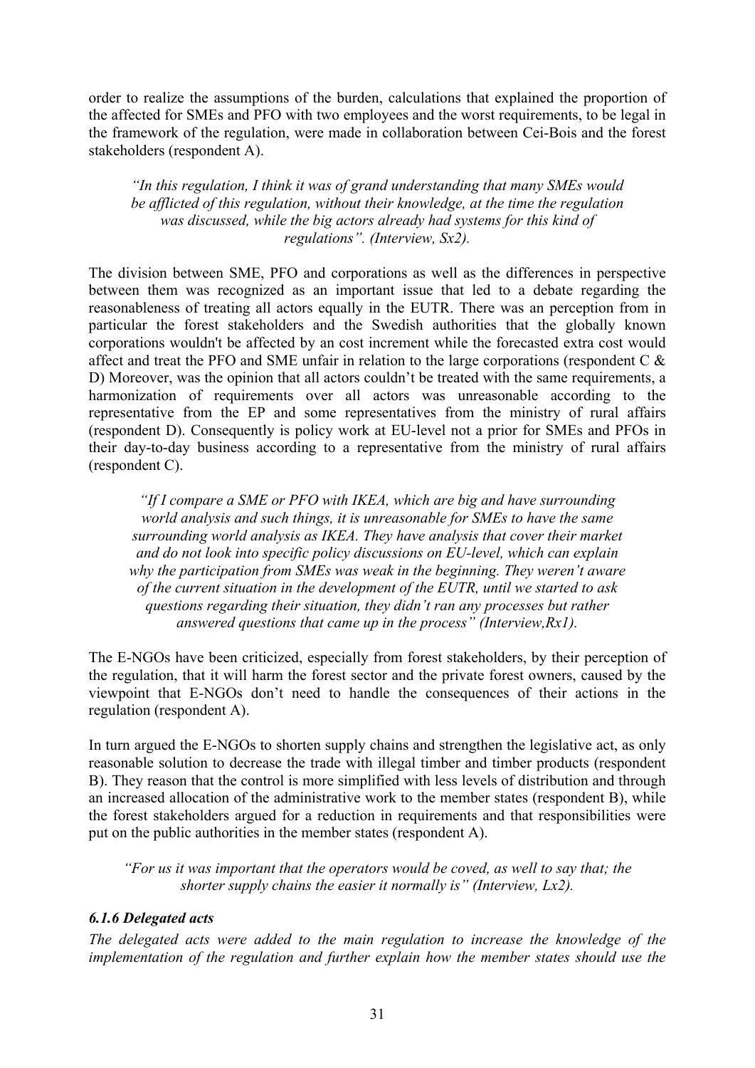order to realize the assumptions of the burden, calculations that explained the proportion of the affected for SMEs and PFO with two employees and the worst requirements, to be legal in the framework of the regulation, were made in collaboration between Cei-Bois and the forest stakeholders (respondent A).

> *"In this regulation, I think it was of grand understanding that many SMEs would be afflicted of this regulation, without their knowledge, at the time the regulation was discussed, while the big actors already had systems for this kind of regulations". (Interview, Sx2).*

The division between SME, PFO and corporations as well as the differences in perspective between them was recognized as an important issue that led to a debate regarding the reasonableness of treating all actors equally in the EUTR. There was an perception from in particular the forest stakeholders and the Swedish authorities that the globally known corporations wouldn't be affected by an cost increment while the forecasted extra cost would affect and treat the PFO and SME unfair in relation to the large corporations (respondent C & D) Moreover, was the opinion that all actors couldn't be treated with the same requirements, a harmonization of requirements over all actors was unreasonable according to the representative from the EP and some representatives from the ministry of rural affairs (respondent D). Consequently is policy work at EU-level not a prior for SMEs and PFOs in their day-to-day business according to a representative from the ministry of rural affairs (respondent C).

> *"If I compare a SME or PFO with IKEA, which are big and have surrounding world analysis and such things, it is unreasonable for SMEs to have the same surrounding world analysis as IKEA. They have analysis that cover their market and do not look into specific policy discussions on EU-level, which can explain why the participation from SMEs was weak in the beginning. They weren't aware of the current situation in the development of the EUTR, until we started to ask questions regarding their situation, they didn't ran any processes but rather answered questions that came up in the process" (Interview,Rx1).*

The E-NGOs have been criticized, especially from forest stakeholders, by their perception of the regulation, that it will harm the forest sector and the private forest owners, caused by the viewpoint that E-NGOs don't need to handle the consequences of their actions in the regulation (respondent A).

In turn argued the E-NGOs to shorten supply chains and strengthen the legislative act, as only reasonable solution to decrease the trade with illegal timber and timber products (respondent B). They reason that the control is more simplified with less levels of distribution and through an increased allocation of the administrative work to the member states (respondent B), while the forest stakeholders argued for a reduction in requirements and that responsibilities were put on the public authorities in the member states (respondent A).

> *"For us it was important that the operators would be coved, as well to say that; the shorter supply chains the easier it normally is" (Interview, Lx2).*

### *6.1.6 Delegated acts*

*The delegated acts were added to the main regulation to increase the knowledge of the implementation of the regulation and further explain how the member states should use the*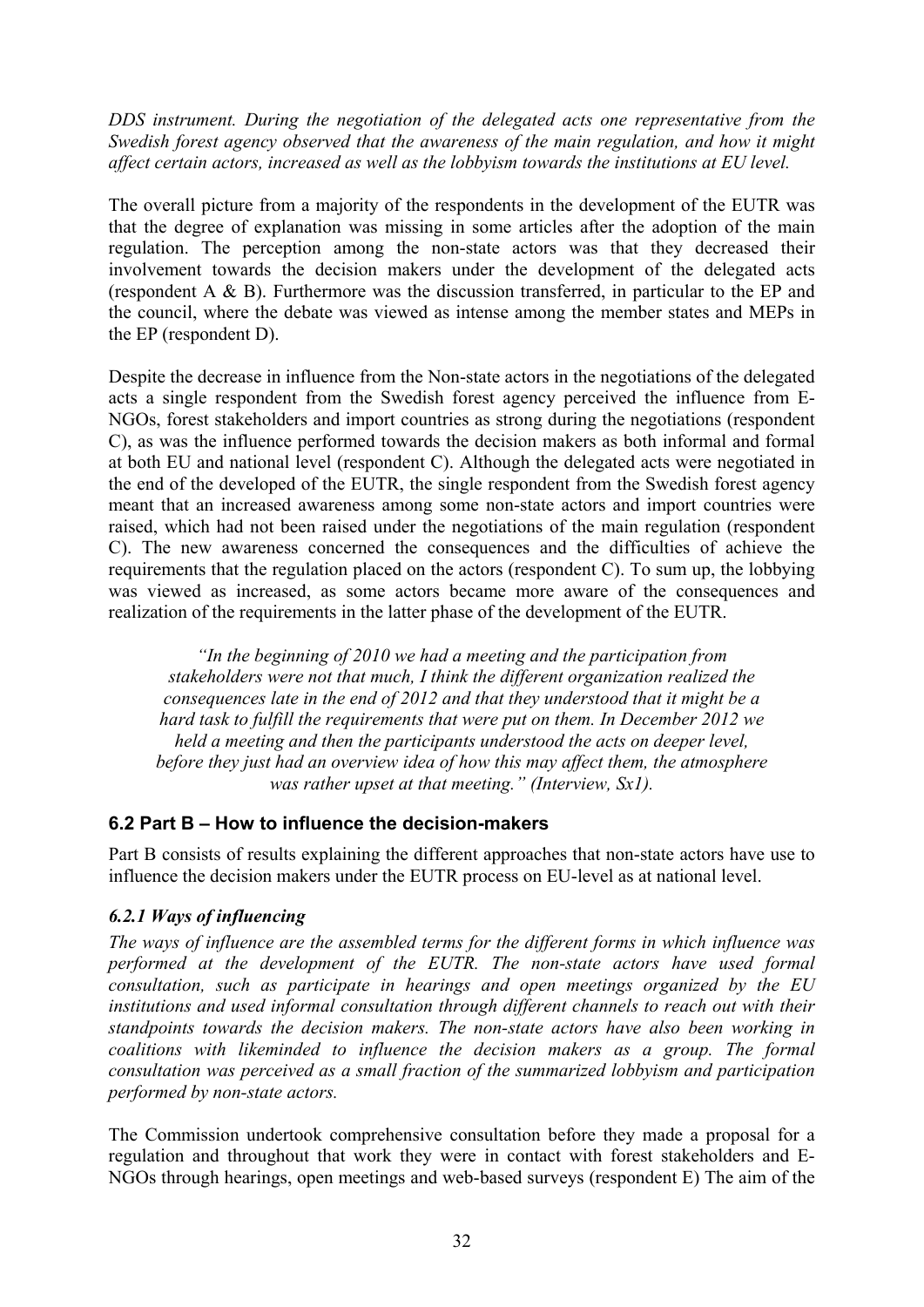*DDS instrument. During the negotiation of the delegated acts one representative from the Swedish forest agency observed that the awareness of the main regulation, and how it might affect certain actors, increased as well as the lobbyism towards the institutions at EU level.*

The overall picture from a majority of the respondents in the development of the EUTR was that the degree of explanation was missing in some articles after the adoption of the main regulation. The perception among the non-state actors was that they decreased their involvement towards the decision makers under the development of the delegated acts (respondent A & B). Furthermore was the discussion transferred, in particular to the EP and the council, where the debate was viewed as intense among the member states and MEPs in the EP (respondent D).

Despite the decrease in influence from the Non-state actors in the negotiations of the delegated acts a single respondent from the Swedish forest agency perceived the influence from E-NGOs, forest stakeholders and import countries as strong during the negotiations (respondent C), as was the influence performed towards the decision makers as both informal and formal at both EU and national level (respondent C). Although the delegated acts were negotiated in the end of the developed of the EUTR, the single respondent from the Swedish forest agency meant that an increased awareness among some non-state actors and import countries were raised, which had not been raised under the negotiations of the main regulation (respondent C). The new awareness concerned the consequences and the difficulties of achieve the requirements that the regulation placed on the actors (respondent C). To sum up, the lobbying was viewed as increased, as some actors became more aware of the consequences and realization of the requirements in the latter phase of the development of the EUTR.

> *"In the beginning of 2010 we had a meeting and the participation from stakeholders were not that much, I think the different organization realized the consequences late in the end of 2012 and that they understood that it might be a hard task to fulfill the requirements that were put on them. In December 2012 we held a meeting and then the participants understood the acts on deeper level, before they just had an overview idea of how this may affect them, the atmosphere was rather upset at that meeting." (Interview, Sx1).*

## 6.2 Part B – How to influence the decision-makers

Part B consists of results explaining the different approaches that non-state actors have use to influence the decision makers under the EUTR process on EU-level as at national level.

### *6.2.1 Ways of influencing*

*The ways of influence are the assembled terms for the different forms in which influence was performed at the development of the EUTR. The non-state actors have used formal consultation, such as participate in hearings and open meetings organized by the EU institutions and used informal consultation through different channels to reach out with their standpoints towards the decision makers. The non-state actors have also been working in coalitions with likeminded to influence the decision makers as a group. The formal consultation was perceived as a small fraction of the summarized lobbyism and participation performed by non-state actors.*

The Commission undertook comprehensive consultation before they made a proposal for a regulation and throughout that work they were in contact with forest stakeholders and E-NGOs through hearings, open meetings and web-based surveys (respondent E) The aim of the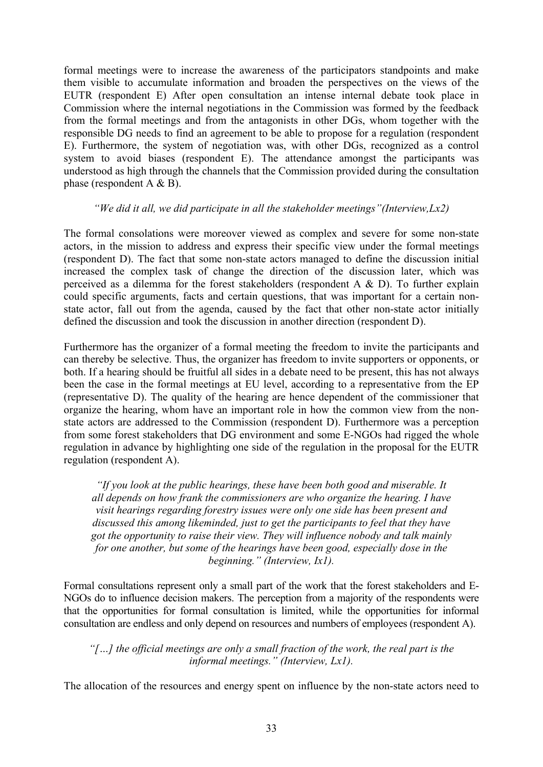formal meetings were to increase the awareness of the participators standpoints and make them visible to accumulate information and broaden the perspectives on the views of the EUTR (respondent E) After open consultation an intense internal debate took place in Commission where the internal negotiations in the Commission was formed by the feedback from the formal meetings and from the antagonists in other DGs, whom together with the responsible DG needs to find an agreement to be able to propose for a regulation (respondent E). Furthermore, the system of negotiation was, with other DGs, recognized as a control system to avoid biases (respondent E). The attendance amongst the participants was understood as high through the channels that the Commission provided during the consultation phase (respondent A & B).

*"We did it all, we did participate in all the stakeholder meetings"(Interview,Lx2)*

The formal consolations were moreover viewed as complex and severe for some non-state actors, in the mission to address and express their specific view under the formal meetings (respondent D). The fact that some non-state actors managed to define the discussion initial increased the complex task of change the direction of the discussion later, which was perceived as a dilemma for the forest stakeholders (respondent A & D). To further explain could specific arguments, facts and certain questions, that was important for a certain non-state actor, fall out from the agenda, caused by the fact that other non-state actor initially defined the discussion and took the discussion in another direction (respondent D).

Furthermore has the organizer of a formal meeting the freedom to invite the participants and can thereby be selective. Thus, the organizer has freedom to invite supporters or opponents, or both. If a hearing should be fruitful all sides in a debate need to be present, this has not always been the case in the formal meetings at EU level, according to a representative from the EP (representative D). The quality of the hearing are hence dependent of the commissioner that organize the hearing, whom have an important role in how the common view from the non-state actors are addressed to the Commission (respondent D). Furthermore was a perception from some forest stakeholders that DG environment and some E-NGOs had rigged the whole regulation in advance by highlighting one side of the regulation in the proposal for the EUTR regulation (respondent A).

> *"If you look at the public hearings, these have been both good and miserable. It all depends on how frank the commissioners are who organize the hearing. I have visit hearings regarding forestry issues were only one side has been present and discussed this among likeminded, just to get the participants to feel that they have got the opportunity to raise their view. They will influence nobody and talk mainly for one another, but some of the hearings have been good, especially dose in the beginning." (Interview, Ix1).*

Formal consultations represent only a small part of the work that the forest stakeholders and E-NGOs do to influence decision makers. The perception from a majority of the respondents were that the opportunities for formal consultation is limited, while the opportunities for informal consultation are endless and only depend on resources and numbers of employees (respondent A).

*"[…] the official meetings are only a small fraction of the work, the real part is the informal meetings." (Interview, Lx1).*

The allocation of the resources and energy spent on influence by the non-state actors need to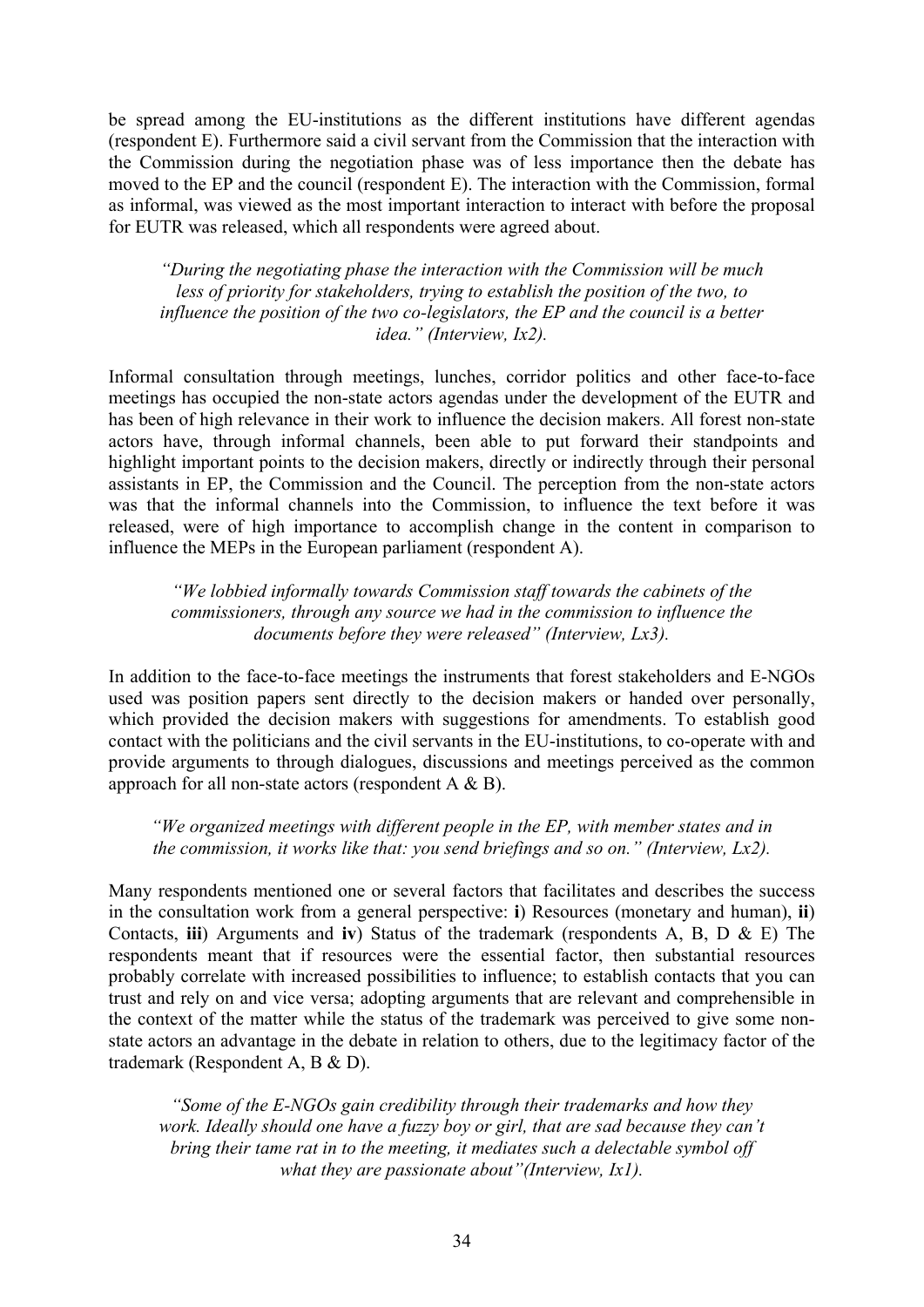be spread among the EU-institutions as the different institutions have different agendas (respondent E). Furthermore said a civil servant from the Commission that the interaction with the Commission during the negotiation phase was of less importance then the debate has moved to the EP and the council (respondent E). The interaction with the Commission, formal as informal, was viewed as the most important interaction to interact with before the proposal for EUTR was released, which all respondents were agreed about.

> *"During the negotiating phase the interaction with the Commission will be much less of priority for stakeholders, trying to establish the position of the two, to influence the position of the two co-legislators, the EP and the council is a better idea." (Interview, Ix2).*

Informal consultation through meetings, lunches, corridor politics and other face-to-face meetings has occupied the non-state actors agendas under the development of the EUTR and has been of high relevance in their work to influence the decision makers. All forest non-state actors have, through informal channels, been able to put forward their standpoints and highlight important points to the decision makers, directly or indirectly through their personal assistants in EP, the Commission and the Council. The perception from the non-state actors was that the informal channels into the Commission, to influence the text before it was released, were of high importance to accomplish change in the content in comparison to influence the MEPs in the European parliament (respondent A).

> *"We lobbied informally towards Commission staff towards the cabinets of the commissioners, through any source we had in the commission to influence the documents before they were released" (Interview, Lx3).*

In addition to the face-to-face meetings the instruments that forest stakeholders and E-NGOs used was position papers sent directly to the decision makers or handed over personally, which provided the decision makers with suggestions for amendments. To establish good contact with the politicians and the civil servants in the EU-institutions, to co-operate with and provide arguments to through dialogues, discussions and meetings perceived as the common approach for all non-state actors (respondent A & B).

> *"We organized meetings with different people in the EP, with member states and in the commission, it works like that: you send briefings and so on." (Interview, Lx2).*

Many respondents mentioned one or several factors that facilitates and describes the success in the consultation work from a general perspective: **i**) Resources (monetary and human), **ii**) Contacts, **iii**) Arguments and **iv**) Status of the trademark (respondents A, B, D & E) The respondents meant that if resources were the essential factor, then substantial resources probably correlate with increased possibilities to influence; to establish contacts that you can trust and rely on and vice versa; adopting arguments that are relevant and comprehensible in the context of the matter while the status of the trademark was perceived to give some non-state actors an advantage in the debate in relation to others, due to the legitimacy factor of the trademark (Respondent A, B & D).

> *"Some of the E-NGOs gain credibility through their trademarks and how they work. Ideally should one have a fuzzy boy or girl, that are sad because they can't bring their tame rat in to the meeting, it mediates such a delectable symbol off what they are passionate about"(Interview, Ix1).*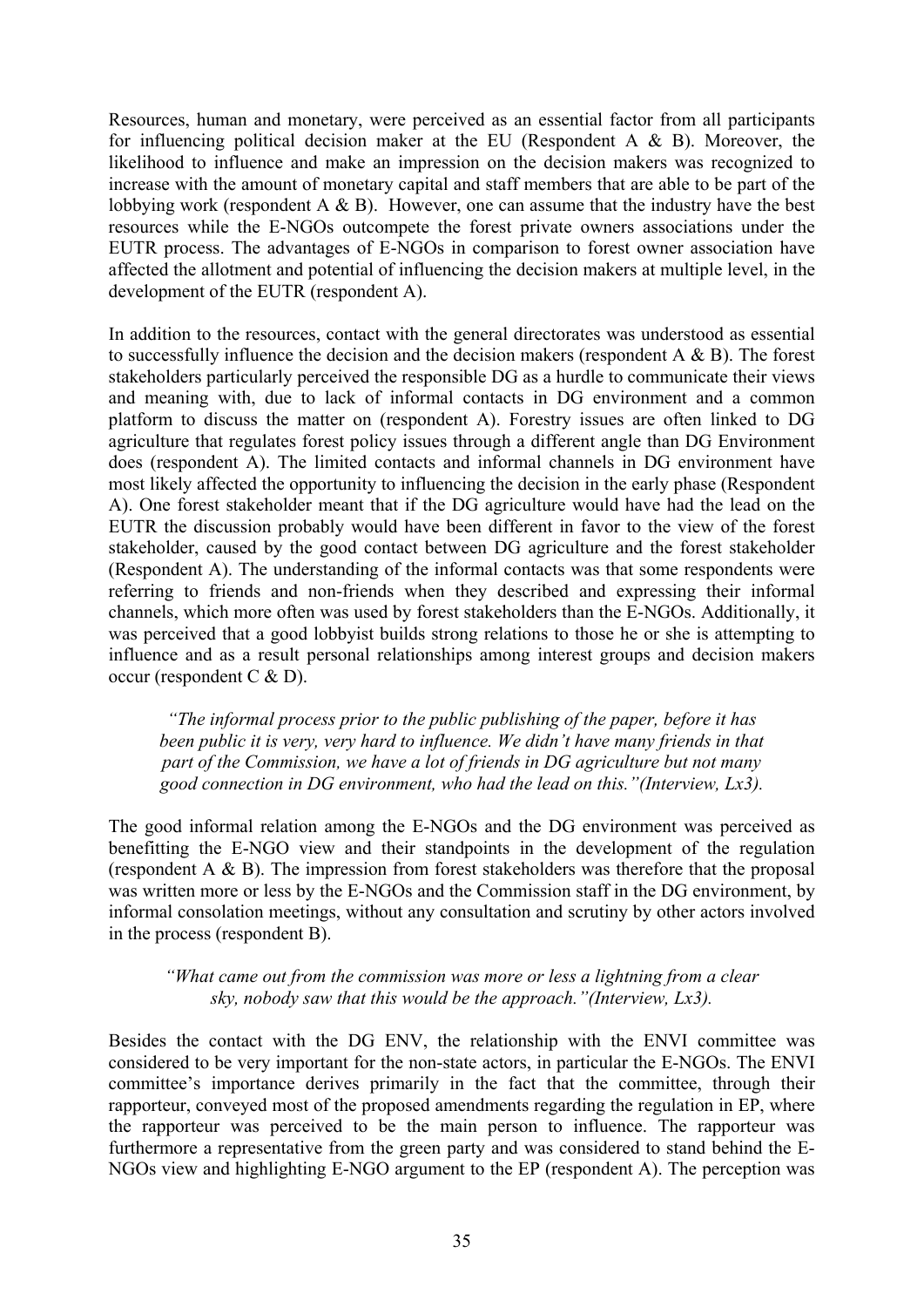Resources, human and monetary, were perceived as an essential factor from all participants for influencing political decision maker at the EU (Respondent A & B). Moreover, the likelihood to influence and make an impression on the decision makers was recognized to increase with the amount of monetary capital and staff members that are able to be part of the lobbying work (respondent A & B). However, one can assume that the industry have the best resources while the E-NGOs outcompete the forest private owners associations under the EUTR process. The advantages of E-NGOs in comparison to forest owner association have affected the allotment and potential of influencing the decision makers at multiple level, in the development of the EUTR (respondent A).

In addition to the resources, contact with the general directorates was understood as essential to successfully influence the decision and the decision makers (respondent A & B). The forest stakeholders particularly perceived the responsible DG as a hurdle to communicate their views and meaning with, due to lack of informal contacts in DG environment and a common platform to discuss the matter on (respondent A). Forestry issues are often linked to DG agriculture that regulates forest policy issues through a different angle than DG Environment does (respondent A). The limited contacts and informal channels in DG environment have most likely affected the opportunity to influencing the decision in the early phase (Respondent A). One forest stakeholder meant that if the DG agriculture would have had the lead on the EUTR the discussion probably would have been different in favor to the view of the forest stakeholder, caused by the good contact between DG agriculture and the forest stakeholder (Respondent A). The understanding of the informal contacts was that some respondents were referring to friends and non-friends when they described and expressing their informal channels, which more often was used by forest stakeholders than the E-NGOs. Additionally, it was perceived that a good lobbyist builds strong relations to those he or she is attempting to influence and as a result personal relationships among interest groups and decision makers occur (respondent C & D).

> *"The informal process prior to the public publishing of the paper, before it has been public it is very, very hard to influence. We didn't have many friends in that part of the Commission, we have a lot of friends in DG agriculture but not many good connection in DG environment, who had the lead on this."(Interview, Lx3).*

The good informal relation among the E-NGOs and the DG environment was perceived as benefitting the E-NGO view and their standpoints in the development of the regulation (respondent A & B). The impression from forest stakeholders was therefore that the proposal was written more or less by the E-NGOs and the Commission staff in the DG environment, by informal consolation meetings, without any consultation and scrutiny by other actors involved in the process (respondent B).

> *"What came out from the commission was more or less a lightning from a clear sky, nobody saw that this would be the approach."(Interview, Lx3).*

Besides the contact with the DG ENV, the relationship with the ENVI committee was considered to be very important for the non-state actors, in particular the E-NGOs. The ENVI committee's importance derives primarily in the fact that the committee, through their rapporteur, conveyed most of the proposed amendments regarding the regulation in EP, where the rapporteur was perceived to be the main person to influence. The rapporteur was furthermore a representative from the green party and was considered to stand behind the E-NGOs view and highlighting E-NGO argument to the EP (respondent A). The perception was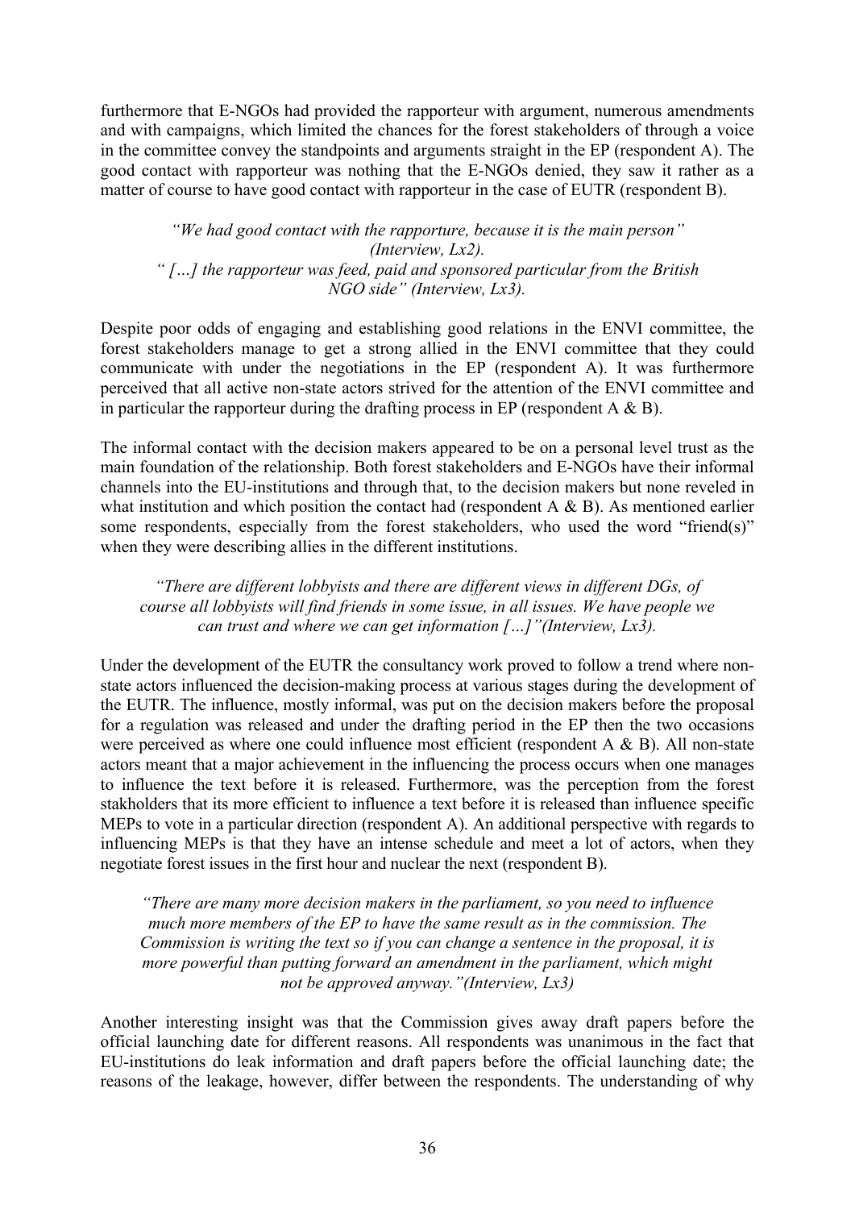furthermore that E-NGOs had provided the rapporteur with argument, numerous amendments and with campaigns, which limited the chances for the forest stakeholders of through a voice in the committee convey the standpoints and arguments straight in the EP (respondent A). The good contact with rapporteur was nothing that the E-NGOs denied, they saw it rather as a matter of course to have good contact with rapporteur in the case of EUTR (respondent B).

*"We had good contact with the rapporture, because it is the main person" (Interview, Lx2).*
*" […] the rapporteur was feed, paid and sponsored particular from the British NGO side" (Interview, Lx3).*

Despite poor odds of engaging and establishing good relations in the ENVI committee, the forest stakeholders manage to get a strong allied in the ENVI committee that they could communicate with under the negotiations in the EP (respondent A). It was furthermore perceived that all active non-state actors strived for the attention of the ENVI committee and in particular the rapporteur during the drafting process in EP (respondent A & B).

The informal contact with the decision makers appeared to be on a personal level trust as the main foundation of the relationship. Both forest stakeholders and E-NGOs have their informal channels into the EU-institutions and through that, to the decision makers but none reveled in what institution and which position the contact had (respondent A & B). As mentioned earlier some respondents, especially from the forest stakeholders, who used the word "friend(s)" when they were describing allies in the different institutions.

*"There are different lobbyists and there are different views in different DGs, of course all lobbyists will find friends in some issue, in all issues. We have people we can trust and where we can get information […]"(Interview, Lx3).*

Under the development of the EUTR the consultancy work proved to follow a trend where non-state actors influenced the decision-making process at various stages during the development of the EUTR. The influence, mostly informal, was put on the decision makers before the proposal for a regulation was released and under the drafting period in the EP then the two occasions were perceived as where one could influence most efficient (respondent A & B). All non-state actors meant that a major achievement in the influencing the process occurs when one manages to influence the text before it is released. Furthermore, was the perception from the forest stakholders that its more efficient to influence a text before it is released than influence specific MEPs to vote in a particular direction (respondent A). An additional perspective with regards to influencing MEPs is that they have an intense schedule and meet a lot of actors, when they negotiate forest issues in the first hour and nuclear the next (respondent B).

*"There are many more decision makers in the parliament, so you need to influence much more members of the EP to have the same result as in the commission. The Commission is writing the text so if you can change a sentence in the proposal, it is more powerful than putting forward an amendment in the parliament, which might not be approved anyway."(Interview, Lx3)*

Another interesting insight was that the Commission gives away draft papers before the official launching date for different reasons. All respondents was unanimous in the fact that EU-institutions do leak information and draft papers before the official launching date; the reasons of the leakage, however, differ between the respondents. The understanding of why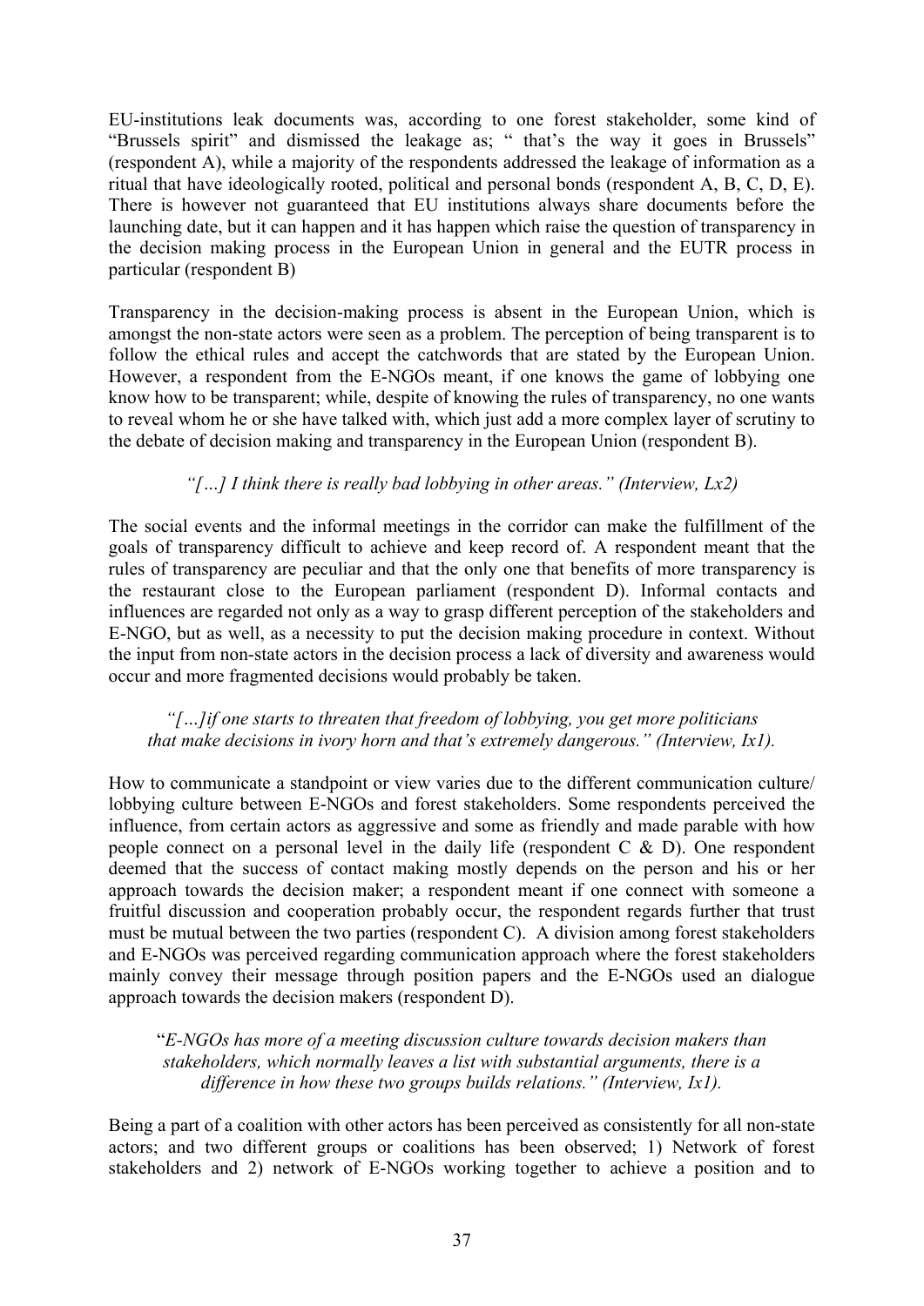EU-institutions leak documents was, according to one forest stakeholder, some kind of "Brussels spirit" and dismissed the leakage as; " that's the way it goes in Brussels" (respondent A), while a majority of the respondents addressed the leakage of information as a ritual that have ideologically rooted, political and personal bonds (respondent A, B, C, D, E). There is however not guaranteed that EU institutions always share documents before the launching date, but it can happen and it has happen which raise the question of transparency in the decision making process in the European Union in general and the EUTR process in particular (respondent B)

Transparency in the decision-making process is absent in the European Union, which is amongst the non-state actors were seen as a problem. The perception of being transparent is to follow the ethical rules and accept the catchwords that are stated by the European Union. However, a respondent from the E-NGOs meant, if one knows the game of lobbying one know how to be transparent; while, despite of knowing the rules of transparency, no one wants to reveal whom he or she have talked with, which just add a more complex layer of scrutiny to the debate of decision making and transparency in the European Union (respondent B).

*"[…] I think there is really bad lobbying in other areas." (Interview, Lx2)*

The social events and the informal meetings in the corridor can make the fulfillment of the goals of transparency difficult to achieve and keep record of. A respondent meant that the rules of transparency are peculiar and that the only one that benefits of more transparency is the restaurant close to the European parliament (respondent D). Informal contacts and influences are regarded not only as a way to grasp different perception of the stakeholders and E-NGO, but as well, as a necessity to put the decision making procedure in context. Without the input from non-state actors in the decision process a lack of diversity and awareness would occur and more fragmented decisions would probably be taken.

*"[…]if one starts to threaten that freedom of lobbying, you get more politicians that make decisions in ivory horn and that's extremely dangerous." (Interview, Ix1).*

How to communicate a standpoint or view varies due to the different communication culture/ lobbying culture between E-NGOs and forest stakeholders. Some respondents perceived the influence, from certain actors as aggressive and some as friendly and made parable with how people connect on a personal level in the daily life (respondent C & D). One respondent deemed that the success of contact making mostly depends on the person and his or her approach towards the decision maker; a respondent meant if one connect with someone a fruitful discussion and cooperation probably occur, the respondent regards further that trust must be mutual between the two parties (respondent C). A division among forest stakeholders and E-NGOs was perceived regarding communication approach where the forest stakeholders mainly convey their message through position papers and the E-NGOs used an dialogue approach towards the decision makers (respondent D).

*"E-NGOs has more of a meeting discussion culture towards decision makers than stakeholders, which normally leaves a list with substantial arguments, there is a difference in how these two groups builds relations." (Interview, Ix1).*

Being a part of a coalition with other actors has been perceived as consistently for all non-state actors; and two different groups or coalitions has been observed; 1) Network of forest stakeholders and 2) network of E-NGOs working together to achieve a position and to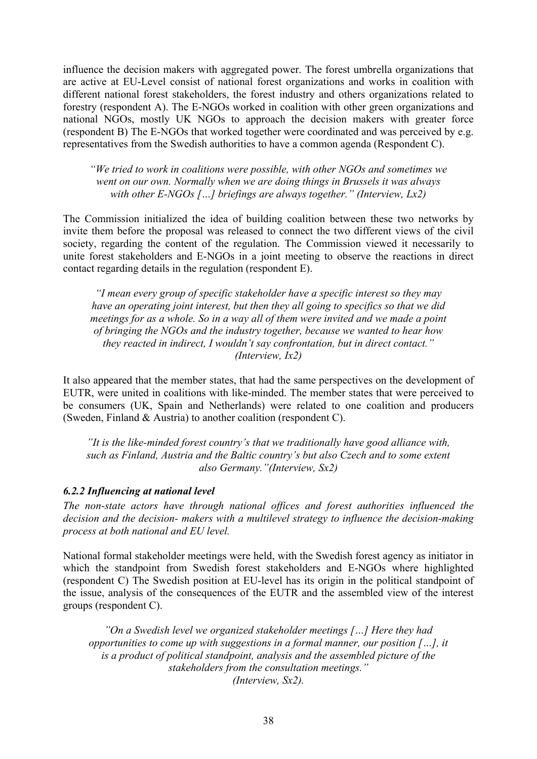influence the decision makers with aggregated power. The forest umbrella organizations that are active at EU-Level consist of national forest organizations and works in coalition with different national forest stakeholders, the forest industry and others organizations related to forestry (respondent A). The E-NGOs worked in coalition with other green organizations and national NGOs, mostly UK NGOs to approach the decision makers with greater force (respondent B) The E-NGOs that worked together were coordinated and was perceived by e.g. representatives from the Swedish authorities to have a common agenda (Respondent C).

> *"We tried to work in coalitions were possible, with other NGOs and sometimes we went on our own. Normally when we are doing things in Brussels it was always with other E-NGOs […] briefings are always together." (Interview, Lx2)*

The Commission initialized the idea of building coalition between these two networks by invite them before the proposal was released to connect the two different views of the civil society, regarding the content of the regulation. The Commission viewed it necessarily to unite forest stakeholders and E-NGOs in a joint meeting to observe the reactions in direct contact regarding details in the regulation (respondent E).

> *"I mean every group of specific stakeholder have a specific interest so they may have an operating joint interest, but then they all going to specifics so that we did meetings for as a whole. So in a way all of them were invited and we made a point of bringing the NGOs and the industry together, because we wanted to hear how they reacted in indirect, I wouldn't say confrontation, but in direct contact." (Interview, Ix2)*

It also appeared that the member states, that had the same perspectives on the development of EUTR, were united in coalitions with like-minded. The member states that were perceived to be consumers (UK, Spain and Netherlands) were related to one coalition and producers (Sweden, Finland & Austria) to another coalition (respondent C).

> *"It is the like-minded forest country's that we traditionally have good alliance with, such as Finland, Austria and the Baltic country's but also Czech and to some extent also Germany."(Interview, Sx2)*

### *6.2.2 Influencing at national level*

*The non-state actors have through national offices and forest authorities influenced the decision and the decision- makers with a multilevel strategy to influence the decision-making process at both national and EU level.*

National formal stakeholder meetings were held, with the Swedish forest agency as initiator in which the standpoint from Swedish forest stakeholders and E-NGOs where highlighted (respondent C) The Swedish position at EU-level has its origin in the political standpoint of the issue, analysis of the consequences of the EUTR and the assembled view of the interest groups (respondent C).

> *"On a Swedish level we organized stakeholder meetings […] Here they had opportunities to come up with suggestions in a formal manner, our position […], it is a product of political standpoint, analysis and the assembled picture of the stakeholders from the consultation meetings." (Interview, Sx2).*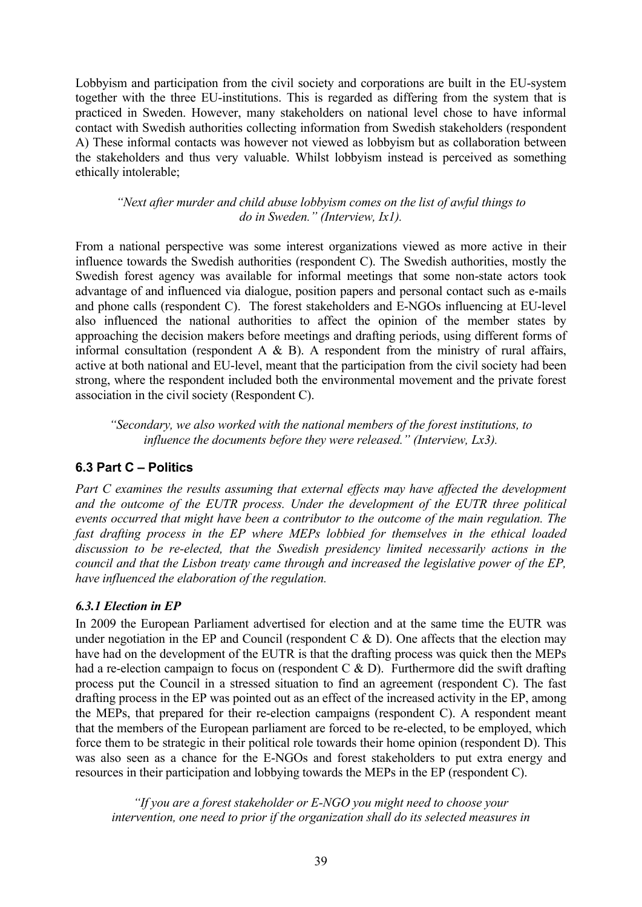Lobbyism and participation from the civil society and corporations are built in the EU-system together with the three EU-institutions. This is regarded as differing from the system that is practiced in Sweden. However, many stakeholders on national level chose to have informal contact with Swedish authorities collecting information from Swedish stakeholders (respondent A) These informal contacts was however not viewed as lobbyism but as collaboration between the stakeholders and thus very valuable. Whilst lobbyism instead is perceived as something ethically intolerable;

> *"Next after murder and child abuse lobbyism comes on the list of awful things to do in Sweden." (Interview, Ix1).*

From a national perspective was some interest organizations viewed as more active in their influence towards the Swedish authorities (respondent C). The Swedish authorities, mostly the Swedish forest agency was available for informal meetings that some non-state actors took advantage of and influenced via dialogue, position papers and personal contact such as e-mails and phone calls (respondent C). The forest stakeholders and E-NGOs influencing at EU-level also influenced the national authorities to affect the opinion of the member states by approaching the decision makers before meetings and drafting periods, using different forms of informal consultation (respondent A & B). A respondent from the ministry of rural affairs, active at both national and EU-level, meant that the participation from the civil society had been strong, where the respondent included both the environmental movement and the private forest association in the civil society (Respondent C).

> *"Secondary, we also worked with the national members of the forest institutions, to influence the documents before they were released." (Interview, Lx3).*

## 6.3 Part C – Politics

*Part C examines the results assuming that external effects may have affected the development and the outcome of the EUTR process. Under the development of the EUTR three political events occurred that might have been a contributor to the outcome of the main regulation. The fast drafting process in the EP where MEPs lobbied for themselves in the ethical loaded discussion to be re-elected, that the Swedish presidency limited necessarily actions in the council and that the Lisbon treaty came through and increased the legislative power of the EP, have influenced the elaboration of the regulation.*

### *6.3.1 Election in EP*

In 2009 the European Parliament advertised for election and at the same time the EUTR was under negotiation in the EP and Council (respondent C & D). One affects that the election may have had on the development of the EUTR is that the drafting process was quick then the MEPs had a re-election campaign to focus on (respondent C & D). Furthermore did the swift drafting process put the Council in a stressed situation to find an agreement (respondent C). The fast drafting process in the EP was pointed out as an effect of the increased activity in the EP, among the MEPs, that prepared for their re-election campaigns (respondent C). A respondent meant that the members of the European parliament are forced to be re-elected, to be employed, which force them to be strategic in their political role towards their home opinion (respondent D). This was also seen as a chance for the E-NGOs and forest stakeholders to put extra energy and resources in their participation and lobbying towards the MEPs in the EP (respondent C).

> *"If you are a forest stakeholder or E-NGO you might need to choose your intervention, one need to prior if the organization shall do its selected measures in*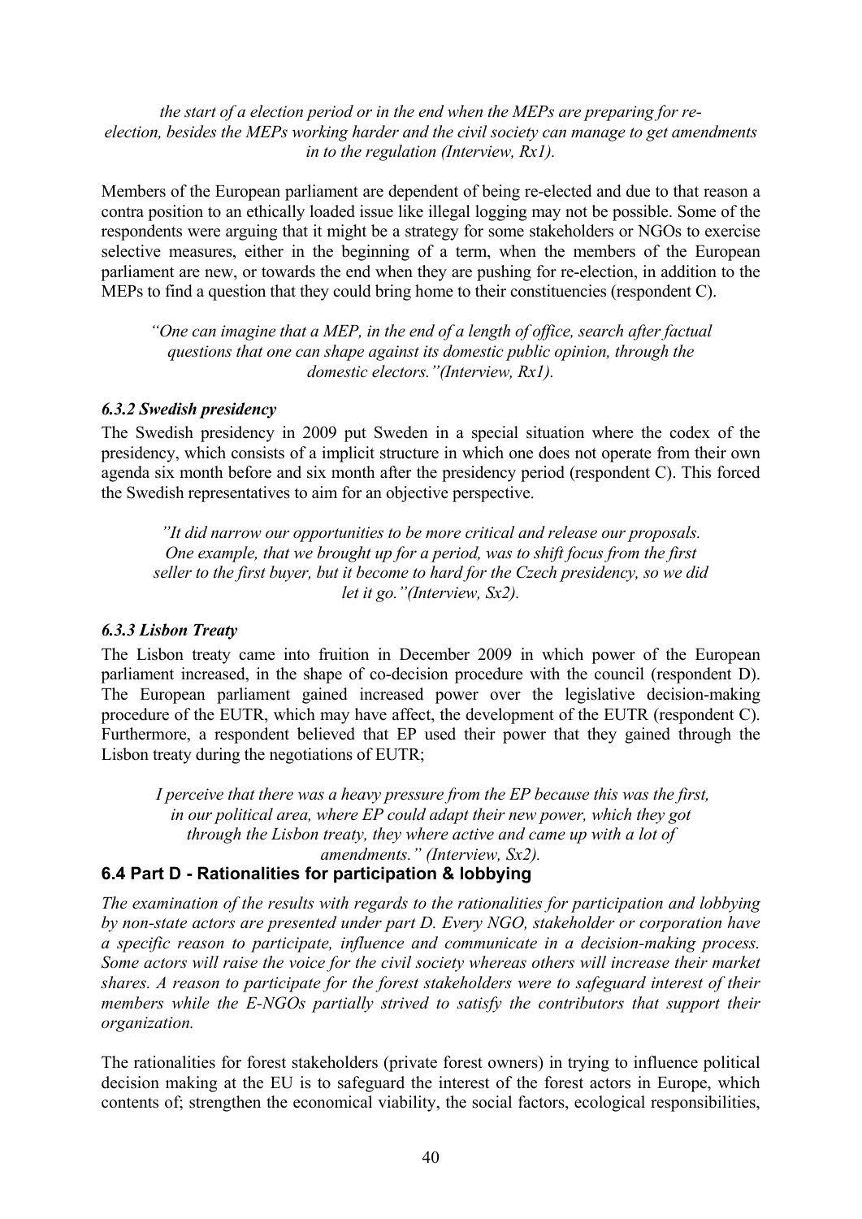*the start of a election period or in the end when the MEPs are preparing for re-election, besides the MEPs working harder and the civil society can manage to get amendments in to the regulation (Interview, Rx1).*

Members of the European parliament are dependent of being re-elected and due to that reason a contra position to an ethically loaded issue like illegal logging may not be possible. Some of the respondents were arguing that it might be a strategy for some stakeholders or NGOs to exercise selective measures, either in the beginning of a term, when the members of the European parliament are new, or towards the end when they are pushing for re-election, in addition to the MEPs to find a question that they could bring home to their constituencies (respondent C).

> *"One can imagine that a MEP, in the end of a length of office, search after factual questions that one can shape against its domestic public opinion, through the domestic electors."(Interview, Rx1).*

### *6.3.2 Swedish presidency*

The Swedish presidency in 2009 put Sweden in a special situation where the codex of the presidency, which consists of a implicit structure in which one does not operate from their own agenda six month before and six month after the presidency period (respondent C). This forced the Swedish representatives to aim for an objective perspective.

> *"It did narrow our opportunities to be more critical and release our proposals. One example, that we brought up for a period, was to shift focus from the first seller to the first buyer, but it become to hard for the Czech presidency, so we did let it go."(Interview, Sx2).*

### *6.3.3 Lisbon Treaty*

The Lisbon treaty came into fruition in December 2009 in which power of the European parliament increased, in the shape of co-decision procedure with the council (respondent D). The European parliament gained increased power over the legislative decision-making procedure of the EUTR, which may have affect, the development of the EUTR (respondent C). Furthermore, a respondent believed that EP used their power that they gained through the Lisbon treaty during the negotiations of EUTR;

> *I perceive that there was a heavy pressure from the EP because this was the first, in our political area, where EP could adapt their new power, which they got through the Lisbon treaty, they where active and came up with a lot of amendments." (Interview, Sx2).*

## 6.4 Part D - Rationalities for participation & lobbying

*The examination of the results with regards to the rationalities for participation and lobbying by non-state actors are presented under part D. Every NGO, stakeholder or corporation have a specific reason to participate, influence and communicate in a decision-making process. Some actors will raise the voice for the civil society whereas others will increase their market shares. A reason to participate for the forest stakeholders were to safeguard interest of their members while the E-NGOs partially strived to satisfy the contributors that support their organization.*

The rationalities for forest stakeholders (private forest owners) in trying to influence political decision making at the EU is to safeguard the interest of the forest actors in Europe, which contents of; strengthen the economical viability, the social factors, ecological responsibilities,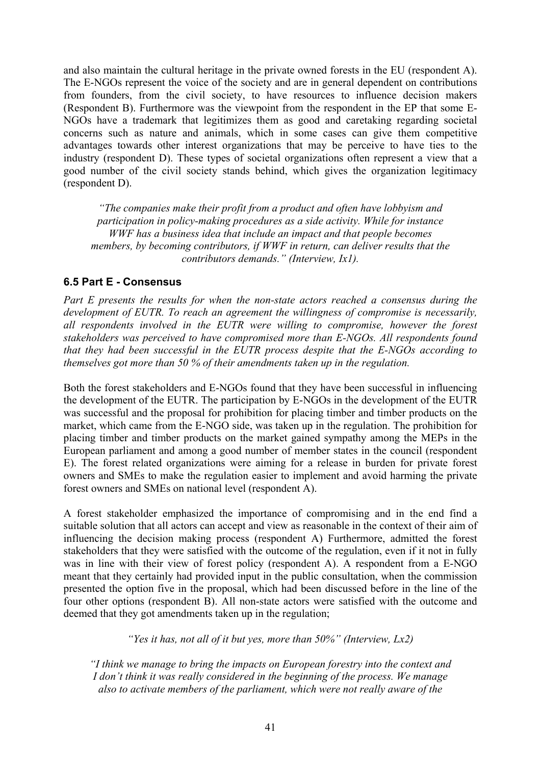and also maintain the cultural heritage in the private owned forests in the EU (respondent A). The E-NGOs represent the voice of the society and are in general dependent on contributions from founders, from the civil society, to have resources to influence decision makers (Respondent B). Furthermore was the viewpoint from the respondent in the EP that some E-NGOs have a trademark that legitimizes them as good and caretaking regarding societal concerns such as nature and animals, which in some cases can give them competitive advantages towards other interest organizations that may be perceive to have ties to the industry (respondent D). These types of societal organizations often represent a view that a good number of the civil society stands behind, which gives the organization legitimacy (respondent D).

> *"The companies make their profit from a product and often have lobbyism and participation in policy-making procedures as a side activity. While for instance WWF has a business idea that include an impact and that people becomes members, by becoming contributors, if WWF in return, can deliver results that the contributors demands." (Interview, Ix1).*

### 6.5 Part E - Consensus

*Part E presents the results for when the non-state actors reached a consensus during the development of EUTR. To reach an agreement the willingness of compromise is necessarily, all respondents involved in the EUTR were willing to compromise, however the forest stakeholders was perceived to have compromised more than E-NGOs. All respondents found that they had been successful in the EUTR process despite that the E-NGOs according to themselves got more than 50 % of their amendments taken up in the regulation.*

Both the forest stakeholders and E-NGOs found that they have been successful in influencing the development of the EUTR. The participation by E-NGOs in the development of the EUTR was successful and the proposal for prohibition for placing timber and timber products on the market, which came from the E-NGO side, was taken up in the regulation. The prohibition for placing timber and timber products on the market gained sympathy among the MEPs in the European parliament and among a good number of member states in the council (respondent E). The forest related organizations were aiming for a release in burden for private forest owners and SMEs to make the regulation easier to implement and avoid harming the private forest owners and SMEs on national level (respondent A).

A forest stakeholder emphasized the importance of compromising and in the end find a suitable solution that all actors can accept and view as reasonable in the context of their aim of influencing the decision making process (respondent A) Furthermore, admitted the forest stakeholders that they were satisfied with the outcome of the regulation, even if it not in fully was in line with their view of forest policy (respondent A). A respondent from a E-NGO meant that they certainly had provided input in the public consultation, when the commission presented the option five in the proposal, which had been discussed before in the line of the four other options (respondent B). All non-state actors were satisfied with the outcome and deemed that they got amendments taken up in the regulation;

> *"Yes it has, not all of it but yes, more than 50%" (Interview, Lx2)*

> *"I think we manage to bring the impacts on European forestry into the context and I don't think it was really considered in the beginning of the process. We manage also to activate members of the parliament, which were not really aware of the*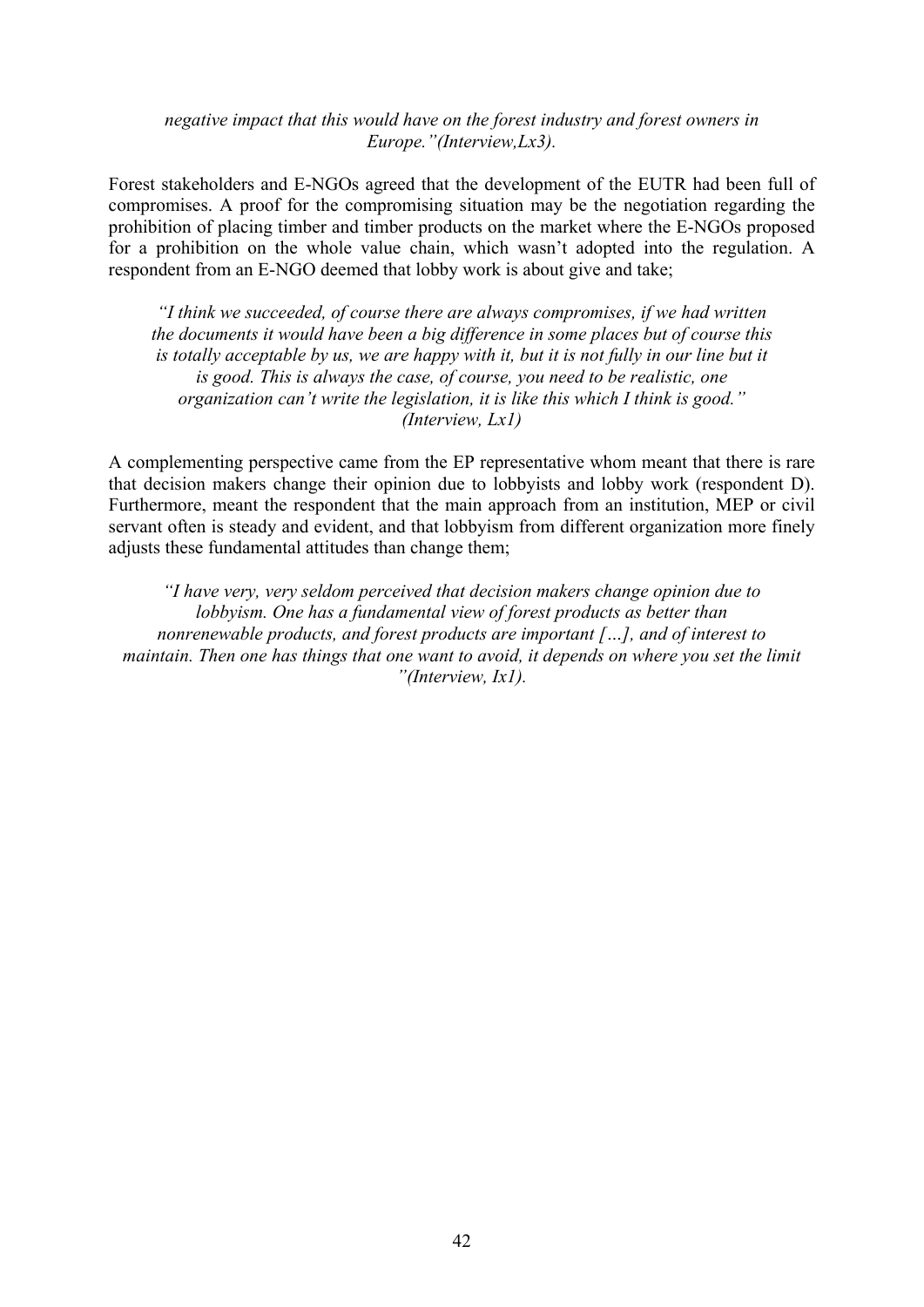*negative impact that this would have on the forest industry and forest owners in Europe."(Interview,Lx3).*

Forest stakeholders and E-NGOs agreed that the development of the EUTR had been full of compromises. A proof for the compromising situation may be the negotiation regarding the prohibition of placing timber and timber products on the market where the E-NGOs proposed for a prohibition on the whole value chain, which wasn't adopted into the regulation. A respondent from an E-NGO deemed that lobby work is about give and take;

*"I think we succeeded, of course there are always compromises, if we had written the documents it would have been a big difference in some places but of course this is totally acceptable by us, we are happy with it, but it is not fully in our line but it is good. This is always the case, of course, you need to be realistic, one organization can't write the legislation, it is like this which I think is good." (Interview, Lx1)*

A complementing perspective came from the EP representative whom meant that there is rare that decision makers change their opinion due to lobbyists and lobby work (respondent D). Furthermore, meant the respondent that the main approach from an institution, MEP or civil servant often is steady and evident, and that lobbyism from different organization more finely adjusts these fundamental attitudes than change them;

*"I have very, very seldom perceived that decision makers change opinion due to lobbyism. One has a fundamental view of forest products as better than nonrenewable products, and forest products are important […], and of interest to maintain. Then one has things that one want to avoid, it depends on where you set the limit "(Interview, Ix1).*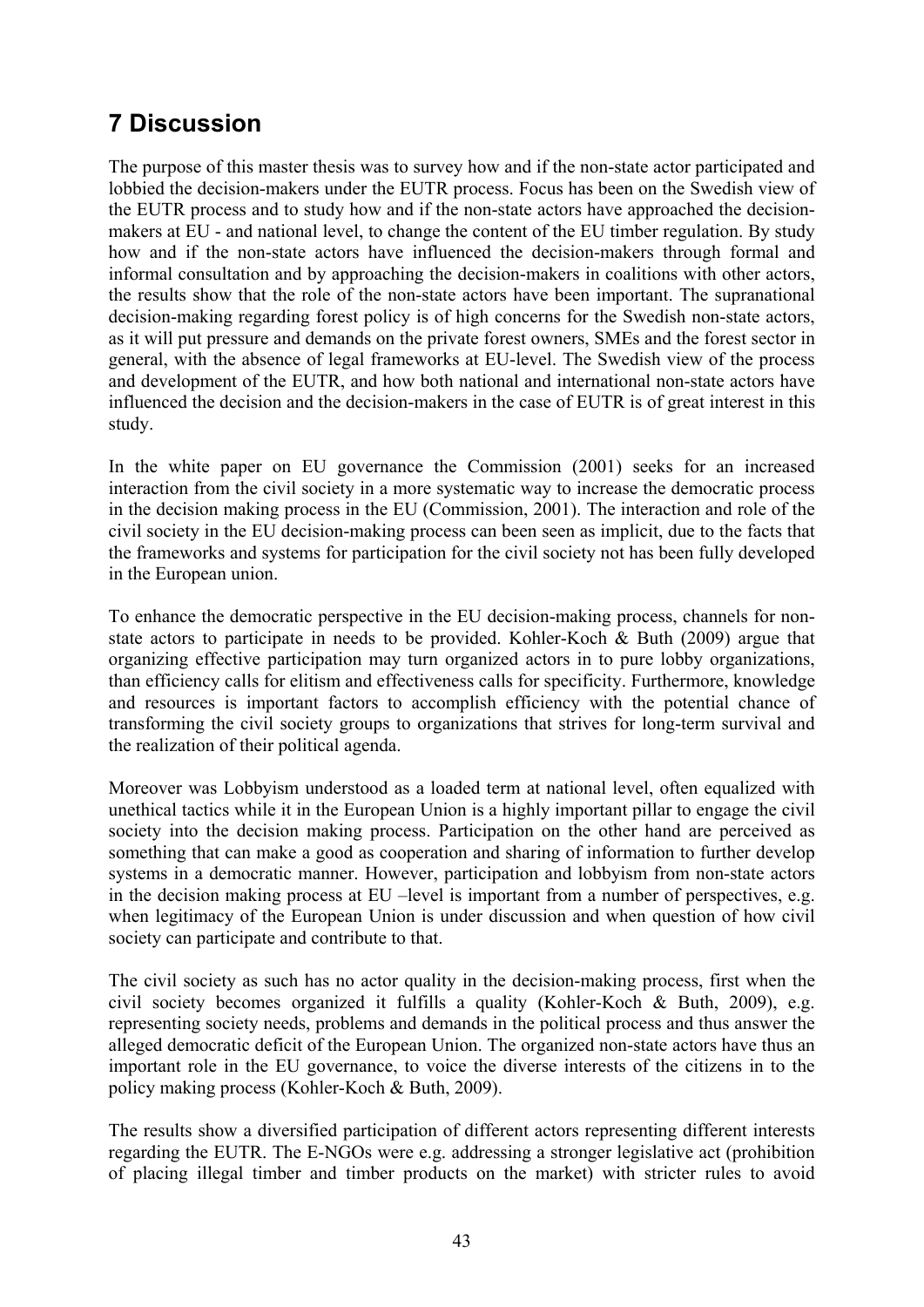# 7 Discussion

The purpose of this master thesis was to survey how and if the non-state actor participated and lobbied the decision-makers under the EUTR process. Focus has been on the Swedish view of the EUTR process and to study how and if the non-state actors have approached the decision-makers at EU - and national level, to change the content of the EU timber regulation. By study how and if the non-state actors have influenced the decision-makers through formal and informal consultation and by approaching the decision-makers in coalitions with other actors, the results show that the role of the non-state actors have been important. The supranational decision-making regarding forest policy is of high concerns for the Swedish non-state actors, as it will put pressure and demands on the private forest owners, SMEs and the forest sector in general, with the absence of legal frameworks at EU-level. The Swedish view of the process and development of the EUTR, and how both national and international non-state actors have influenced the decision and the decision-makers in the case of EUTR is of great interest in this study.

In the white paper on EU governance the Commission (2001) seeks for an increased interaction from the civil society in a more systematic way to increase the democratic process in the decision making process in the EU (Commission, 2001). The interaction and role of the civil society in the EU decision-making process can been seen as implicit, due to the facts that the frameworks and systems for participation for the civil society not has been fully developed in the European union.

To enhance the democratic perspective in the EU decision-making process, channels for non-state actors to participate in needs to be provided. Kohler-Koch & Buth (2009) argue that organizing effective participation may turn organized actors in to pure lobby organizations, than efficiency calls for elitism and effectiveness calls for specificity. Furthermore, knowledge and resources is important factors to accomplish efficiency with the potential chance of transforming the civil society groups to organizations that strives for long-term survival and the realization of their political agenda.

Moreover was Lobbyism understood as a loaded term at national level, often equalized with unethical tactics while it in the European Union is a highly important pillar to engage the civil society into the decision making process. Participation on the other hand are perceived as something that can make a good as cooperation and sharing of information to further develop systems in a democratic manner. However, participation and lobbyism from non-state actors in the decision making process at EU –level is important from a number of perspectives, e.g. when legitimacy of the European Union is under discussion and when question of how civil society can participate and contribute to that.

The civil society as such has no actor quality in the decision-making process, first when the civil society becomes organized it fulfills a quality (Kohler-Koch & Buth, 2009), e.g. representing society needs, problems and demands in the political process and thus answer the alleged democratic deficit of the European Union. The organized non-state actors have thus an important role in the EU governance, to voice the diverse interests of the citizens in to the policy making process (Kohler-Koch & Buth, 2009).

The results show a diversified participation of different actors representing different interests regarding the EUTR. The E-NGOs were e.g. addressing a stronger legislative act (prohibition of placing illegal timber and timber products on the market) with stricter rules to avoid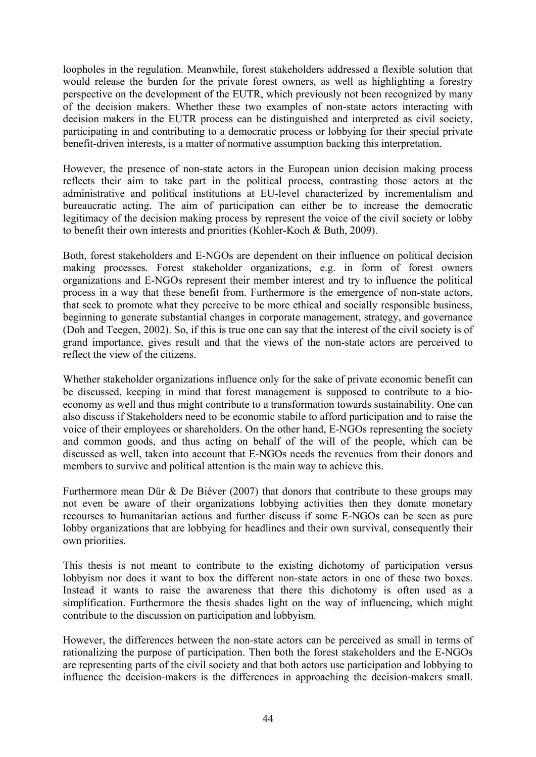loopholes in the regulation. Meanwhile, forest stakeholders addressed a flexible solution that would release the burden for the private forest owners, as well as highlighting a forestry perspective on the development of the EUTR, which previously not been recognized by many of the decision makers. Whether these two examples of non-state actors interacting with decision makers in the EUTR process can be distinguished and interpreted as civil society, participating in and contributing to a democratic process or lobbying for their special private benefit-driven interests, is a matter of normative assumption backing this interpretation.

However, the presence of non-state actors in the European union decision making process reflects their aim to take part in the political process, contrasting those actors at the administrative and political institutions at EU-level characterized by incrementalism and bureaucratic acting. The aim of participation can either be to increase the democratic legitimacy of the decision making process by represent the voice of the civil society or lobby to benefit their own interests and priorities (Kohler-Koch & Buth, 2009).

Both, forest stakeholders and E-NGOs are dependent on their influence on political decision making processes. Forest stakeholder organizations, e.g. in form of forest owners organizations and E-NGOs represent their member interest and try to influence the political process in a way that these benefit from. Furthermore is the emergence of non-state actors, that seek to promote what they perceive to be more ethical and socially responsible business, beginning to generate substantial changes in corporate management, strategy, and governance (Doh and Teegen, 2002). So, if this is true one can say that the interest of the civil society is of grand importance, gives result and that the views of the non-state actors are perceived to reflect the view of the citizens.

Whether stakeholder organizations influence only for the sake of private economic benefit can be discussed, keeping in mind that forest management is supposed to contribute to a bio-economy as well and thus might contribute to a transformation towards sustainability. One can also discuss if Stakeholders need to be economic stabile to afford participation and to raise the voice of their employees or shareholders. On the other hand, E-NGOs representing the society and common goods, and thus acting on behalf of the will of the people, which can be discussed as well, taken into account that E-NGOs needs the revenues from their donors and members to survive and political attention is the main way to achieve this.

Furthermore mean Dür & De Biéver (2007) that donors that contribute to these groups may not even be aware of their organizations lobbying activities then they donate monetary recourses to humanitarian actions and further discuss if some E-NGOs can be seen as pure lobby organizations that are lobbying for headlines and their own survival, consequently their own priorities.

This thesis is not meant to contribute to the existing dichotomy of participation versus lobbyism nor does it want to box the different non-state actors in one of these two boxes. Instead it wants to raise the awareness that there this dichotomy is often used as a simplification. Furthermore the thesis shades light on the way of influencing, which might contribute to the discussion on participation and lobbyism.

However, the differences between the non-state actors can be perceived as small in terms of rationalizing the purpose of participation. Then both the forest stakeholders and the E-NGOs are representing parts of the civil society and that both actors use participation and lobbying to influence the decision-makers is the differences in approaching the decision-makers small.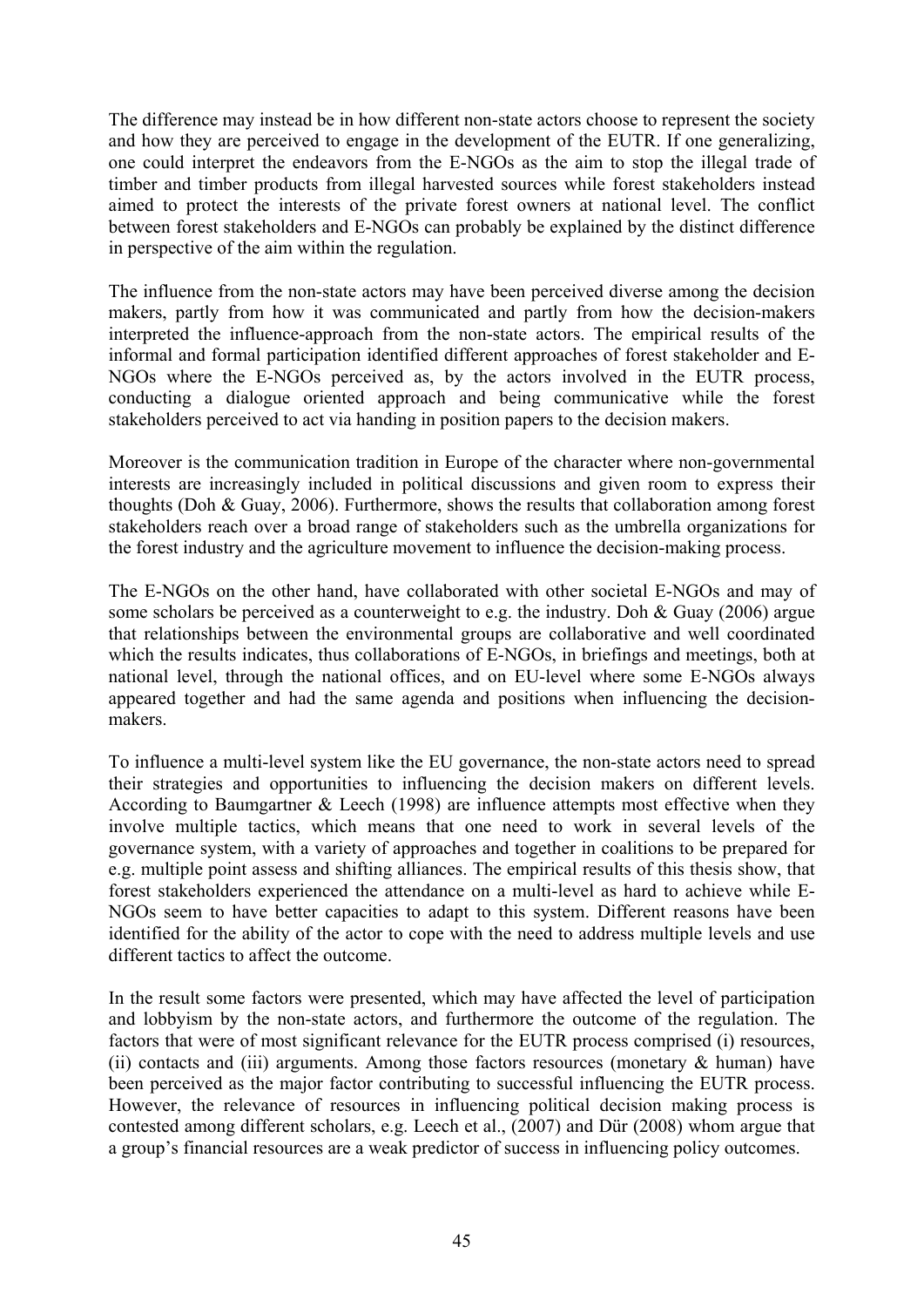The difference may instead be in how different non-state actors choose to represent the society and how they are perceived to engage in the development of the EUTR. If one generalizing, one could interpret the endeavors from the E-NGOs as the aim to stop the illegal trade of timber and timber products from illegal harvested sources while forest stakeholders instead aimed to protect the interests of the private forest owners at national level. The conflict between forest stakeholders and E-NGOs can probably be explained by the distinct difference in perspective of the aim within the regulation.

The influence from the non-state actors may have been perceived diverse among the decision makers, partly from how it was communicated and partly from how the decision-makers interpreted the influence-approach from the non-state actors. The empirical results of the informal and formal participation identified different approaches of forest stakeholder and E-NGOs where the E-NGOs perceived as, by the actors involved in the EUTR process, conducting a dialogue oriented approach and being communicative while the forest stakeholders perceived to act via handing in position papers to the decision makers.

Moreover is the communication tradition in Europe of the character where non-governmental interests are increasingly included in political discussions and given room to express their thoughts (Doh & Guay, 2006). Furthermore, shows the results that collaboration among forest stakeholders reach over a broad range of stakeholders such as the umbrella organizations for the forest industry and the agriculture movement to influence the decision-making process.

The E-NGOs on the other hand, have collaborated with other societal E-NGOs and may of some scholars be perceived as a counterweight to e.g. the industry. Doh & Guay (2006) argue that relationships between the environmental groups are collaborative and well coordinated which the results indicates, thus collaborations of E-NGOs, in briefings and meetings, both at national level, through the national offices, and on EU-level where some E-NGOs always appeared together and had the same agenda and positions when influencing the decision-makers.

To influence a multi-level system like the EU governance, the non-state actors need to spread their strategies and opportunities to influencing the decision makers on different levels. According to Baumgartner & Leech (1998) are influence attempts most effective when they involve multiple tactics, which means that one need to work in several levels of the governance system, with a variety of approaches and together in coalitions to be prepared for e.g. multiple point assess and shifting alliances. The empirical results of this thesis show, that forest stakeholders experienced the attendance on a multi-level as hard to achieve while E-NGOs seem to have better capacities to adapt to this system. Different reasons have been identified for the ability of the actor to cope with the need to address multiple levels and use different tactics to affect the outcome.

In the result some factors were presented, which may have affected the level of participation and lobbyism by the non-state actors, and furthermore the outcome of the regulation. The factors that were of most significant relevance for the EUTR process comprised (i) resources, (ii) contacts and (iii) arguments. Among those factors resources (monetary & human) have been perceived as the major factor contributing to successful influencing the EUTR process. However, the relevance of resources in influencing political decision making process is contested among different scholars, e.g. Leech et al., (2007) and Dür (2008) whom argue that a group's financial resources are a weak predictor of success in influencing policy outcomes.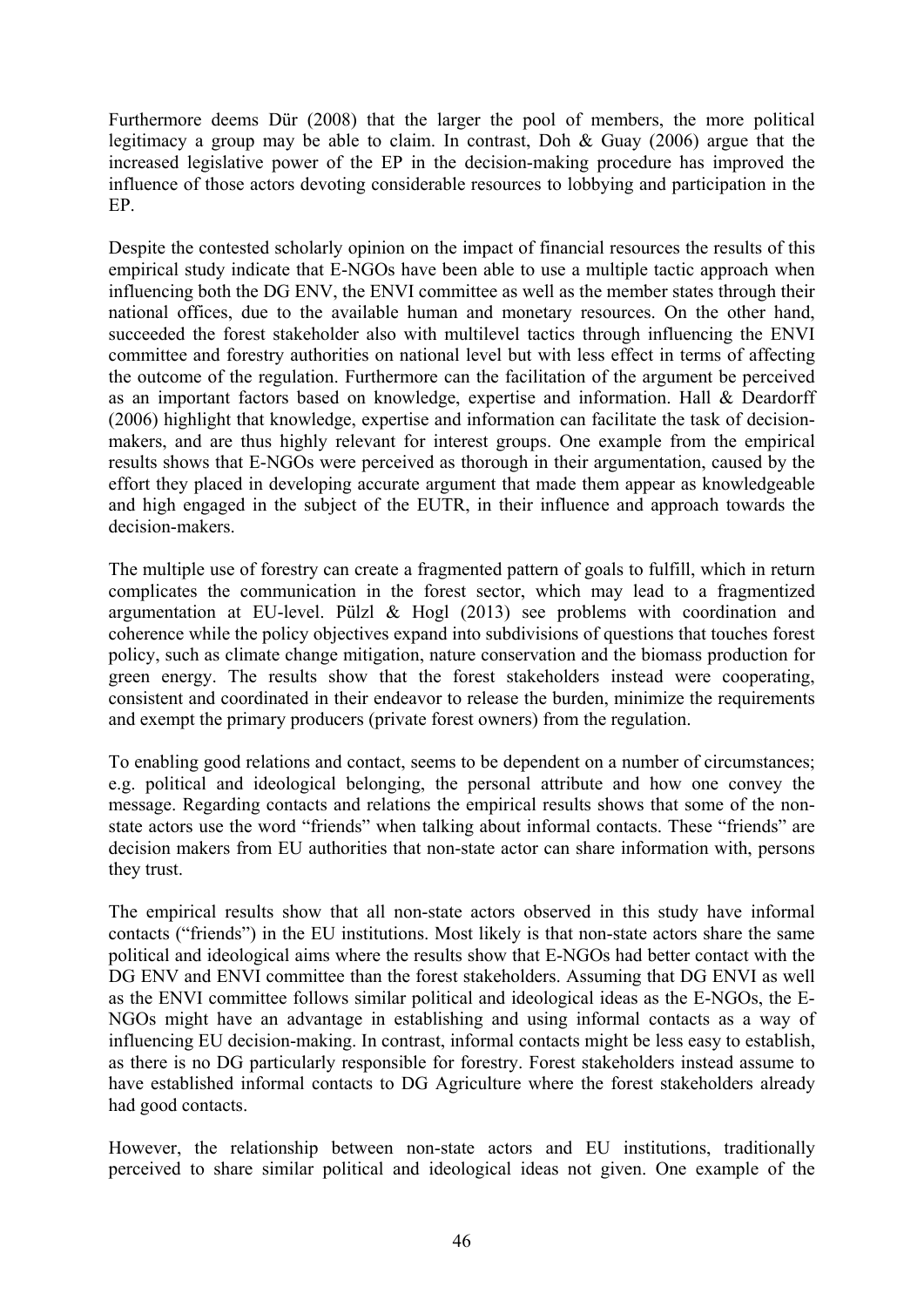Furthermore deems Dür (2008) that the larger the pool of members, the more political legitimacy a group may be able to claim. In contrast, Doh & Guay (2006) argue that the increased legislative power of the EP in the decision-making procedure has improved the influence of those actors devoting considerable resources to lobbying and participation in the EP.

Despite the contested scholarly opinion on the impact of financial resources the results of this empirical study indicate that E-NGOs have been able to use a multiple tactic approach when influencing both the DG ENV, the ENVI committee as well as the member states through their national offices, due to the available human and monetary resources. On the other hand, succeeded the forest stakeholder also with multilevel tactics through influencing the ENVI committee and forestry authorities on national level but with less effect in terms of affecting the outcome of the regulation. Furthermore can the facilitation of the argument be perceived as an important factors based on knowledge, expertise and information. Hall & Deardorff (2006) highlight that knowledge, expertise and information can facilitate the task of decision-makers, and are thus highly relevant for interest groups. One example from the empirical results shows that E-NGOs were perceived as thorough in their argumentation, caused by the effort they placed in developing accurate argument that made them appear as knowledgeable and high engaged in the subject of the EUTR, in their influence and approach towards the decision-makers.

The multiple use of forestry can create a fragmented pattern of goals to fulfill, which in return complicates the communication in the forest sector, which may lead to a fragmentized argumentation at EU-level. Pülzl & Hogl (2013) see problems with coordination and coherence while the policy objectives expand into subdivisions of questions that touches forest policy, such as climate change mitigation, nature conservation and the biomass production for green energy. The results show that the forest stakeholders instead were cooperating, consistent and coordinated in their endeavor to release the burden, minimize the requirements and exempt the primary producers (private forest owners) from the regulation.

To enabling good relations and contact, seems to be dependent on a number of circumstances; e.g. political and ideological belonging, the personal attribute and how one convey the message. Regarding contacts and relations the empirical results shows that some of the non-state actors use the word "friends" when talking about informal contacts. These "friends" are decision makers from EU authorities that non-state actor can share information with, persons they trust.

The empirical results show that all non-state actors observed in this study have informal contacts ("friends") in the EU institutions. Most likely is that non-state actors share the same political and ideological aims where the results show that E-NGOs had better contact with the DG ENV and ENVI committee than the forest stakeholders. Assuming that DG ENVI as well as the ENVI committee follows similar political and ideological ideas as the E-NGOs, the E-NGOs might have an advantage in establishing and using informal contacts as a way of influencing EU decision-making. In contrast, informal contacts might be less easy to establish, as there is no DG particularly responsible for forestry. Forest stakeholders instead assume to have established informal contacts to DG Agriculture where the forest stakeholders already had good contacts.

However, the relationship between non-state actors and EU institutions, traditionally perceived to share similar political and ideological ideas not given. One example of the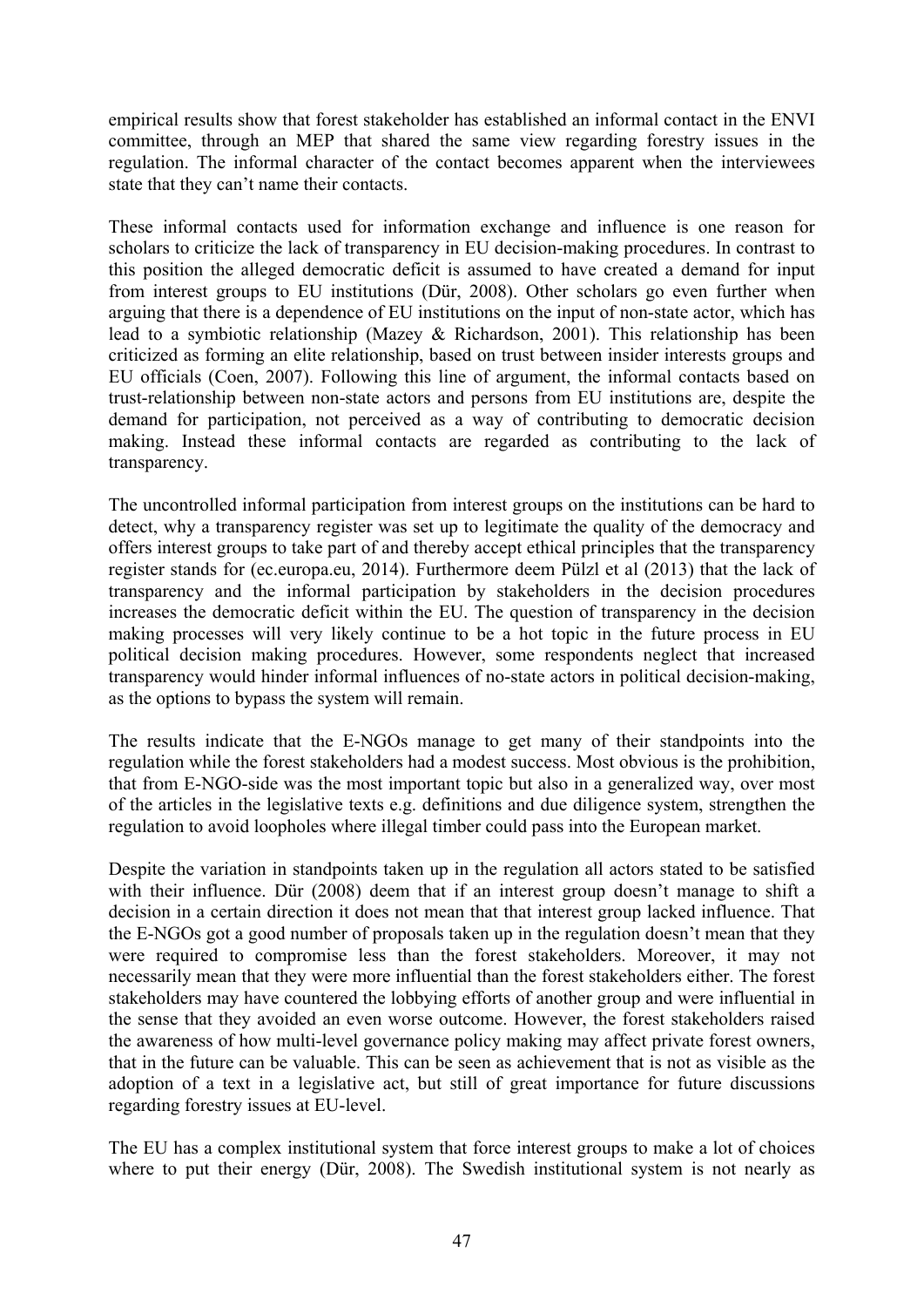empirical results show that forest stakeholder has established an informal contact in the ENVI committee, through an MEP that shared the same view regarding forestry issues in the regulation. The informal character of the contact becomes apparent when the interviewees state that they can't name their contacts.

These informal contacts used for information exchange and influence is one reason for scholars to criticize the lack of transparency in EU decision-making procedures. In contrast to this position the alleged democratic deficit is assumed to have created a demand for input from interest groups to EU institutions (Dür, 2008). Other scholars go even further when arguing that there is a dependence of EU institutions on the input of non-state actor, which has lead to a symbiotic relationship (Mazey & Richardson, 2001). This relationship has been criticized as forming an elite relationship, based on trust between insider interests groups and EU officials (Coen, 2007). Following this line of argument, the informal contacts based on trust-relationship between non-state actors and persons from EU institutions are, despite the demand for participation, not perceived as a way of contributing to democratic decision making. Instead these informal contacts are regarded as contributing to the lack of transparency.

The uncontrolled informal participation from interest groups on the institutions can be hard to detect, why a transparency register was set up to legitimate the quality of the democracy and offers interest groups to take part of and thereby accept ethical principles that the transparency register stands for (ec.europa.eu, 2014). Furthermore deem Pülzl et al (2013) that the lack of transparency and the informal participation by stakeholders in the decision procedures increases the democratic deficit within the EU. The question of transparency in the decision making processes will very likely continue to be a hot topic in the future process in EU political decision making procedures. However, some respondents neglect that increased transparency would hinder informal influences of no-state actors in political decision-making, as the options to bypass the system will remain.

The results indicate that the E-NGOs manage to get many of their standpoints into the regulation while the forest stakeholders had a modest success. Most obvious is the prohibition, that from E-NGO-side was the most important topic but also in a generalized way, over most of the articles in the legislative texts e.g. definitions and due diligence system, strengthen the regulation to avoid loopholes where illegal timber could pass into the European market.

Despite the variation in standpoints taken up in the regulation all actors stated to be satisfied with their influence. Dür (2008) deem that if an interest group doesn't manage to shift a decision in a certain direction it does not mean that that interest group lacked influence. That the E-NGOs got a good number of proposals taken up in the regulation doesn't mean that they were required to compromise less than the forest stakeholders. Moreover, it may not necessarily mean that they were more influential than the forest stakeholders either. The forest stakeholders may have countered the lobbying efforts of another group and were influential in the sense that they avoided an even worse outcome. However, the forest stakeholders raised the awareness of how multi-level governance policy making may affect private forest owners, that in the future can be valuable. This can be seen as achievement that is not as visible as the adoption of a text in a legislative act, but still of great importance for future discussions regarding forestry issues at EU-level.

The EU has a complex institutional system that force interest groups to make a lot of choices where to put their energy (Dür, 2008). The Swedish institutional system is not nearly as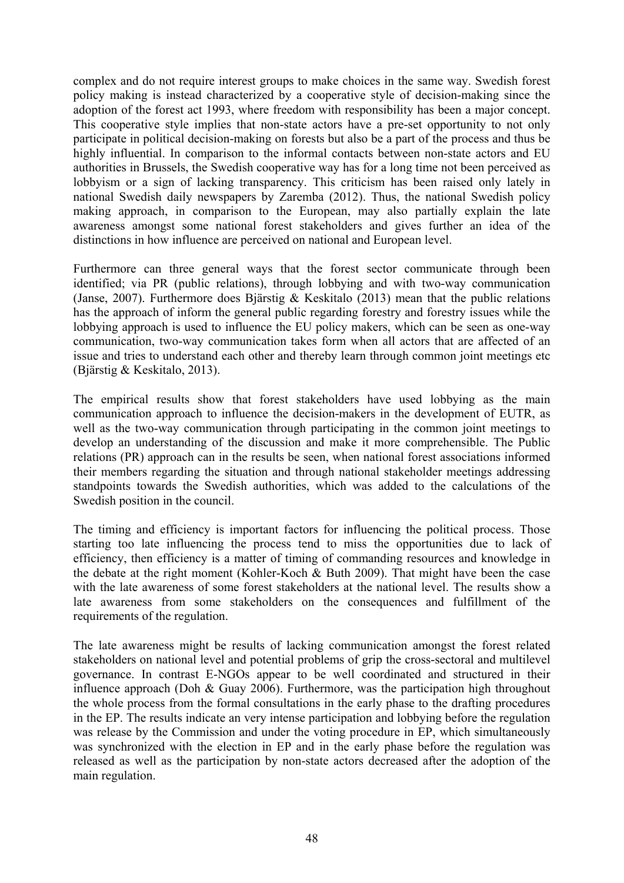complex and do not require interest groups to make choices in the same way. Swedish forest policy making is instead characterized by a cooperative style of decision-making since the adoption of the forest act 1993, where freedom with responsibility has been a major concept. This cooperative style implies that non-state actors have a pre-set opportunity to not only participate in political decision-making on forests but also be a part of the process and thus be highly influential. In comparison to the informal contacts between non-state actors and EU authorities in Brussels, the Swedish cooperative way has for a long time not been perceived as lobbyism or a sign of lacking transparency. This criticism has been raised only lately in national Swedish daily newspapers by Zaremba (2012). Thus, the national Swedish policy making approach, in comparison to the European, may also partially explain the late awareness amongst some national forest stakeholders and gives further an idea of the distinctions in how influence are perceived on national and European level.

Furthermore can three general ways that the forest sector communicate through been identified; via PR (public relations), through lobbying and with two-way communication (Janse, 2007). Furthermore does Bjärstig & Keskitalo (2013) mean that the public relations has the approach of inform the general public regarding forestry and forestry issues while the lobbying approach is used to influence the EU policy makers, which can be seen as one-way communication, two-way communication takes form when all actors that are affected of an issue and tries to understand each other and thereby learn through common joint meetings etc (Bjärstig & Keskitalo, 2013).

The empirical results show that forest stakeholders have used lobbying as the main communication approach to influence the decision-makers in the development of EUTR, as well as the two-way communication through participating in the common joint meetings to develop an understanding of the discussion and make it more comprehensible. The Public relations (PR) approach can in the results be seen, when national forest associations informed their members regarding the situation and through national stakeholder meetings addressing standpoints towards the Swedish authorities, which was added to the calculations of the Swedish position in the council.

The timing and efficiency is important factors for influencing the political process. Those starting too late influencing the process tend to miss the opportunities due to lack of efficiency, then efficiency is a matter of timing of commanding resources and knowledge in the debate at the right moment (Kohler-Koch & Buth 2009). That might have been the case with the late awareness of some forest stakeholders at the national level. The results show a late awareness from some stakeholders on the consequences and fulfillment of the requirements of the regulation.

The late awareness might be results of lacking communication amongst the forest related stakeholders on national level and potential problems of grip the cross-sectoral and multilevel governance. In contrast E-NGOs appear to be well coordinated and structured in their influence approach (Doh & Guay 2006). Furthermore, was the participation high throughout the whole process from the formal consultations in the early phase to the drafting procedures in the EP. The results indicate an very intense participation and lobbying before the regulation was release by the Commission and under the voting procedure in EP, which simultaneously was synchronized with the election in EP and in the early phase before the regulation was released as well as the participation by non-state actors decreased after the adoption of the main regulation.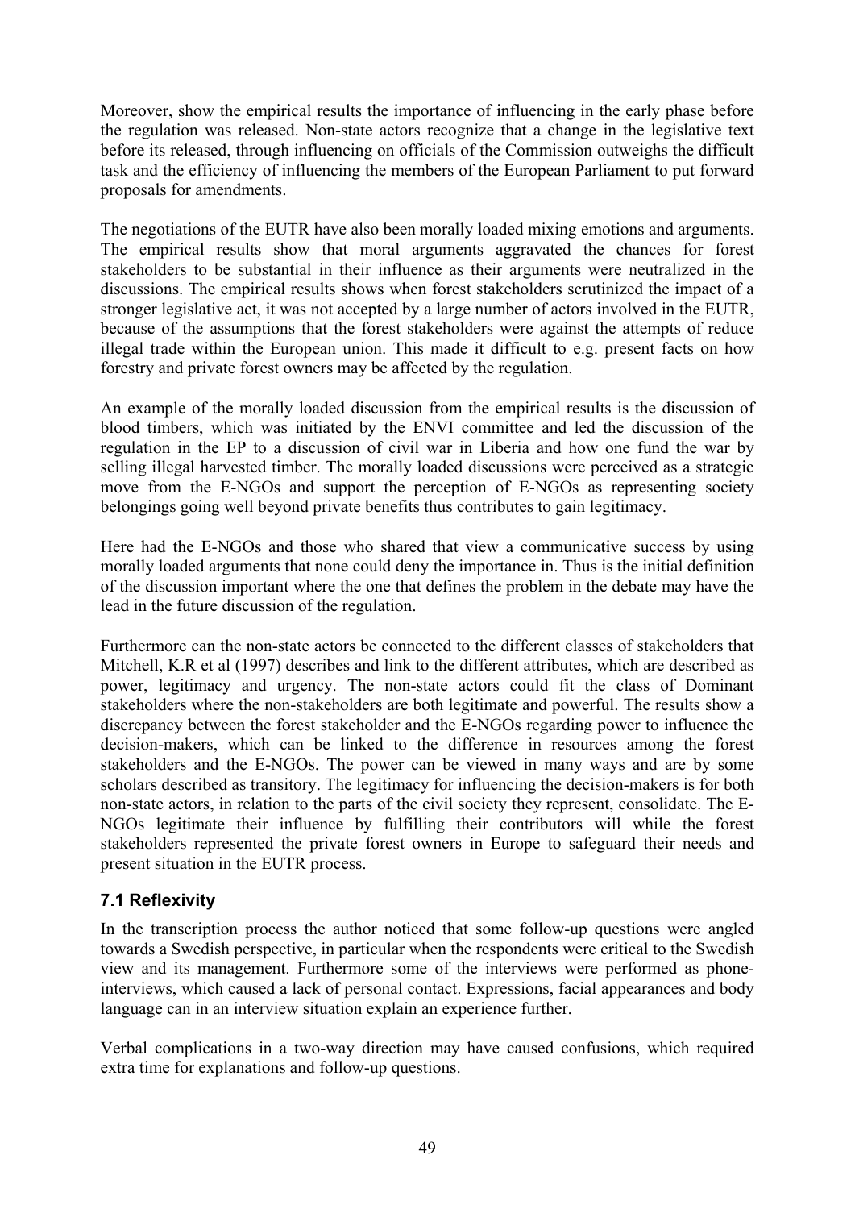Moreover, show the empirical results the importance of influencing in the early phase before the regulation was released. Non-state actors recognize that a change in the legislative text before its released, through influencing on officials of the Commission outweighs the difficult task and the efficiency of influencing the members of the European Parliament to put forward proposals for amendments.

The negotiations of the EUTR have also been morally loaded mixing emotions and arguments. The empirical results show that moral arguments aggravated the chances for forest stakeholders to be substantial in their influence as their arguments were neutralized in the discussions. The empirical results shows when forest stakeholders scrutinized the impact of a stronger legislative act, it was not accepted by a large number of actors involved in the EUTR, because of the assumptions that the forest stakeholders were against the attempts of reduce illegal trade within the European union. This made it difficult to e.g. present facts on how forestry and private forest owners may be affected by the regulation.

An example of the morally loaded discussion from the empirical results is the discussion of blood timbers, which was initiated by the ENVI committee and led the discussion of the regulation in the EP to a discussion of civil war in Liberia and how one fund the war by selling illegal harvested timber. The morally loaded discussions were perceived as a strategic move from the E-NGOs and support the perception of E-NGOs as representing society belongings going well beyond private benefits thus contributes to gain legitimacy.

Here had the E-NGOs and those who shared that view a communicative success by using morally loaded arguments that none could deny the importance in. Thus is the initial definition of the discussion important where the one that defines the problem in the debate may have the lead in the future discussion of the regulation.

Furthermore can the non-state actors be connected to the different classes of stakeholders that Mitchell, K.R et al (1997) describes and link to the different attributes, which are described as power, legitimacy and urgency. The non-state actors could fit the class of Dominant stakeholders where the non-stakeholders are both legitimate and powerful. The results show a discrepancy between the forest stakeholder and the E-NGOs regarding power to influence the decision-makers, which can be linked to the difference in resources among the forest stakeholders and the E-NGOs. The power can be viewed in many ways and are by some scholars described as transitory. The legitimacy for influencing the decision-makers is for both non-state actors, in relation to the parts of the civil society they represent, consolidate. The E-NGOs legitimate their influence by fulfilling their contributors will while the forest stakeholders represented the private forest owners in Europe to safeguard their needs and present situation in the EUTR process.

### 7.1 Reflexivity

In the transcription process the author noticed that some follow-up questions were angled towards a Swedish perspective, in particular when the respondents were critical to the Swedish view and its management. Furthermore some of the interviews were performed as phone-interviews, which caused a lack of personal contact. Expressions, facial appearances and body language can in an interview situation explain an experience further.

Verbal complications in a two-way direction may have caused confusions, which required extra time for explanations and follow-up questions.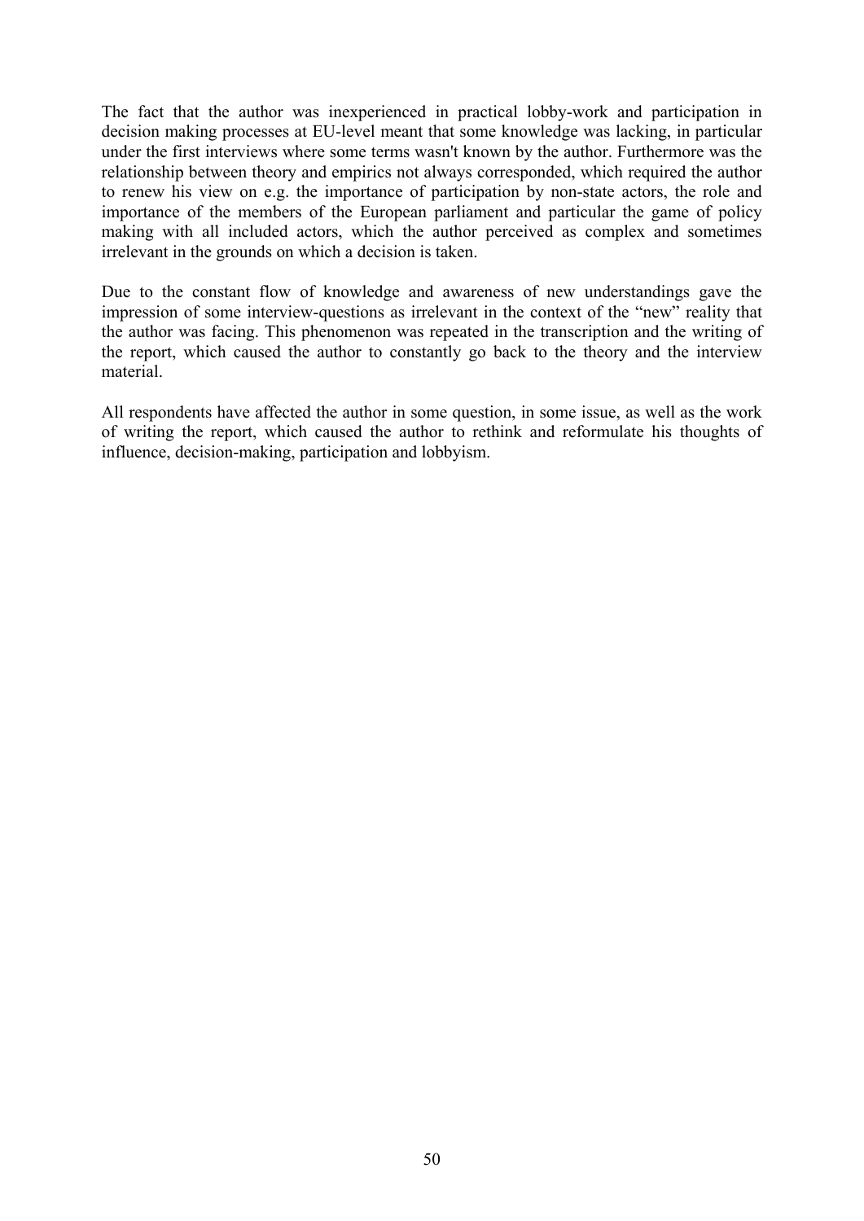The fact that the author was inexperienced in practical lobby-work and participation in decision making processes at EU-level meant that some knowledge was lacking, in particular under the first interviews where some terms wasn't known by the author. Furthermore was the relationship between theory and empirics not always corresponded, which required the author to renew his view on e.g. the importance of participation by non-state actors, the role and importance of the members of the European parliament and particular the game of policy making with all included actors, which the author perceived as complex and sometimes irrelevant in the grounds on which a decision is taken.

Due to the constant flow of knowledge and awareness of new understandings gave the impression of some interview-questions as irrelevant in the context of the "new" reality that the author was facing. This phenomenon was repeated in the transcription and the writing of the report, which caused the author to constantly go back to the theory and the interview material.

All respondents have affected the author in some question, in some issue, as well as the work of writing the report, which caused the author to rethink and reformulate his thoughts of influence, decision-making, participation and lobbyism.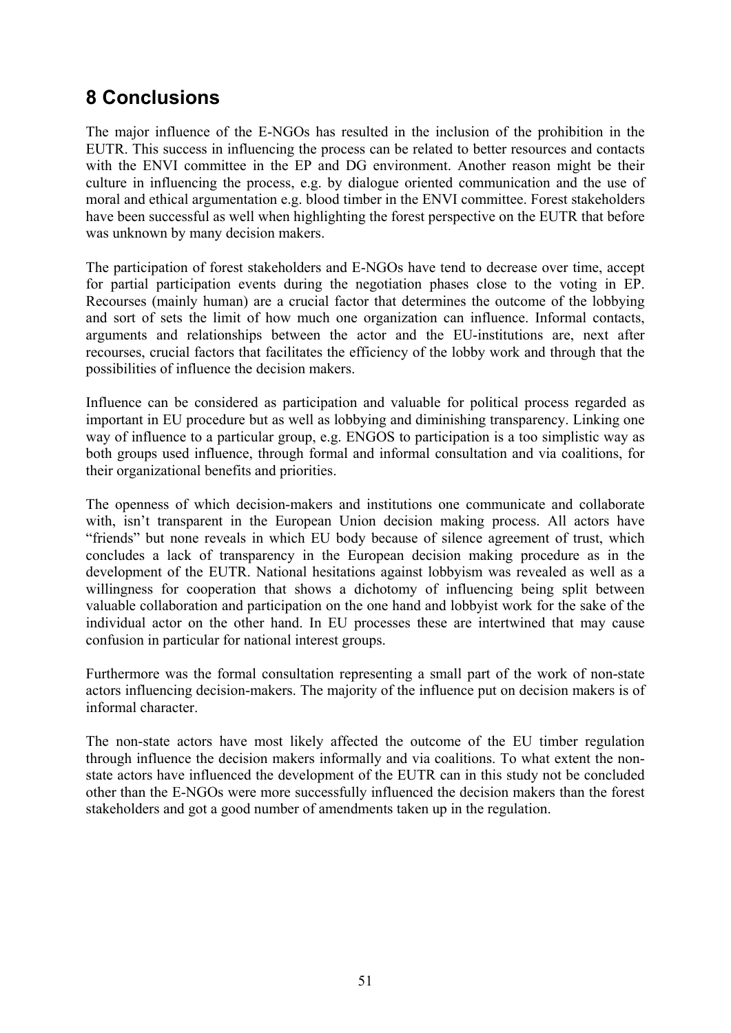# 8 Conclusions

The major influence of the E-NGOs has resulted in the inclusion of the prohibition in the EUTR. This success in influencing the process can be related to better resources and contacts with the ENVI committee in the EP and DG environment. Another reason might be their culture in influencing the process, e.g. by dialogue oriented communication and the use of moral and ethical argumentation e.g. blood timber in the ENVI committee. Forest stakeholders have been successful as well when highlighting the forest perspective on the EUTR that before was unknown by many decision makers.

The participation of forest stakeholders and E-NGOs have tend to decrease over time, accept for partial participation events during the negotiation phases close to the voting in EP. Recourses (mainly human) are a crucial factor that determines the outcome of the lobbying and sort of sets the limit of how much one organization can influence. Informal contacts, arguments and relationships between the actor and the EU-institutions are, next after recourses, crucial factors that facilitates the efficiency of the lobby work and through that the possibilities of influence the decision makers.

Influence can be considered as participation and valuable for political process regarded as important in EU procedure but as well as lobbying and diminishing transparency. Linking one way of influence to a particular group, e.g. ENGOS to participation is a too simplistic way as both groups used influence, through formal and informal consultation and via coalitions, for their organizational benefits and priorities.

The openness of which decision-makers and institutions one communicate and collaborate with, isn't transparent in the European Union decision making process. All actors have "friends" but none reveals in which EU body because of silence agreement of trust, which concludes a lack of transparency in the European decision making procedure as in the development of the EUTR. National hesitations against lobbyism was revealed as well as a willingness for cooperation that shows a dichotomy of influencing being split between valuable collaboration and participation on the one hand and lobbyist work for the sake of the individual actor on the other hand. In EU processes these are intertwined that may cause confusion in particular for national interest groups.

Furthermore was the formal consultation representing a small part of the work of non-state actors influencing decision-makers. The majority of the influence put on decision makers is of informal character.

The non-state actors have most likely affected the outcome of the EU timber regulation through influence the decision makers informally and via coalitions. To what extent the non-state actors have influenced the development of the EUTR can in this study not be concluded other than the E-NGOs were more successfully influenced the decision makers than the forest stakeholders and got a good number of amendments taken up in the regulation.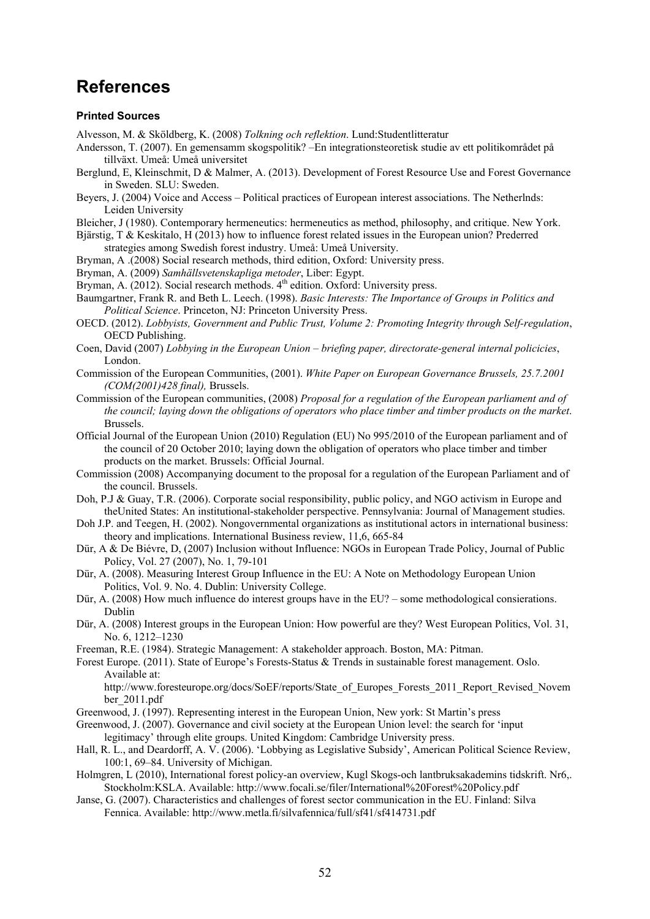# References

### Printed Sources

Alvesson, M. & Sköldberg, K. (2008) *Tolkning och reflektion*. Lund:Studentlitteratur

Andersson, T. (2007). En gemensamm skogspolitik? –En integrationsteoretisk studie av ett politikområdet på tillväxt. Umeå: Umeå universitet

Berglund, E, Kleinschmit, D & Malmer, A. (2013). Development of Forest Resource Use and Forest Governance in Sweden. SLU: Sweden.

Beyers, J. (2004) Voice and Access – Political practices of European interest associations. The Netherlnds: Leiden University

Bleicher, J (1980). Contemporary hermeneutics: hermeneutics as method, philosophy, and critique. New York.

Bjärstig, T & Keskitalo, H (2013) how to influence forest related issues in the European union? Prederred strategies among Swedish forest industry. Umeå: Umeå University.

Bryman, A .(2008) Social research methods, third edition, Oxford: University press.

Bryman, A. (2009) *Samhällsvetenskapliga metoder*, Liber: Egypt.

Bryman, A. (2012). Social research methods. 4th edition. Oxford: University press.

Baumgartner, Frank R. and Beth L. Leech. (1998). *Basic Interests: The Importance of Groups in Politics and Political Science*. Princeton, NJ: Princeton University Press.

OECD. (2012). *Lobbyists, Government and Public Trust, Volume 2: Promoting Integrity through Self-regulation*, OECD Publishing.

Coen, David (2007) *Lobbying in the European Union – briefing paper, directorate-general internal policicies*, London.

Commission of the European Communities, (2001). *White Paper on European Governance Brussels, 25.7.2001 (COM(2001)428 final),* Brussels.

Commission of the European communities, (2008) *Proposal for a regulation of the European parliament and of the council; laying down the obligations of operators who place timber and timber products on the market*. Brussels.

Official Journal of the European Union (2010) Regulation (EU) No 995/2010 of the European parliament and of the council of 20 October 2010; laying down the obligation of operators who place timber and timber products on the market. Brussels: Official Journal.

Commission (2008) Accompanying document to the proposal for a regulation of the European Parliament and of the council. Brussels.

Doh, P.J & Guay, T.R. (2006). Corporate social responsibility, public policy, and NGO activism in Europe and theUnited States: An institutional-stakeholder perspective. Pennsylvania: Journal of Management studies.

Doh J.P. and Teegen, H. (2002). Nongovernmental organizations as institutional actors in international business: theory and implications. International Business review, 11,6, 665-84

Dür, A & De Biévre, D, (2007) Inclusion without Influence: NGOs in European Trade Policy, Journal of Public Policy, Vol. 27 (2007), No. 1, 79-101

Dür, A. (2008). Measuring Interest Group Influence in the EU: A Note on Methodology European Union Politics, Vol. 9. No. 4. Dublin: University College.

Dür, A. (2008) How much influence do interest groups have in the EU? – some methodological consierations. Dublin

Dür, A. (2008) Interest groups in the European Union: How powerful are they? West European Politics, Vol. 31, No. 6, 1212–1230

Freeman, R.E. (1984). Strategic Management: A stakeholder approach. Boston, MA: Pitman.

Forest Europe. (2011). State of Europe's Forests-Status & Trends in sustainable forest management. Oslo. Available at: http://www.foresteurope.org/docs/SoEF/reports/State_of_Europes_Forests_2011_Report_Revised_November_2011.pdf

Greenwood, J. (1997). Representing interest in the European Union, New york: St Martin's press

Greenwood, J. (2007). Governance and civil society at the European Union level: the search for 'input legitimacy' through elite groups. United Kingdom: Cambridge University press.

Hall, R. L., and Deardorff, A. V. (2006). 'Lobbying as Legislative Subsidy', American Political Science Review, 100:1, 69–84. University of Michigan.

Holmgren, L (2010), International forest policy-an overview, Kugl Skogs-och lantbruksakademins tidskrift. Nr6,. Stockholm:KSLA. Available: http://www.focali.se/filer/International%20Forest%20Policy.pdf

Janse, G. (2007). Characteristics and challenges of forest sector communication in the EU. Finland: Silva Fennica. Available: http://www.metla.fi/silvafennica/full/sf41/sf414731.pdf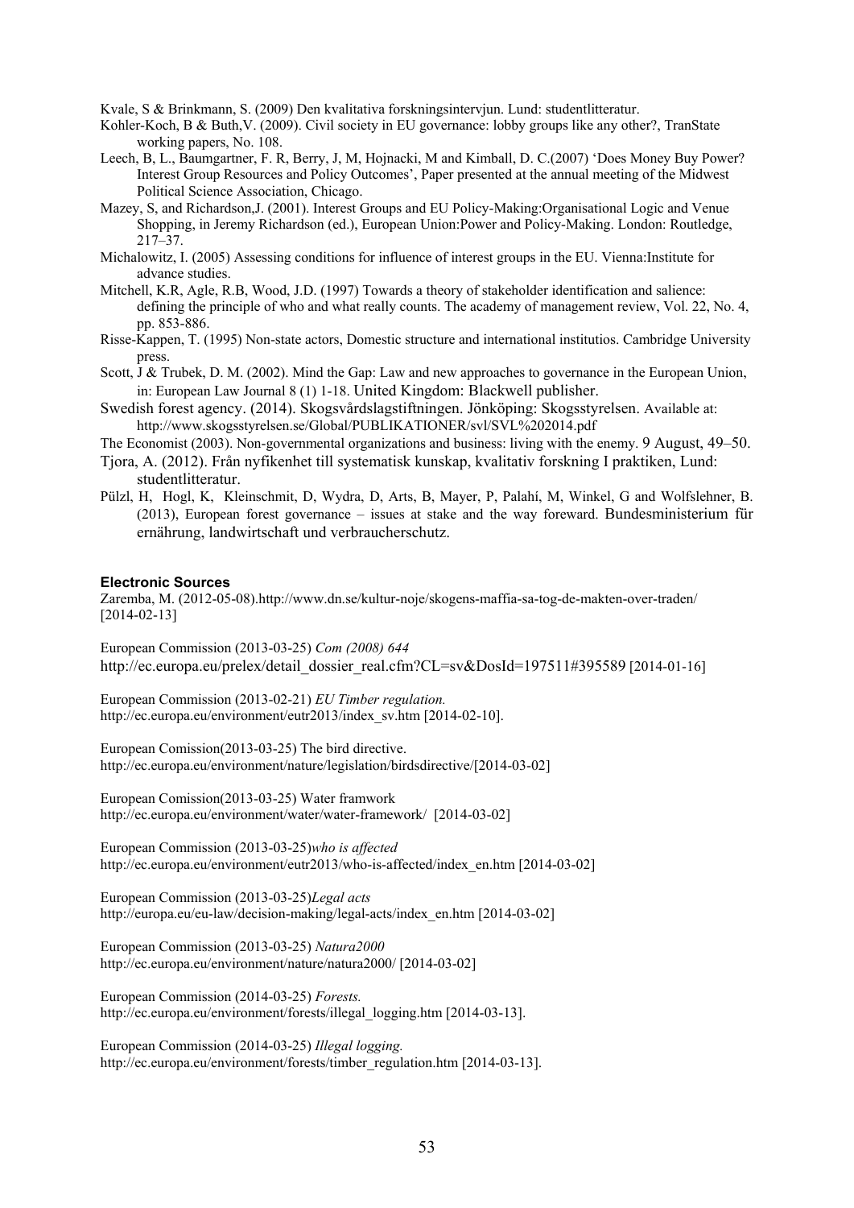Kvale, S & Brinkmann, S. (2009) Den kvalitativa forskningsintervjun. Lund: studentlitteratur.

Kohler-Koch, B & Buth,V. (2009). Civil society in EU governance: lobby groups like any other?, TranState working papers, No. 108.

Leech, B, L., Baumgartner, F. R, Berry, J, M, Hojnacki, M and Kimball, D. C.(2007) 'Does Money Buy Power? Interest Group Resources and Policy Outcomes', Paper presented at the annual meeting of the Midwest Political Science Association, Chicago.

Mazey, S, and Richardson,J. (2001). Interest Groups and EU Policy-Making:Organisational Logic and Venue Shopping, in Jeremy Richardson (ed.), European Union:Power and Policy-Making. London: Routledge, 217–37.

Michalowitz, I. (2005) Assessing conditions for influence of interest groups in the EU. Vienna:Institute for advance studies.

Mitchell, K.R, Agle, R.B, Wood, J.D. (1997) Towards a theory of stakeholder identification and salience: defining the principle of who and what really counts. The academy of management review, Vol. 22, No. 4, pp. 853-886.

Risse-Kappen, T. (1995) Non-state actors, Domestic structure and international institutios. Cambridge University press.

Scott, J & Trubek, D. M. (2002). Mind the Gap: Law and new approaches to governance in the European Union, in: European Law Journal 8 (1) 1-18. United Kingdom: Blackwell publisher.

Swedish forest agency. (2014). Skogsvårdslagstiftningen. Jönköping: Skogsstyrelsen. Available at: http://www.skogsstyrelsen.se/Global/PUBLIKATIONER/svl/SVL%202014.pdf

The Economist (2003). Non-governmental organizations and business: living with the enemy. 9 August, 49–50.

Tjora, A. (2012). Från nyfikenhet till systematisk kunskap, kvalitativ forskning I praktiken, Lund: studentlitteratur.

Pülzl, H, Hogl, K, Kleinschmit, D, Wydra, D, Arts, B, Mayer, P, Palahí, M, Winkel, G and Wolfslehner, B. (2013), European forest governance – issues at stake and the way foreward. Bundesministerium für ernährung, landwirtschaft und verbraucherschutz.

#### Electronic Sources

Zaremba, M. (2012-05-08).http://www.dn.se/kultur-noje/skogens-maffia-sa-tog-de-makten-over-traden/ [2014-02-13]

European Commission (2013-03-25) *Com (2008) 644* http://ec.europa.eu/prelex/detail_dossier_real.cfm?CL=sv&DosId=197511#395589 [2014-01-16]

European Commission (2013-02-21) *EU Timber regulation.* http://ec.europa.eu/environment/eutr2013/index_sv.htm [2014-02-10].

European Comission(2013-03-25) The bird directive. http://ec.europa.eu/environment/nature/legislation/birdsdirective/[2014-03-02]

European Comission(2013-03-25) Water framwork http://ec.europa.eu/environment/water/water-framework/ [2014-03-02]

European Commission (2013-03-25)*who is affected* http://ec.europa.eu/environment/eutr2013/who-is-affected/index_en.htm [2014-03-02]

European Commission (2013-03-25)*Legal acts* http://europa.eu/eu-law/decision-making/legal-acts/index_en.htm [2014-03-02]

European Commission (2013-03-25) *Natura2000* http://ec.europa.eu/environment/nature/natura2000/ [2014-03-02]

European Commission (2014-03-25) *Forests.* http://ec.europa.eu/environment/forests/illegal_logging.htm [2014-03-13].

European Commission (2014-03-25) *Illegal logging.* http://ec.europa.eu/environment/forests/timber_regulation.htm [2014-03-13].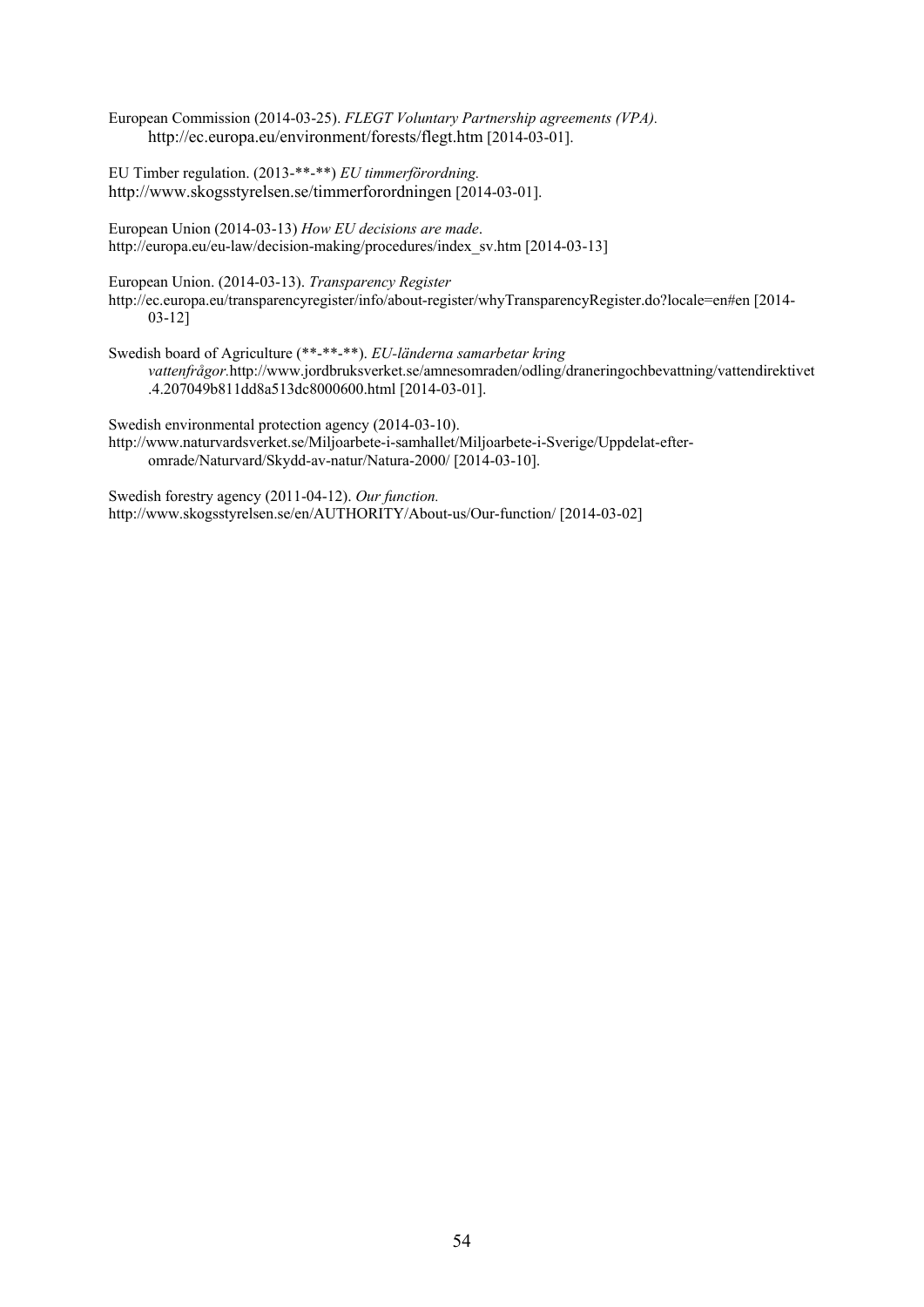European Commission (2014-03-25). *FLEGT Voluntary Partnership agreements (VPA).* http://ec.europa.eu/environment/forests/flegt.htm [2014-03-01].

EU Timber regulation. (2013-**-**) *EU timmerförordning.* http://www.skogsstyrelsen.se/timmerforordningen [2014-03-01].

European Union (2014-03-13) *How EU decisions are made*. http://europa.eu/eu-law/decision-making/procedures/index_sv.htm [2014-03-13]

European Union. (2014-03-13). *Transparency Register* http://ec.europa.eu/transparencyregister/info/about-register/whyTransparencyRegister.do?locale=en#en [2014-03-12]

Swedish board of Agriculture (**-**-**). *EU-länderna samarbetar kring vattenfrågor*.http://www.jordbruksverket.se/amnesomraden/odling/draneringochbevattning/vattendirektivet.4.207049b811dd8a513dc8000600.html [2014-03-01].

Swedish environmental protection agency (2014-03-10). http://www.naturvardsverket.se/Miljoarbete-i-samhallet/Miljoarbete-i-Sverige/Uppdelat-efter-omrade/Naturvard/Skydd-av-natur/Natura-2000/ [2014-03-10].

Swedish forestry agency (2011-04-12). *Our function.* http://www.skogsstyrelsen.se/en/AUTHORITY/About-us/Our-function/ [2014-03-02]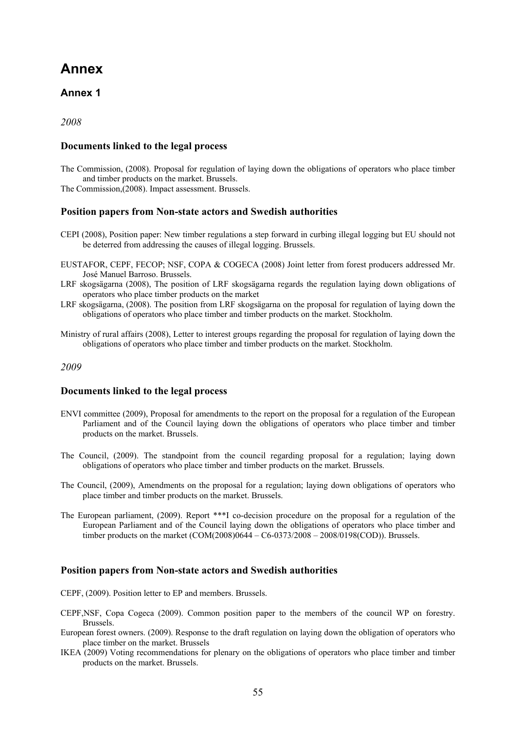# Annex

## Annex 1

*2008*

### Documents linked to the legal process

The Commission, (2008). Proposal for regulation of laying down the obligations of operators who place timber and timber products on the market. Brussels.

The Commission,(2008). Impact assessment. Brussels.

### Position papers from Non-state actors and Swedish authorities

CEPI (2008), Position paper: New timber regulations a step forward in curbing illegal logging but EU should not be deterred from addressing the causes of illegal logging. Brussels.

EUSTAFOR, CEPF, FECOP; NSF, COPA & COGECA (2008) Joint letter from forest producers addressed Mr. José Manuel Barroso. Brussels.

LRF skogsägarna (2008), The position of LRF skogsägarna regards the regulation laying down obligations of operators who place timber products on the market

LRF skogsägarna, (2008). The position from LRF skogsägarna on the proposal for regulation of laying down the obligations of operators who place timber and timber products on the market. Stockholm.

Ministry of rural affairs (2008), Letter to interest groups regarding the proposal for regulation of laying down the obligations of operators who place timber and timber products on the market. Stockholm.

*2009*

### Documents linked to the legal process

ENVI committee (2009), Proposal for amendments to the report on the proposal for a regulation of the European Parliament and of the Council laying down the obligations of operators who place timber and timber products on the market. Brussels.

The Council, (2009). The standpoint from the council regarding proposal for a regulation; laying down obligations of operators who place timber and timber products on the market. Brussels.

The Council, (2009), Amendments on the proposal for a regulation; laying down obligations of operators who place timber and timber products on the market. Brussels.

The European parliament, (2009). Report ***I co-decision procedure on the proposal for a regulation of the European Parliament and of the Council laying down the obligations of operators who place timber and timber products on the market (COM(2008)0644 – C6-0373/2008 – 2008/0198(COD)). Brussels.

### Position papers from Non-state actors and Swedish authorities

CEPF, (2009). Position letter to EP and members. Brussels.

CEPF,NSF, Copa Cogeca (2009). Common position paper to the members of the council WP on forestry. Brussels.

European forest owners. (2009). Response to the draft regulation on laying down the obligation of operators who place timber on the market. Brussels

IKEA (2009) Voting recommendations for plenary on the obligations of operators who place timber and timber products on the market. Brussels.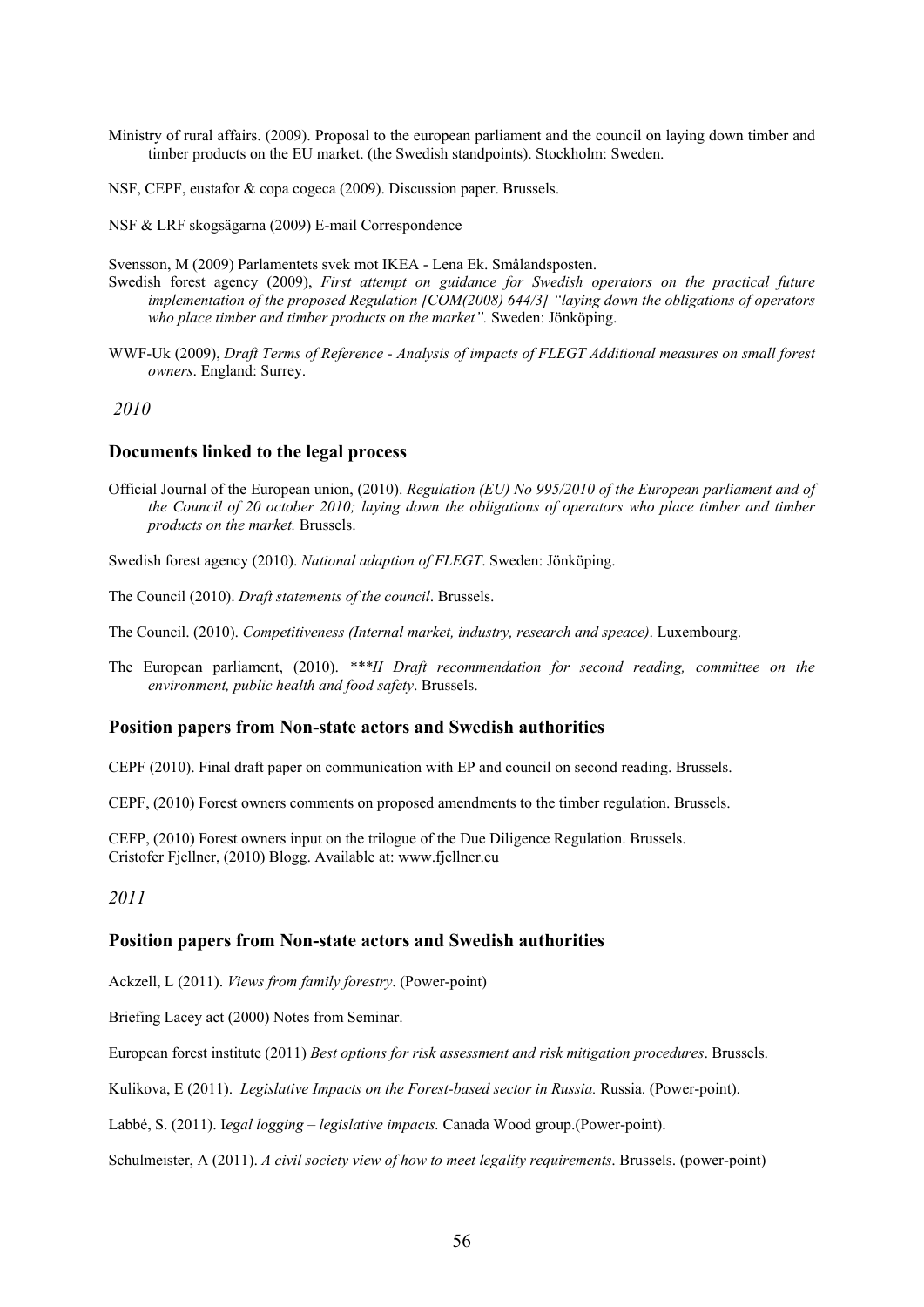Ministry of rural affairs. (2009). Proposal to the european parliament and the council on laying down timber and timber products on the EU market. (the Swedish standpoints). Stockholm: Sweden.

NSF, CEPF, eustafor & copa cogeca (2009). Discussion paper. Brussels.

NSF & LRF skogsägarna (2009) E-mail Correspondence

Svensson, M (2009) Parlamentets svek mot IKEA - Lena Ek. Smålandsposten.

Swedish forest agency (2009), *First attempt on guidance for Swedish operators on the practical future implementation of the proposed Regulation [COM(2008) 644/3] "laying down the obligations of operators who place timber and timber products on the market".* Sweden: Jönköping.

WWF-Uk (2009), *Draft Terms of Reference - Analysis of impacts of FLEGT Additional measures on small forest owners*. England: Surrey.

*2010*

### Documents linked to the legal process

Official Journal of the European union, (2010). *Regulation (EU) No 995/2010 of the European parliament and of the Council of 20 october 2010; laying down the obligations of operators who place timber and timber products on the market.* Brussels.

Swedish forest agency (2010). *National adaption of FLEGT*. Sweden: Jönköping.

The Council (2010). *Draft statements of the council*. Brussels.

The Council. (2010). *Competitiveness (Internal market, industry, research and speace)*. Luxembourg.

The European parliament, (2010). *\*\*\*II Draft recommendation for second reading, committee on the environment, public health and food safety*. Brussels.

### Position papers from Non-state actors and Swedish authorities

CEPF (2010). Final draft paper on communication with EP and council on second reading. Brussels.

CEPF, (2010) Forest owners comments on proposed amendments to the timber regulation. Brussels.

CEFP, (2010) Forest owners input on the trilogue of the Due Diligence Regulation. Brussels.
Cristofer Fjellner, (2010) Blogg. Available at: www.fjellner.eu

*2011*

### Position papers from Non-state actors and Swedish authorities

Ackzell, L (2011). *Views from family forestry*. (Power-point)

Briefing Lacey act (2000) Notes from Seminar.

European forest institute (2011) *Best options for risk assessment and risk mitigation procedures*. Brussels.

Kulikova, E (2011). *Legislative Impacts on the Forest-based sector in Russia.* Russia. (Power-point).

Labbé, S. (2011). I*egal logging – legislative impacts.* Canada Wood group.(Power-point).

Schulmeister, A (2011). *A civil society view of how to meet legality requirements*. Brussels. (power-point)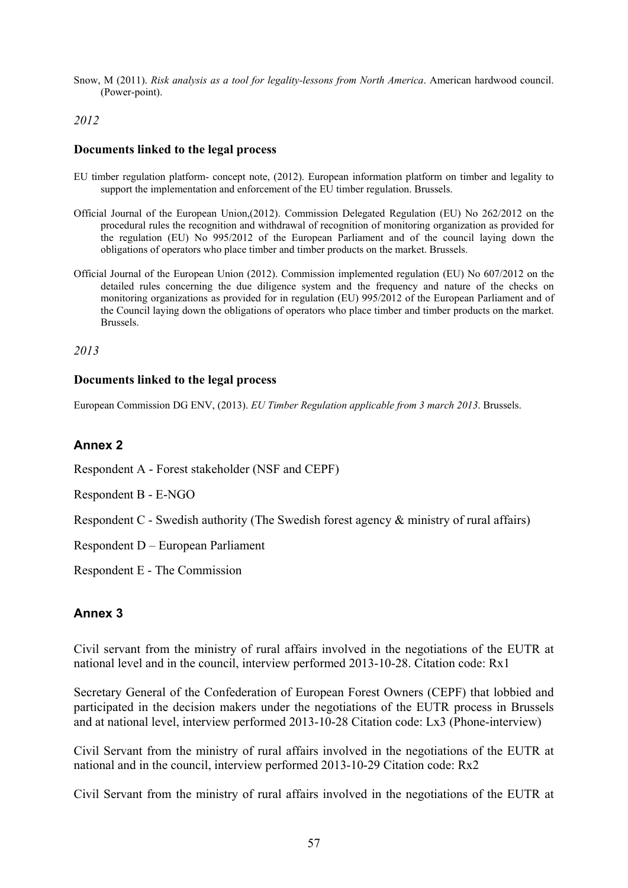Snow, M (2011). *Risk analysis as a tool for legality-lessons from North America*. American hardwood council. (Power-point).

*2012*

**Documents linked to the legal process**

EU timber regulation platform- concept note, (2012). European information platform on timber and legality to support the implementation and enforcement of the EU timber regulation. Brussels.

Official Journal of the European Union,(2012). Commission Delegated Regulation (EU) No 262/2012 on the procedural rules the recognition and withdrawal of recognition of monitoring organization as provided for the regulation (EU) No 995/2012 of the European Parliament and of the council laying down the obligations of operators who place timber and timber products on the market. Brussels.

Official Journal of the European Union (2012). Commission implemented regulation (EU) No 607/2012 on the detailed rules concerning the due diligence system and the frequency and nature of the checks on monitoring organizations as provided for in regulation (EU) 995/2012 of the European Parliament and of the Council laying down the obligations of operators who place timber and timber products on the market. Brussels.

*2013*

**Documents linked to the legal process**

European Commission DG ENV, (2013). *EU Timber Regulation applicable from 3 march 2013*. Brussels.

## Annex 2

Respondent A - Forest stakeholder (NSF and CEPF)

Respondent B - E-NGO

Respondent C - Swedish authority (The Swedish forest agency & ministry of rural affairs)

Respondent D – European Parliament

Respondent E - The Commission

## Annex 3

Civil servant from the ministry of rural affairs involved in the negotiations of the EUTR at national level and in the council, interview performed 2013-10-28. Citation code: Rx1

Secretary General of the Confederation of European Forest Owners (CEPF) that lobbied and participated in the decision makers under the negotiations of the EUTR process in Brussels and at national level, interview performed 2013-10-28 Citation code: Lx3 (Phone-interview)

Civil Servant from the ministry of rural affairs involved in the negotiations of the EUTR at national and in the council, interview performed 2013-10-29 Citation code: Rx2

Civil Servant from the ministry of rural affairs involved in the negotiations of the EUTR at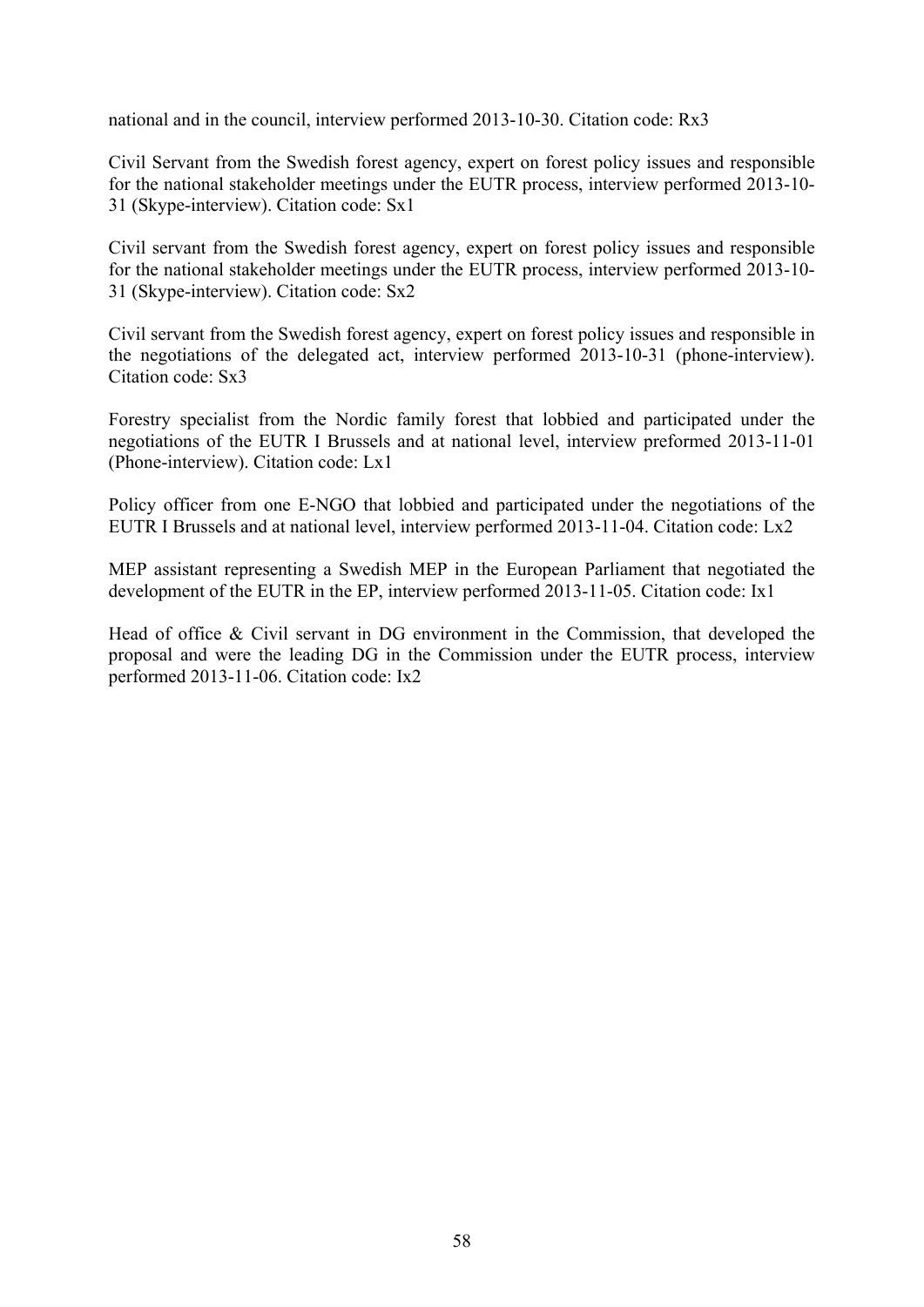national and in the council, interview performed 2013-10-30. Citation code: Rx3

Civil Servant from the Swedish forest agency, expert on forest policy issues and responsible for the national stakeholder meetings under the EUTR process, interview performed 2013-10-31 (Skype-interview). Citation code: Sx1

Civil servant from the Swedish forest agency, expert on forest policy issues and responsible for the national stakeholder meetings under the EUTR process, interview performed 2013-10-31 (Skype-interview). Citation code: Sx2

Civil servant from the Swedish forest agency, expert on forest policy issues and responsible in the negotiations of the delegated act, interview performed 2013-10-31 (phone-interview). Citation code: Sx3

Forestry specialist from the Nordic family forest that lobbied and participated under the negotiations of the EUTR I Brussels and at national level, interview preformed 2013-11-01 (Phone-interview). Citation code: Lx1

Policy officer from one E-NGO that lobbied and participated under the negotiations of the EUTR I Brussels and at national level, interview performed 2013-11-04. Citation code: Lx2

MEP assistant representing a Swedish MEP in the European Parliament that negotiated the development of the EUTR in the EP, interview performed 2013-11-05. Citation code: Ix1

Head of office & Civil servant in DG environment in the Commission, that developed the proposal and were the leading DG in the Commission under the EUTR process, interview performed 2013-11-06. Citation code: Ix2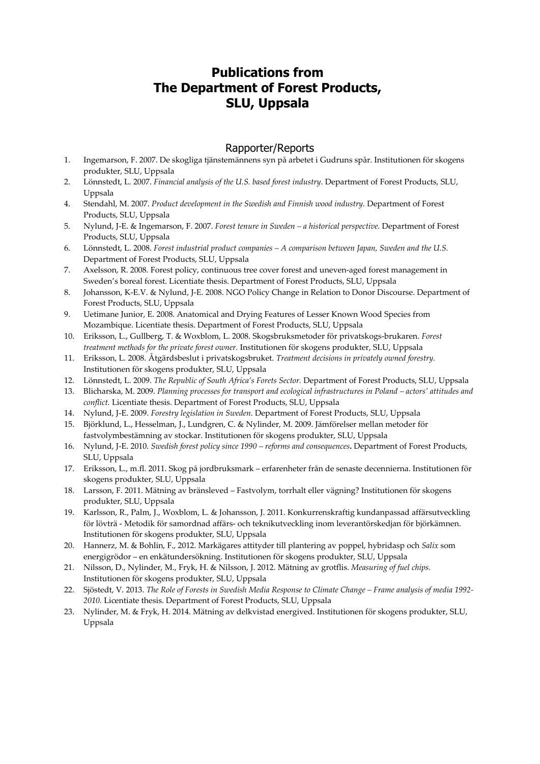# Publications from The Department of Forest Products, SLU, Uppsala

## Rapporter/Reports

1. Ingemarson, F. 2007. De skogliga tjänstemännens syn på arbetet i Gudruns spår. Institutionen för skogens produkter, SLU, Uppsala
2. Lönnstedt, L. 2007. *Financial analysis of the U.S. based forest industry*. Department of Forest Products, SLU, Uppsala
4. Stendahl, M. 2007. *Product development in the Swedish and Finnish wood industry.* Department of Forest Products, SLU, Uppsala
5. Nylund, J-E. & Ingemarson, F. 2007. *Forest tenure in Sweden – a historical perspective.* Department of Forest Products, SLU, Uppsala
6. Lönnstedt, L. 2008. *Forest industrial product companies – A comparison between Japan, Sweden and the U.S.* Department of Forest Products, SLU, Uppsala
7. Axelsson, R. 2008. Forest policy, continuous tree cover forest and uneven-aged forest management in Sweden's boreal forest. Licentiate thesis. Department of Forest Products, SLU, Uppsala
8. Johansson, K-E.V. & Nylund, J-E. 2008. NGO Policy Change in Relation to Donor Discourse. Department of Forest Products, SLU, Uppsala
9. Uetimane Junior, E. 2008. Anatomical and Drying Features of Lesser Known Wood Species from Mozambique. Licentiate thesis. Department of Forest Products, SLU, Uppsala
10. Eriksson, L., Gullberg, T. & Woxblom, L. 2008. Skogsbruksmetoder för privatskogs-brukaren. *Forest treatment methods for the private forest owner.* Institutionen för skogens produkter, SLU, Uppsala
11. Eriksson, L. 2008. Åtgärdsbeslut i privatskogsbruket. *Treatment decisions in privately owned forestry.* Institutionen för skogens produkter, SLU, Uppsala
12. Lönnstedt, L. 2009. *The Republic of South Africa's Forets Sector.* Department of Forest Products, SLU, Uppsala
13. Blicharska, M. 2009. *Planning processes for transport and ecological infrastructures in Poland – actors' attitudes and conflict.* Licentiate thesis. Department of Forest Products, SLU, Uppsala
14. Nylund, J-E. 2009. *Forestry legislation in Sweden*. Department of Forest Products, SLU, Uppsala
15. Björklund, L., Hesselman, J., Lundgren, C. & Nylinder, M. 2009. Jämförelser mellan metoder för fastvolymbestämning av stockar. Institutionen för skogens produkter, SLU, Uppsala
16. Nylund, J-E. 2010. *Swedish forest policy since 1990 – reforms and consequences***.** Department of Forest Products, SLU, Uppsala
17. Eriksson, L., m.fl. 2011. Skog på jordbruksmark – erfarenheter från de senaste decennierna. Institutionen för skogens produkter, SLU, Uppsala
18. Larsson, F. 2011. Mätning av bränsleved – Fastvolym, torrhalt eller vägning? Institutionen för skogens produkter, SLU, Uppsala
19. Karlsson, R., Palm, J., Woxblom, L. & Johansson, J. 2011. Konkurrenskraftig kundanpassad affärsutveckling för lövträ - Metodik för samordnad affärs- och teknikutveckling inom leverantörskedjan för björkämnen. Institutionen för skogens produkter, SLU, Uppsala
20. Hannerz, M. & Bohlin, F., 2012. Markägares attityder till plantering av poppel, hybridasp och *Salix* som energigrödor – en enkätundersökning. Institutionen för skogens produkter, SLU, Uppsala
21. Nilsson, D., Nylinder, M., Fryk, H. & Nilsson, J. 2012. Mätning av grotflis. *Measuring of fuel chips.* Institutionen för skogens produkter, SLU, Uppsala
22. Sjöstedt, V. 2013. *The Role of Forests in Swedish Media Response to Climate Change – Frame analysis of media 1992-2010.* Licentiate thesis. Department of Forest Products, SLU, Uppsala
23. Nylinder, M. & Fryk, H. 2014. Mätning av delkvistad energived. Institutionen för skogens produkter, SLU, Uppsala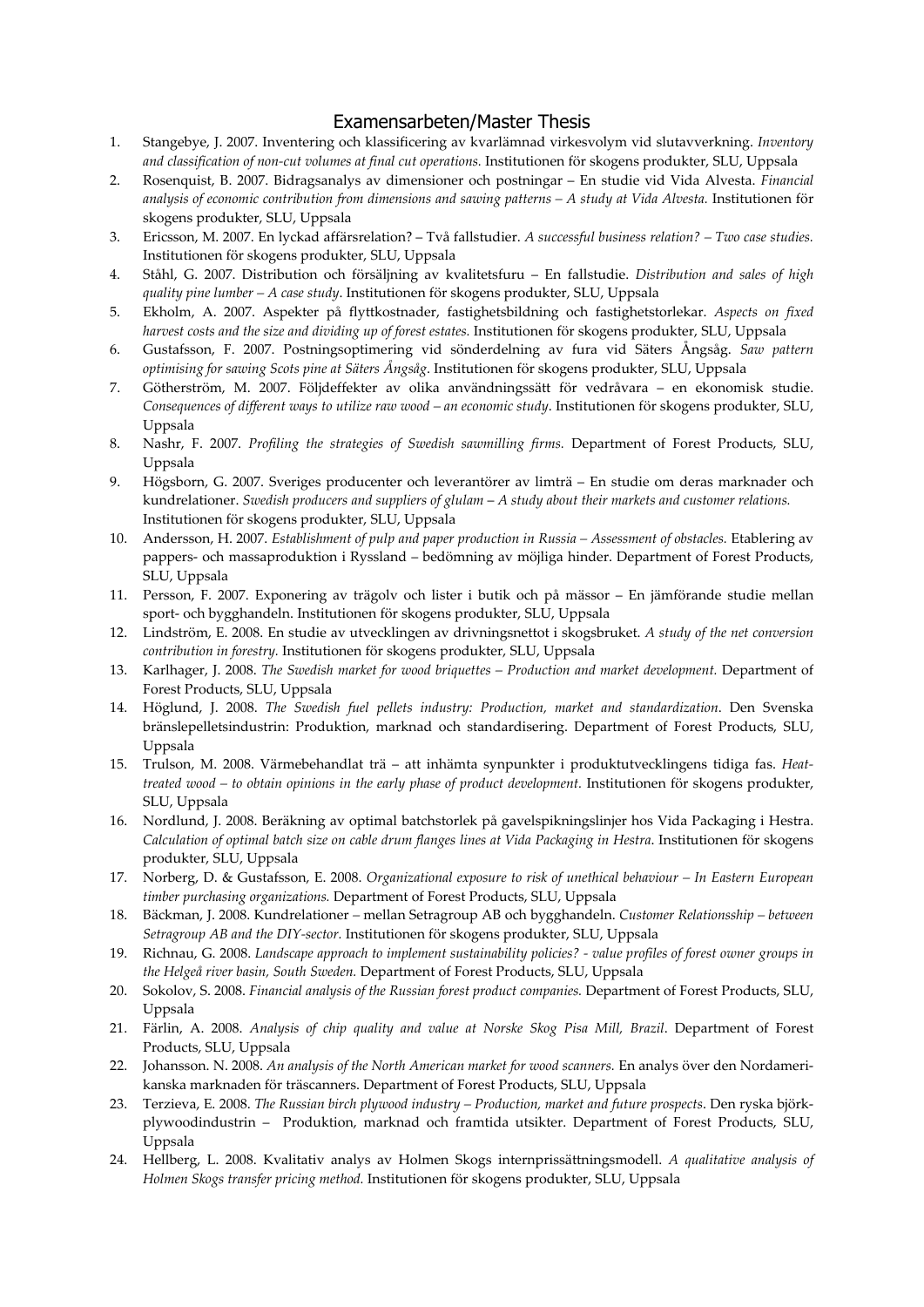# Examensarbeten/Master Thesis

1. Stangebye, J. 2007. Inventering och klassificering av kvarlämnad virkesvolym vid slutavverkning. *Inventory and classification of non-cut volumes at final cut operations.* Institutionen för skogens produkter, SLU, Uppsala
2. Rosenquist, B. 2007. Bidragsanalys av dimensioner och postningar – En studie vid Vida Alvesta. *Financial analysis of economic contribution from dimensions and sawing patterns – A study at Vida Alvesta.* Institutionen för skogens produkter, SLU, Uppsala
3. Ericsson, M. 2007. En lyckad affärsrelation? – Två fallstudier. *A successful business relation? – Two case studies.* Institutionen för skogens produkter, SLU, Uppsala
4. Ståhl, G. 2007. Distribution och försäljning av kvalitetsfuru – En fallstudie. *Distribution and sales of high quality pine lumber – A case study.* Institutionen för skogens produkter, SLU, Uppsala
5. Ekholm, A. 2007. Aspekter på flyttkostnader, fastighetsbildning och fastighetstorlekar. *Aspects on fixed harvest costs and the size and dividing up of forest estates.* Institutionen för skogens produkter, SLU, Uppsala
6. Gustafsson, F. 2007. Postningsoptimering vid sönderdelning av fura vid Säters Ångsåg. *Saw pattern optimising for sawing Scots pine at Säters Ångsåg.* Institutionen för skogens produkter, SLU, Uppsala
7. Götherström, M. 2007. Följdeffekter av olika användningssätt för vedråvara – en ekonomisk studie. *Consequences of different ways to utilize raw wood – an economic study.* Institutionen för skogens produkter, SLU, Uppsala
8. Nashr, F. 2007. *Profiling the strategies of Swedish sawmilling firms.* Department of Forest Products, SLU, Uppsala
9. Högsborn, G. 2007. Sveriges producenter och leverantörer av limträ – En studie om deras marknader och kundrelationer. *Swedish producers and suppliers of glulam – A study about their markets and customer relations.* Institutionen för skogens produkter, SLU, Uppsala
10. Andersson, H. 2007. *Establishment of pulp and paper production in Russia – Assessment of obstacles.* Etablering av pappers- och massaproduktion i Ryssland – bedömning av möjliga hinder. Department of Forest Products, SLU, Uppsala
11. Persson, F. 2007. Exponering av trägolv och lister i butik och på mässor – En jämförande studie mellan sport- och bygghandeln. Institutionen för skogens produkter, SLU, Uppsala
12. Lindström, E. 2008. En studie av utvecklingen av drivningsnettot i skogsbruket. *A study of the net conversion contribution in forestry.* Institutionen för skogens produkter, SLU, Uppsala
13. Karlhager, J. 2008. *The Swedish market for wood briquettes – Production and market development.* Department of Forest Products, SLU, Uppsala
14. Höglund, J. 2008. *The Swedish fuel pellets industry: Production, market and standardization.* Den Svenska bränslepelletsindustrin: Produktion, marknad och standardisering. Department of Forest Products, SLU, Uppsala
15. Trulson, M. 2008. Värmebehandlat trä – att inhämta synpunkter i produktutvecklingens tidiga fas. *Heat-treated wood – to obtain opinions in the early phase of product development.* Institutionen för skogens produkter, SLU, Uppsala
16. Nordlund, J. 2008. Beräkning av optimal batchstorlek på gavelspikningslinjer hos Vida Packaging i Hestra. *Calculation of optimal batch size on cable drum flanges lines at Vida Packaging in Hestra.* Institutionen för skogens produkter, SLU, Uppsala
17. Norberg, D. & Gustafsson, E. 2008. *Organizational exposure to risk of unethical behaviour – In Eastern European timber purchasing organizations.* Department of Forest Products, SLU, Uppsala
18. Bäckman, J. 2008. Kundrelationer – mellan Setragroup AB och bygghandeln. *Customer Relationsship – between Setragroup AB and the DIY-sector.* Institutionen för skogens produkter, SLU, Uppsala
19. Richnau, G. 2008. *Landscape approach to implement sustainability policies? - value profiles of forest owner groups in the Helgeå river basin, South Sweden.* Department of Forest Products, SLU, Uppsala
20. Sokolov, S. 2008. *Financial analysis of the Russian forest product companies.* Department of Forest Products, SLU, Uppsala
21. Färlin, A. 2008. *Analysis of chip quality and value at Norske Skog Pisa Mill, Brazil.* Department of Forest Products, SLU, Uppsala
22. Johansson. N. 2008. *An analysis of the North American market for wood scanners.* En analys över den Nordamerikanska marknaden för träscanners. Department of Forest Products, SLU, Uppsala
23. Terzieva, E. 2008. *The Russian birch plywood industry – Production, market and future prospects.* Den ryska björkplywoodindustrin – Produktion, marknad och framtida utsikter. Department of Forest Products, SLU, Uppsala
24. Hellberg, L. 2008. Kvalitativ analys av Holmen Skogs internprissättningsmodell. *A qualitative analysis of Holmen Skogs transfer pricing method.* Institutionen för skogens produkter, SLU, Uppsala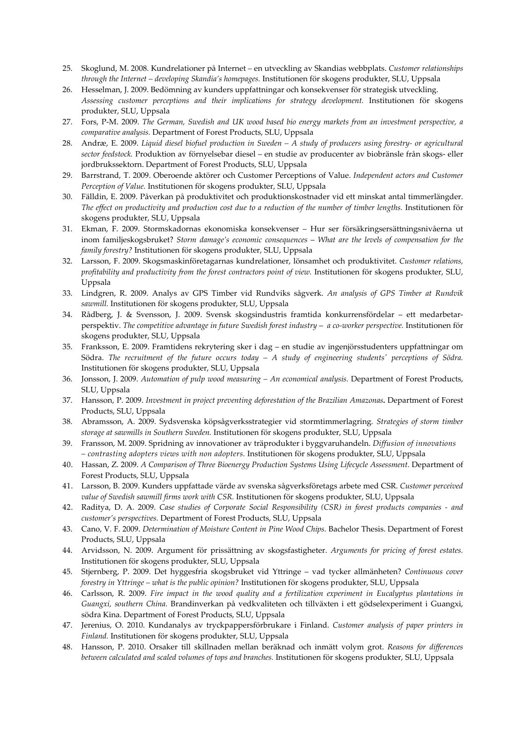25. Skoglund, M. 2008. Kundrelationer på Internet – en utveckling av Skandias webbplats. *Customer relationships through the Internet – developing Skandia's homepages.* Institutionen för skogens produkter, SLU, Uppsala
26. Hesselman, J. 2009. Bedömning av kunders uppfattningar och konsekvenser för strategisk utveckling. *Assessing customer perceptions and their implications for strategy development.* Institutionen för skogens produkter, SLU, Uppsala
27. Fors, P-M. 2009. *The German, Swedish and UK wood based bio energy markets from an investment perspective, a comparative analysis.* Department of Forest Products, SLU, Uppsala
28. Andræ, E. 2009. *Liquid diesel biofuel production in Sweden – A study of producers using forestry- or agricultural sector feedstock.* Produktion av förnyelsebar diesel – en studie av producenter av biobränsle från skogs- eller jordbrukssektorn. Department of Forest Products, SLU, Uppsala
29. Barrstrand, T. 2009. Oberoende aktörer och Customer Perceptions of Value. *Independent actors and Customer Perception of Value.* Institutionen för skogens produkter, SLU, Uppsala
30. Fälldin, E. 2009. Påverkan på produktivitet och produktionskostnader vid ett minskat antal timmerlängder. *The effect on productivity and production cost due to a reduction of the number of timber lengths.* Institutionen för skogens produkter, SLU, Uppsala
31. Ekman, F. 2009. Stormskadornas ekonomiska konsekvenser – Hur ser försäkringsersättningsnivåerna ut inom familjeskogsbruket? *Storm damage's economic consequences – What are the levels of compensation for the family forestry?* Institutionen för skogens produkter, SLU, Uppsala
32. Larsson, F. 2009. Skogsmaskinföretagarnas kundrelationer, lönsamhet och produktivitet. *Customer relations, profitability and productivity from the forest contractors point of view.* Institutionen för skogens produkter, SLU, Uppsala
33. Lindgren, R. 2009. Analys av GPS Timber vid Rundviks sågverk. *An analysis of GPS Timber at Rundvik sawmill.* Institutionen för skogens produkter, SLU, Uppsala
34. Rådberg, J. & Svensson, J. 2009. Svensk skogsindustris framtida konkurrensfördelar – ett medarbetarperspektiv. *The competitive advantage in future Swedish forest industry – a co-worker perspective.* Institutionen för skogens produkter, SLU, Uppsala
35. Franksson, E. 2009. Framtidens rekrytering sker i dag – en studie av ingenjörsstudenters uppfattningar om Södra. *The recruitment of the future occurs today – A study of engineering students' perceptions of Södra.* Institutionen för skogens produkter, SLU, Uppsala
36. Jonsson, J. 2009. *Automation of pulp wood measuring – An economical analysis.* Department of Forest Products, SLU, Uppsala
37. Hansson, P. 2009. *Investment in project preventing deforestation of the Brazilian Amazonas***.** Department of Forest Products, SLU, Uppsala
38. Abramsson, A. 2009. Sydsvenska köpsågverksstrategier vid stormtimmerlagring. *Strategies of storm timber storage at sawmills in Southern Sweden.* Institutionen för skogens produkter, SLU, Uppsala
39. Fransson, M. 2009. Spridning av innovationer av träprodukter i byggvaruhandeln. *Diffusion of innovations – contrasting adopters views with non adopters.* Institutionen för skogens produkter, SLU, Uppsala
40. Hassan, Z. 2009. *A Comparison of Three Bioenergy Production Systems Using Lifecycle Assessment.* Department of Forest Products, SLU, Uppsala
41. Larsson, B. 2009. Kunders uppfattade värde av svenska sågverksföretags arbete med CSR. *Customer perceived value of Swedish sawmill firms work with CSR.* Institutionen för skogens produkter, SLU, Uppsala
42. Raditya, D. A. 2009. *Case studies of Corporate Social Responsibility (CSR) in forest products companies - and customer's perspectives.* Department of Forest Products, SLU, Uppsala
43. Cano, V. F. 2009. *Determination of Moisture Content in Pine Wood Chips.* Bachelor Thesis. Department of Forest Products, SLU, Uppsala
44. Arvidsson, N. 2009. Argument för prissättning av skogsfastigheter. *Arguments for pricing of forest estates.* Institutionen för skogens produkter, SLU, Uppsala
45. Stjernberg, P. 2009. Det hyggesfria skogsbruket vid Yttringe – vad tycker allmänheten? *Continuous cover forestry in Yttringe – what is the public opinion?* Institutionen för skogens produkter, SLU, Uppsala
46. Carlsson, R. 2009. *Fire impact in the wood quality and a fertilization experiment in Eucalyptus plantations in Guangxi, southern China.* Brandinverkan på vedkvaliteten och tillväxten i ett gödselexperiment i Guangxi, södra Kina. Department of Forest Products, SLU, Uppsala
47. Jerenius, O. 2010. Kundanalys av tryckpappersförbrukare i Finland. *Customer analysis of paper printers in Finland.* Institutionen för skogens produkter, SLU, Uppsala
48. Hansson, P. 2010. Orsaker till skillnaden mellan beräknad och inmätt volym grot. *Reasons for differences between calculated and scaled volumes of tops and branches.* Institutionen för skogens produkter, SLU, Uppsala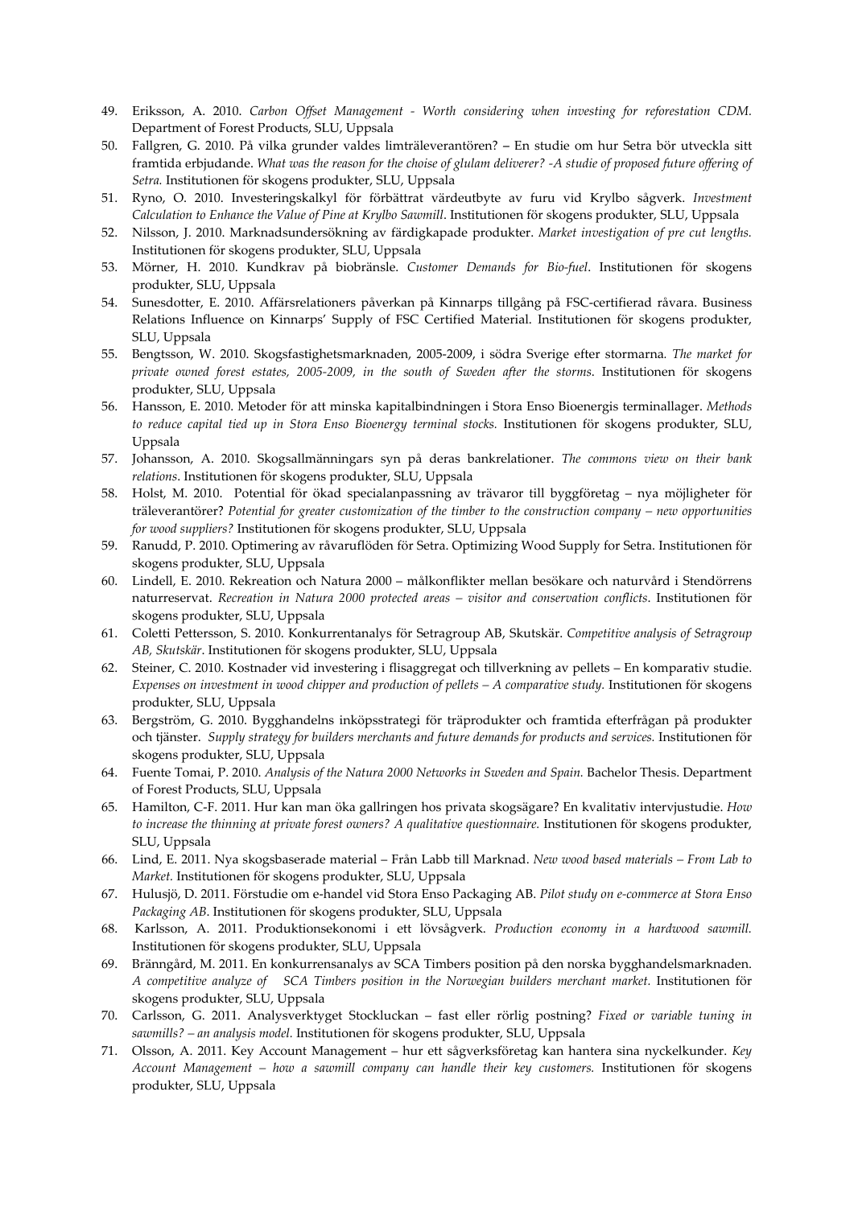49. Eriksson, A. 2010. *Carbon Offset Management - Worth considering when investing for reforestation CDM.* Department of Forest Products, SLU, Uppsala
50. Fallgren, G. 2010. På vilka grunder valdes limträleverantören? – En studie om hur Setra bör utveckla sitt framtida erbjudande. *What was the reason for the choise of glulam deliverer? -A studie of proposed future offering of Setra.* Institutionen för skogens produkter, SLU, Uppsala
51. Ryno, O. 2010. Investeringskalkyl för förbättrat värdeutbyte av furu vid Krylbo sågverk. *Investment Calculation to Enhance the Value of Pine at Krylbo Sawmill*. Institutionen för skogens produkter, SLU, Uppsala
52. Nilsson, J. 2010. Marknadsundersökning av färdigkapade produkter. *Market investigation of pre cut lengths.* Institutionen för skogens produkter, SLU, Uppsala
53. Mörner, H. 2010. Kundkrav på biobränsle. *Customer Demands for Bio-fuel*. Institutionen för skogens produkter, SLU, Uppsala
54. Sunesdotter, E. 2010. Affärsrelationers påverkan på Kinnarps tillgång på FSC-certifierad råvara. Business Relations Influence on Kinnarps' Supply of FSC Certified Material. Institutionen för skogens produkter, SLU, Uppsala
55. Bengtsson, W. 2010. Skogsfastighetsmarknaden, 2005-2009, i södra Sverige efter stormarna. *The market for private owned forest estates, 2005-2009, in the south of Sweden after the storms*. Institutionen för skogens produkter, SLU, Uppsala
56. Hansson, E. 2010. Metoder för att minska kapitalbindningen i Stora Enso Bioenergis terminallager. *Methods to reduce capital tied up in Stora Enso Bioenergy terminal stocks.* Institutionen för skogens produkter, SLU, Uppsala
57. Johansson, A. 2010. Skogsallmänningars syn på deras bankrelationer. *The commons view on their bank relations*. Institutionen för skogens produkter, SLU, Uppsala
58. Holst, M. 2010. Potential för ökad specialanpassning av trävaror till byggföretag – nya möjligheter för träleverantörer? *Potential for greater customization of the timber to the construction company – new opportunities for wood suppliers?* Institutionen för skogens produkter, SLU, Uppsala
59. Ranudd, P. 2010. Optimering av råvaruflöden för Setra. Optimizing Wood Supply for Setra. Institutionen för skogens produkter, SLU, Uppsala
60. Lindell, E. 2010. Rekreation och Natura 2000 – målkonflikter mellan besökare och naturvård i Stendörrens naturreservat. *Recreation in Natura 2000 protected areas – visitor and conservation conflicts*. Institutionen för skogens produkter, SLU, Uppsala
61. Coletti Pettersson, S. 2010. Konkurrentanalys för Setragroup AB, Skutskär. *Competitive analysis of Setragroup AB, Skutskär*. Institutionen för skogens produkter, SLU, Uppsala
62. Steiner, C. 2010. Kostnader vid investering i flisaggregat och tillverkning av pellets – En komparativ studie. *Expenses on investment in wood chipper and production of pellets – A comparative study.* Institutionen för skogens produkter, SLU, Uppsala
63. Bergström, G. 2010. Bygghandelns inköpsstrategi för träprodukter och framtida efterfrågan på produkter och tjänster. *Supply strategy for builders merchants and future demands for products and services.* Institutionen för skogens produkter, SLU, Uppsala
64. Fuente Tomai, P. 2010. *Analysis of the Natura 2000 Networks in Sweden and Spain.* Bachelor Thesis. Department of Forest Products, SLU, Uppsala
65. Hamilton, C-F. 2011. Hur kan man öka gallringen hos privata skogsägare? En kvalitativ intervjustudie. *How to increase the thinning at private forest owners? A qualitative questionnaire.* Institutionen för skogens produkter, SLU, Uppsala
66. Lind, E. 2011. Nya skogsbaserade material – Från Labb till Marknad. *New wood based materials – From Lab to Market.* Institutionen för skogens produkter, SLU, Uppsala
67. Hulusjö, D. 2011. Förstudie om e-handel vid Stora Enso Packaging AB. *Pilot study on e-commerce at Stora Enso Packaging AB*. Institutionen för skogens produkter, SLU, Uppsala
68. Karlsson, A. 2011. Produktionsekonomi i ett lövsågverk. *Production economy in a hardwood sawmill.* Institutionen för skogens produkter, SLU, Uppsala
69. Bränngård, M. 2011. En konkurrensanalys av SCA Timbers position på den norska bygghandelsmarknaden. *A competitive analyze of SCA Timbers position in the Norwegian builders merchant market.* Institutionen för skogens produkter, SLU, Uppsala
70. Carlsson, G. 2011. Analysverktyget Stockluckan – fast eller rörlig postning? *Fixed or variable tuning in sawmills? – an analysis model.* Institutionen för skogens produkter, SLU, Uppsala
71. Olsson, A. 2011. Key Account Management – hur ett sågverksföretag kan hantera sina nyckelkunder. *Key Account Management – how a sawmill company can handle their key customers.* Institutionen för skogens produkter, SLU, Uppsala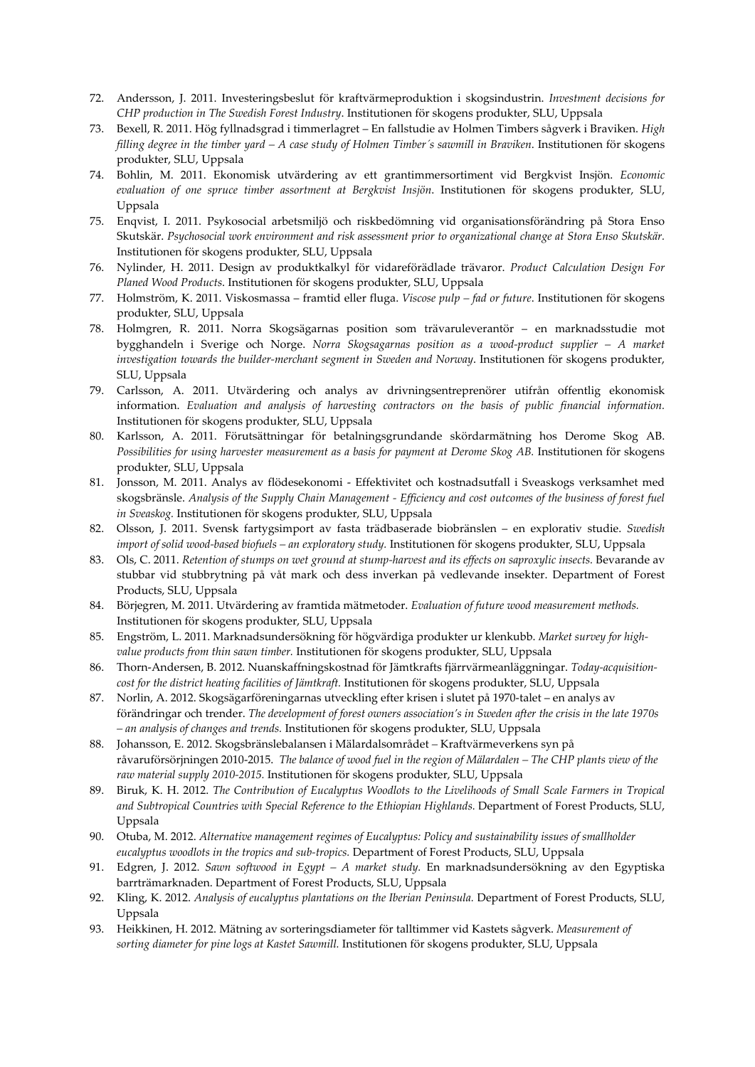72. Andersson, J. 2011. Investeringsbeslut för kraftvärmeproduktion i skogsindustrin. *Investment decisions for CHP production in The Swedish Forest Industry*. Institutionen för skogens produkter, SLU, Uppsala
73. Bexell, R. 2011. Hög fyllnadsgrad i timmerlagret – En fallstudie av Holmen Timbers sågverk i Braviken. *High filling degree in the timber yard – A case study of Holmen Timber´s sawmill in Braviken*. Institutionen för skogens produkter, SLU, Uppsala
74. Bohlin, M. 2011. Ekonomisk utvärdering av ett grantimmersortiment vid Bergkvist Insjön. *Economic evaluation of one spruce timber assortment at Bergkvist Insjön*. Institutionen för skogens produkter, SLU, Uppsala
75. Enqvist, I. 2011. Psykosocial arbetsmiljö och riskbedömning vid organisationsförändring på Stora Enso Skutskär. *Psychosocial work environment and risk assessment prior to organizational change at Stora Enso Skutskär.* Institutionen för skogens produkter, SLU, Uppsala
76. Nylinder, H. 2011. Design av produktkalkyl för vidareförädlade trävaror. *Product Calculation Design For Planed Wood Products*. Institutionen för skogens produkter, SLU, Uppsala
77. Holmström, K. 2011. Viskosmassa – framtid eller fluga. *Viscose pulp – fad or future*. Institutionen för skogens produkter, SLU, Uppsala
78. Holmgren, R. 2011. Norra Skogsägarnas position som trävaruleverantör – en marknadsstudie mot bygghandeln i Sverige och Norge. *Norra Skogsagarnas position as a wood-product supplier – A market investigation towards the builder-merchant segment in Sweden and Norway*. Institutionen för skogens produkter, SLU, Uppsala
79. Carlsson, A. 2011. Utvärdering och analys av drivningsentreprenörer utifrån offentlig ekonomisk information. *Evaluation and analysis of harvesting contractors on the basis of public financial information.* Institutionen för skogens produkter, SLU, Uppsala
80. Karlsson, A. 2011. Förutsättningar för betalningsgrundande skördarmätning hos Derome Skog AB. *Possibilities for using harvester measurement as a basis for payment at Derome Skog AB.* Institutionen för skogens produkter, SLU, Uppsala
81. Jonsson, M. 2011. Analys av flödesekonomi - Effektivitet och kostnadsutfall i Sveaskogs verksamhet med skogsbränsle. *Analysis of the Supply Chain Management - Efficiency and cost outcomes of the business of forest fuel in Sveaskog.* Institutionen för skogens produkter, SLU, Uppsala
82. Olsson, J. 2011. Svensk fartygsimport av fasta trädbaserade biobränslen – en explorativ studie. *Swedish import of solid wood-based biofuels – an exploratory study.* Institutionen för skogens produkter, SLU, Uppsala
83. Ols, C. 2011. *Retention of stumps on wet ground at stump-harvest and its effects on saproxylic insects.* Bevarande av stubbar vid stubbrytning på våt mark och dess inverkan på vedlevande insekter. Department of Forest Products, SLU, Uppsala
84. Börjegren, M. 2011. Utvärdering av framtida mätmetoder. *Evaluation of future wood measurement methods.* Institutionen för skogens produkter, SLU, Uppsala
85. Engström, L. 2011. Marknadsundersökning för högvärdiga produkter ur klenkubb. *Market survey for high-value products from thin sawn timber.* Institutionen för skogens produkter, SLU, Uppsala
86. Thorn-Andersen, B. 2012. Nuanskaffningskostnad för Jämtkrafts fjärrvärmeanläggningar. *Today-acquisition-cost for the district heating facilities of Jämtkraft.* Institutionen för skogens produkter, SLU, Uppsala
87. Norlin, A. 2012. Skogsägarföreningarnas utveckling efter krisen i slutet på 1970-talet – en analys av förändringar och trender. *The development of forest owners association's in Sweden after the crisis in the late 1970s – an analysis of changes and trends.* Institutionen för skogens produkter, SLU, Uppsala
88. Johansson, E. 2012. Skogsbränslebalansen i Mälardalsområdet – Kraftvärmeverkens syn på råvaruförsörjningen 2010-2015. *The balance of wood fuel in the region of Mälardalen – The CHP plants view of the raw material supply 2010-2015.* Institutionen för skogens produkter, SLU, Uppsala
89. Biruk, K. H. 2012. *The Contribution of Eucalyptus Woodlots to the Livelihoods of Small Scale Farmers in Tropical and Subtropical Countries with Special Reference to the Ethiopian Highlands.* Department of Forest Products, SLU, Uppsala
90. Otuba, M. 2012. *Alternative management regimes of Eucalyptus: Policy and sustainability issues of smallholder eucalyptus woodlots in the tropics and sub-tropics.* Department of Forest Products, SLU, Uppsala
91. Edgren, J. 2012. *Sawn softwood in Egypt – A market study.* En marknadsundersökning av den Egyptiska barrträmarknaden. Department of Forest Products, SLU, Uppsala
92. Kling, K. 2012. *Analysis of eucalyptus plantations on the Iberian Peninsula.* Department of Forest Products, SLU, Uppsala
93. Heikkinen, H. 2012. Mätning av sorteringsdiameter för talltimmer vid Kastets sågverk. *Measurement of sorting diameter for pine logs at Kastet Sawmill.* Institutionen för skogens produkter, SLU, Uppsala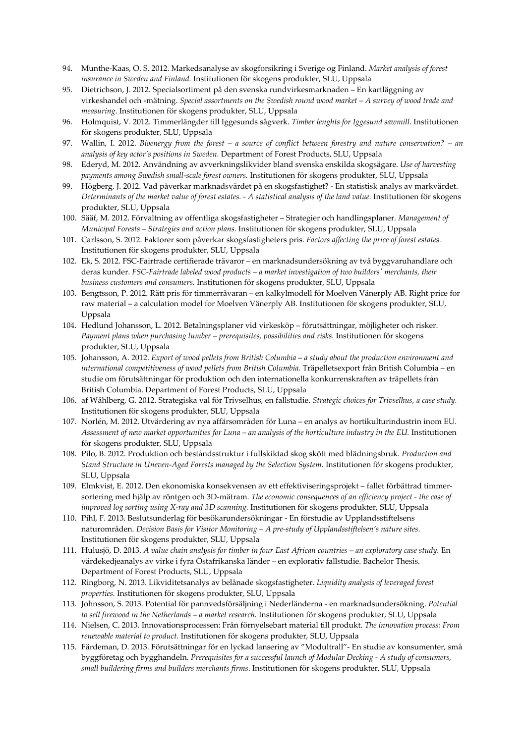94. Munthe-Kaas, O. S. 2012. Markedsanalyse av skogforsikring i Sverige og Finland. *Market analysis of forest insurance in Sweden and Finland.* Institutionen för skogens produkter, SLU, Uppsala
95. Dietrichson, J. 2012. Specialsortiment på den svenska rundvirkesmarknaden – En kartläggning av virkeshandel och -mätning. *Special assortments on the Swedish round wood market – A survey of wood trade and measuring*. Institutionen för skogens produkter, SLU, Uppsala
96. Holmquist, V. 2012. Timmerlängder till Iggesunds sågverk. *Timber lenghts for Iggesund sawmill.* Institutionen för skogens produkter, SLU, Uppsala
97. Wallin, I. 2012. *Bioenergy from the forest – a source of conflict between forestry and nature conservation? – an analysis of key actor's positions in Sweden.* Department of Forest Products, SLU, Uppsala
98. Ederyd, M. 2012. Användning av avverkningslikvider bland svenska enskilda skogsägare. *Use of harvesting payments among Swedish small-scale forest owners.* Institutionen för skogens produkter, SLU, Uppsala
99. Högberg, J. 2012. Vad påverkar marknadsvärdet på en skogsfastighet? - En statistisk analys av markvärdet. *Determinants of the market value of forest estates. - A statistical analysis of the land value.* Institutionen för skogens produkter, SLU, Uppsala
100. Sääf, M. 2012. Förvaltning av offentliga skogsfastigheter – Strategier och handlingsplaner. *Management of Municipal Forests – Strategies and action plans.* Institutionen för skogens produkter, SLU, Uppsala
101. Carlsson, S. 2012. Faktorer som påverkar skogsfastigheters pris. *Factors affecting the price of forest estates.* Institutionen för skogens produkter, SLU, Uppsala
102. Ek, S. 2012. FSC-Fairtrade certifierade trävaror – en marknadsundersökning av två byggvaruhandlare och deras kunder. *FSC-Fairtrade labeled wood products – a market investigation of two builders' merchants, their business customers and consumers.* Institutionen för skogens produkter, SLU, Uppsala
103. Bengtsson, P. 2012. Rätt pris för timmerråvaran – en kalkylmodell för Moelven Vänerply AB. Right price for raw material – a calculation model for Moelven Vänerply AB. Institutionen för skogens produkter, SLU, Uppsala
104. Hedlund Johansson, L. 2012. Betalningsplaner vid virkesköp – förutsättningar, möjligheter och risker. *Payment plans when purchasing lumber – prerequisites, possibilities and risks.* Institutionen för skogens produkter, SLU, Uppsala
105. Johansson, A. 2012. *Export of wood pellets from British Columbia – a study about the production environment and international competitiveness of wood pellets from British Columbia.* Träpelletsexport från British Columbia – en studie om förutsättningar för produktion och den internationella konkurrenskraften av träpellets från British Columbia. Department of Forest Products, SLU, Uppsala
106. af Wåhlberg, G. 2012. Strategiska val för Trivselhus, en fallstudie. *Strategic choices for Trivselhus, a case study.* Institutionen för skogens produkter, SLU, Uppsala
107. Norlén, M. 2012. Utvärdering av nya affärsområden för Luna – en analys av hortikulturindustrin inom EU. *Assessment of new market opportunities for Luna – an analysis of the horticulture industry in the EU.* Institutionen för skogens produkter, SLU, Uppsala
108. Pilo, B. 2012. Produktion och beståndsstruktur i fullskiktad skog skött med blädningsbruk. *Production and Stand Structure in Uneven-Aged Forests managed by the Selection System.* Institutionen för skogens produkter, SLU, Uppsala
109. Elmkvist, E. 2012. Den ekonomiska konsekvensen av ett effektiviseringsprojekt – fallet förbättrad timmersortering med hjälp av röntgen och 3D-mätram. *The economic consequences of an efficiency project - the case of improved log sorting using X-ray and 3D scanning.* Institutionen för skogens produkter, SLU, Uppsala
110. Pihl, F. 2013. Beslutsunderlag för besökarundersökningar - En förstudie av Upplandsstiftelsens naturområden. *Decision Basis for Visitor Monitoring – A pre-study of Upplandsstiftelsen's nature sites*. Institutionen för skogens produkter, SLU, Uppsala
111. Hulusjö, D. 2013. *A value chain analysis for timber in four East African countries – an exploratory case study.* En värdekedjeanalys av virke i fyra Östafrikanska länder – en explorativ fallstudie. Bachelor Thesis. Department of Forest Products, SLU, Uppsala
112. Ringborg, N. 2013. Likviditetsanalys av belånade skogsfastigheter. *Liquidity analysis of leveraged forest properties.* Institutionen för skogens produkter, SLU, Uppsala
113. Johnsson, S. 2013. Potential för pannvedsförsäljning i Nederländerna - en marknadsundersökning. *Potential to sell firewood in the Netherlands – a market research.* Institutionen för skogens produkter, SLU, Uppsala
114. Nielsen, C. 2013. Innovationsprocessen: Från förnyelsebart material till produkt. *The innovation process: From renewable material to product.* Institutionen för skogens produkter, SLU, Uppsala
115. Färdeman, D. 2013. Förutsättningar för en lyckad lansering av "Modultrall"- En studie av konsumenter, små byggföretag och bygghandeln. *Prerequisites for a successful launch of Modular Decking - A study of consumers, small buildering firms and builders merchants firms*. Institutionen för skogens produkter, SLU, Uppsala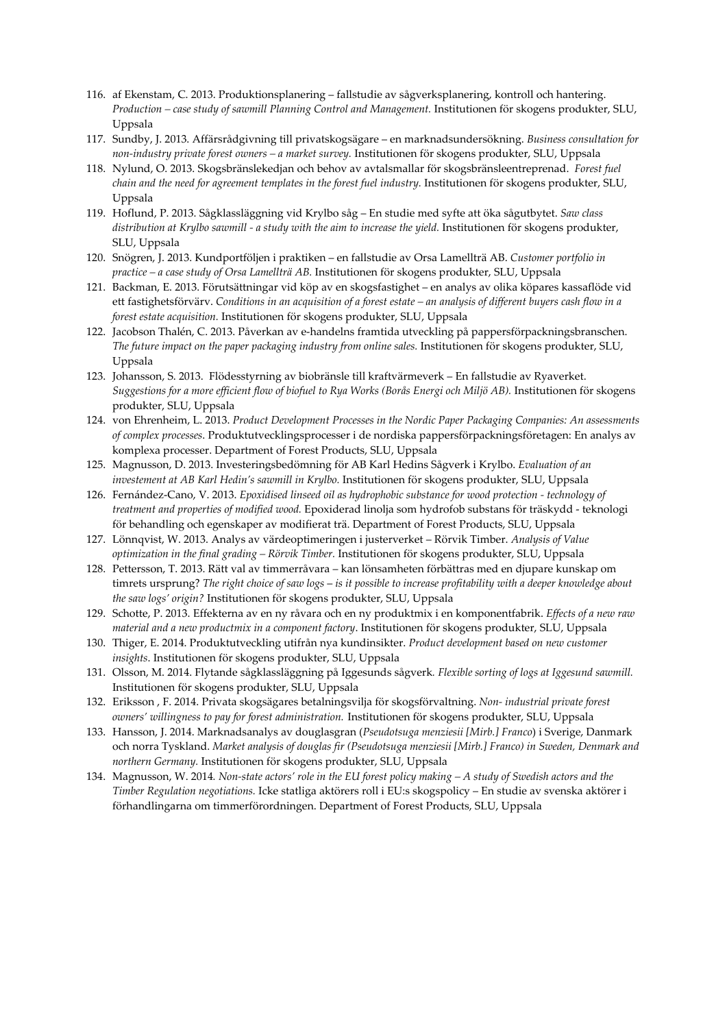116. af Ekenstam, C. 2013. Produktionsplanering – fallstudie av sågverksplanering, kontroll och hantering. *Production – case study of sawmill Planning Control and Management.* Institutionen för skogens produkter, SLU, Uppsala
117. Sundby, J. 2013. Affärsrådgivning till privatskogsägare – en marknadsundersökning. *Business consultation for non-industry private forest owners – a market survey.* Institutionen för skogens produkter, SLU, Uppsala
118. Nylund, O. 2013. Skogsbränslekedjan och behov av avtalsmallar för skogsbränsleentreprenad. *Forest fuel chain and the need for agreement templates in the forest fuel industry.* Institutionen för skogens produkter, SLU, Uppsala
119. Hoflund, P. 2013. Sågklassläggning vid Krylbo såg – En studie med syfte att öka sågutbytet. *Saw class distribution at Krylbo sawmill - a study with the aim to increase the yield.* Institutionen för skogens produkter, SLU, Uppsala
120. Snögren, J. 2013. Kundportföljen i praktiken – en fallstudie av Orsa Lamellträ AB. *Customer portfolio in practice – a case study of Orsa Lamellträ AB.* Institutionen för skogens produkter, SLU, Uppsala
121. Backman, E. 2013. Förutsättningar vid köp av en skogsfastighet – en analys av olika köpares kassaflöde vid ett fastighetsförvärv. *Conditions in an acquisition of a forest estate – an analysis of different buyers cash flow in a forest estate acquisition.* Institutionen för skogens produkter, SLU, Uppsala
122. Jacobson Thalén, C. 2013. Påverkan av e-handelns framtida utveckling på pappersförpackningsbranschen. *The future impact on the paper packaging industry from online sales.* Institutionen för skogens produkter, SLU, Uppsala
123. Johansson, S. 2013. Flödesstyrning av biobränsle till kraftvärmeverk – En fallstudie av Ryaverket. *Suggestions for a more efficient flow of biofuel to Rya Works (Borås Energi och Miljö AB).* Institutionen för skogens produkter, SLU, Uppsala
124. von Ehrenheim, L. 2013. *Product Development Processes in the Nordic Paper Packaging Companies: An assessments of complex processes*. Produktutvecklingsprocesser i de nordiska pappersförpackningsföretagen: En analys av komplexa processer. Department of Forest Products, SLU, Uppsala
125. Magnusson, D. 2013. Investeringsbedömning för AB Karl Hedins Sågverk i Krylbo. *Evaluation of an investement at AB Karl Hedin's sawmill in Krylbo.* Institutionen för skogens produkter, SLU, Uppsala
126. Fernández-Cano, V. 2013. *Epoxidised linseed oil as hydrophobic substance for wood protection - technology of treatment and properties of modified wood.* Epoxiderad linolja som hydrofob substans för träskydd - teknologi för behandling och egenskaper av modifierat trä. Department of Forest Products, SLU, Uppsala
127. Lönnqvist, W. 2013. Analys av värdeoptimeringen i justerverket – Rörvik Timber. *Analysis of Value optimization in the final grading – Rörvik Timber.* Institutionen för skogens produkter, SLU, Uppsala
128. Pettersson, T. 2013. Rätt val av timmerråvara – kan lönsamheten förbättras med en djupare kunskap om timrets ursprung? *The right choice of saw logs – is it possible to increase profitability with a deeper knowledge about the saw logs' origin?* Institutionen för skogens produkter, SLU, Uppsala
129. Schotte, P. 2013. Effekterna av en ny råvara och en ny produktmix i en komponentfabrik. *Effects of a new raw material and a new productmix in a component factory*. Institutionen för skogens produkter, SLU, Uppsala
130. Thiger, E. 2014. Produktutveckling utifrån nya kundinsikter. *Product development based on new customer insights.* Institutionen för skogens produkter, SLU, Uppsala
131. Olsson, M. 2014. Flytande sågklassläggning på Iggesunds sågverk. *Flexible sorting of logs at Iggesund sawmill.* Institutionen för skogens produkter, SLU, Uppsala
132. Eriksson , F. 2014. Privata skogsägares betalningsvilja för skogsförvaltning. *Non- industrial private forest owners' willingness to pay for forest administration.* Institutionen för skogens produkter, SLU, Uppsala
133. Hansson, J. 2014. Marknadsanalys av douglasgran (*Pseudotsuga menziesii [Mirb.] Franco*) i Sverige, Danmark och norra Tyskland. *Market analysis of douglas fir (Pseudotsuga menziesii [Mirb.] Franco) in Sweden, Denmark and northern Germany.* Institutionen för skogens produkter, SLU, Uppsala
134. Magnusson, W. 2014. *Non-state actors' role in the EU forest policy making – A study of Swedish actors and the Timber Regulation negotiations.* Icke statliga aktörers roll i EU:s skogspolicy – En studie av svenska aktörer i förhandlingarna om timmerförordningen. Department of Forest Products, SLU, Uppsala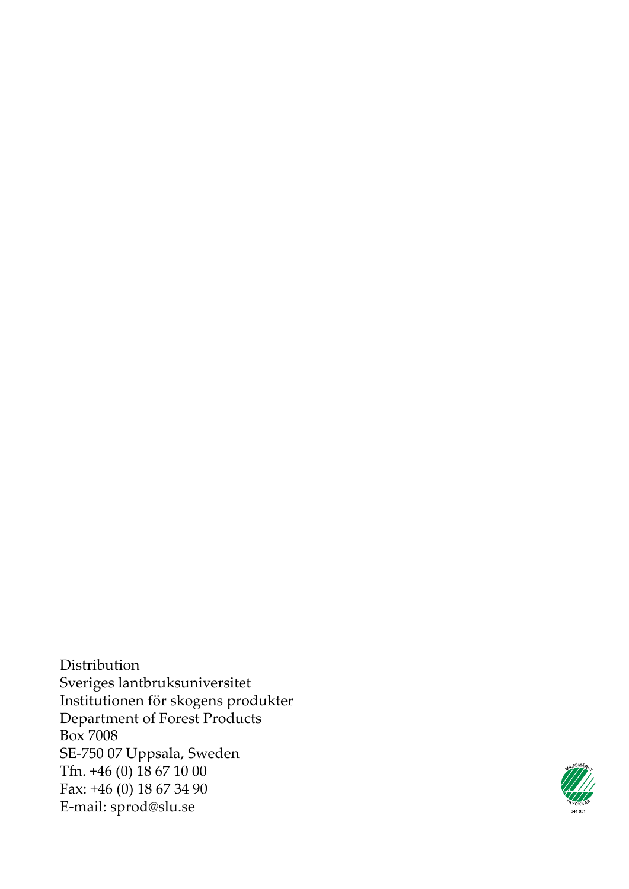Distribution
Sveriges lantbruksuniversitet
Institutionen för skogens produkter
Department of Forest Products
Box 7008
SE-750 07 Uppsala, Sweden
Tfn. +46 (0) 18 67 10 00
Fax: +46 (0) 18 67 34 90
E-mail: sprod@slu.se

MILJÖMÄRKT
TRYCKSAK
341 051